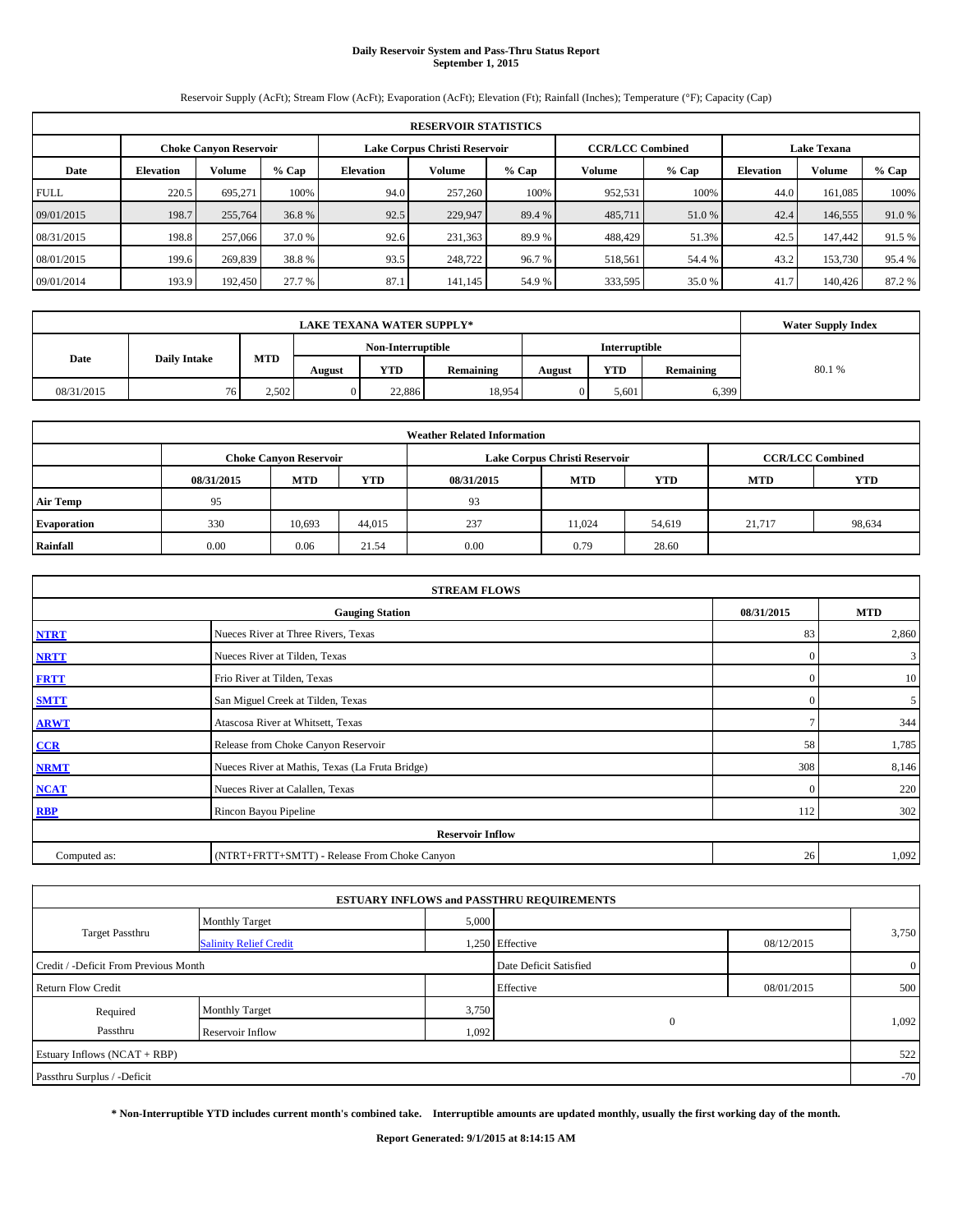# Daily Reservoir System and Pass-Thru Status Report
## September 1, 2015

Reservoir Supply (AcFt); Stream Flow (AcFt); Evaporation (AcFt); Elevation (Ft); Rainfall (Inches); Temperature (°F); Capacity (Cap)

| RESERVOIR STATISTICS | | | | | | | | | | | |
|---|---|---|---|---|---|---|---|---|---|---|---|
| | Choke Canyon Reservoir | | | Lake Corpus Christi Reservoir | | | CCR/LCC Combined | | Lake Texana | | |
| Date | Elevation | Volume | % Cap | Elevation | Volume | % Cap | Volume | % Cap | Elevation | Volume | % Cap |
| FULL | 220.5 | 695,271 | 100% | 94.0 | 257,260 | 100% | 952,531 | 100% | 44.0 | 161,085 | 100% |
| 09/01/2015 | 198.7 | 255,764 | 36.8 % | 92.5 | 229,947 | 89.4 % | 485,711 | 51.0 % | 42.4 | 146,555 | 91.0 % |
| 08/31/2015 | 198.8 | 257,066 | 37.0 % | 92.6 | 231,363 | 89.9 % | 488,429 | 51.3% | 42.5 | 147,442 | 91.5 % |
| 08/01/2015 | 199.6 | 269,839 | 38.8 % | 93.5 | 248,722 | 96.7 % | 518,561 | 54.4 % | 43.2 | 153,730 | 95.4 % |
| 09/01/2014 | 193.9 | 192,450 | 27.7 % | 87.1 | 141,145 | 54.9 % | 333,595 | 35.0 % | 41.7 | 140,426 | 87.2 % |

| LAKE TEXANA WATER SUPPLY* | | | | | | | | | Water Supply Index |
|---|---|---|---|---|---|---|---|---|---|
| Date | Daily Intake | MTD | Non-Interruptible | | | Interruptible | | | |
| | | | August | YTD | Remaining | August | YTD | Remaining | |
| 08/31/2015 | 76 | 2,502 | 0 | 22,886 | 18,954 | 0 | 5,601 | 6,399 | 80.1 % |

| Weather Related Information | | | | | | | | |
|---|---|---|---|---|---|---|---|---|
| | Choke Canyon Reservoir | | | Lake Corpus Christi Reservoir | | | CCR/LCC Combined | |
| | 08/31/2015 | MTD | YTD | 08/31/2015 | MTD | YTD | MTD | YTD |
| Air Temp | 95 | | | 93 | | | | |
| Evaporation | 330 | 10,693 | 44,015 | 237 | 11,024 | 54,619 | 21,717 | 98,634 |
| Rainfall | 0.00 | 0.06 | 21.54 | 0.00 | 0.79 | 28.60 | | |

| STREAM FLOWS | | | |
|---|---|---|---|
| | Gauging Station | 08/31/2015 | MTD |
| NTRT | Nueces River at Three Rivers, Texas | 83 | 2,860 |
| NRTT | Nueces River at Tilden, Texas | 0 | 3 |
| FRTT | Frio River at Tilden, Texas | 0 | 10 |
| SMTT | San Miguel Creek at Tilden, Texas | 0 | 5 |
| ARWT | Atascosa River at Whitsett, Texas | 7 | 344 |
| CCR | Release from Choke Canyon Reservoir | 58 | 1,785 |
| NRMT | Nueces River at Mathis, Texas (La Fruta Bridge) | 308 | 8,146 |
| NCAT | Nueces River at Calallen, Texas | 0 | 220 |
| RBP | Rincon Bayou Pipeline | 112 | 302 |
| | Reservoir Inflow | | |
| Computed as: | (NTRT+FRTT+SMTT) - Release From Choke Canyon | 26 | 1,092 |

| ESTUARY INFLOWS and PASSTHRU REQUIREMENTS | | | | | |
|---|---|---|---|---|---|
| Target Passthru | Monthly Target | 5,000 | | | 3,750 |
| | Salinity Relief Credit | 1,250 | Effective | 08/12/2015 | |
| Credit / -Deficit From Previous Month | | | Date Deficit Satisfied | | 0 |
| Return Flow Credit | | | Effective | 08/01/2015 | 500 |
| Required Passthru | Monthly Target | 3,750 | 0 | | 1,092 |
| | Reservoir Inflow | 1,092 | | | |
| Estuary Inflows (NCAT + RBP) | | | | | 522 |
| Passthru Surplus / -Deficit | | | | | -70 |

**\* Non-Interruptible YTD includes current month's combined take. Interruptible amounts are updated monthly, usually the first working day of the month.**

**Report Generated: 9/1/2015 at 8:14:15 AM**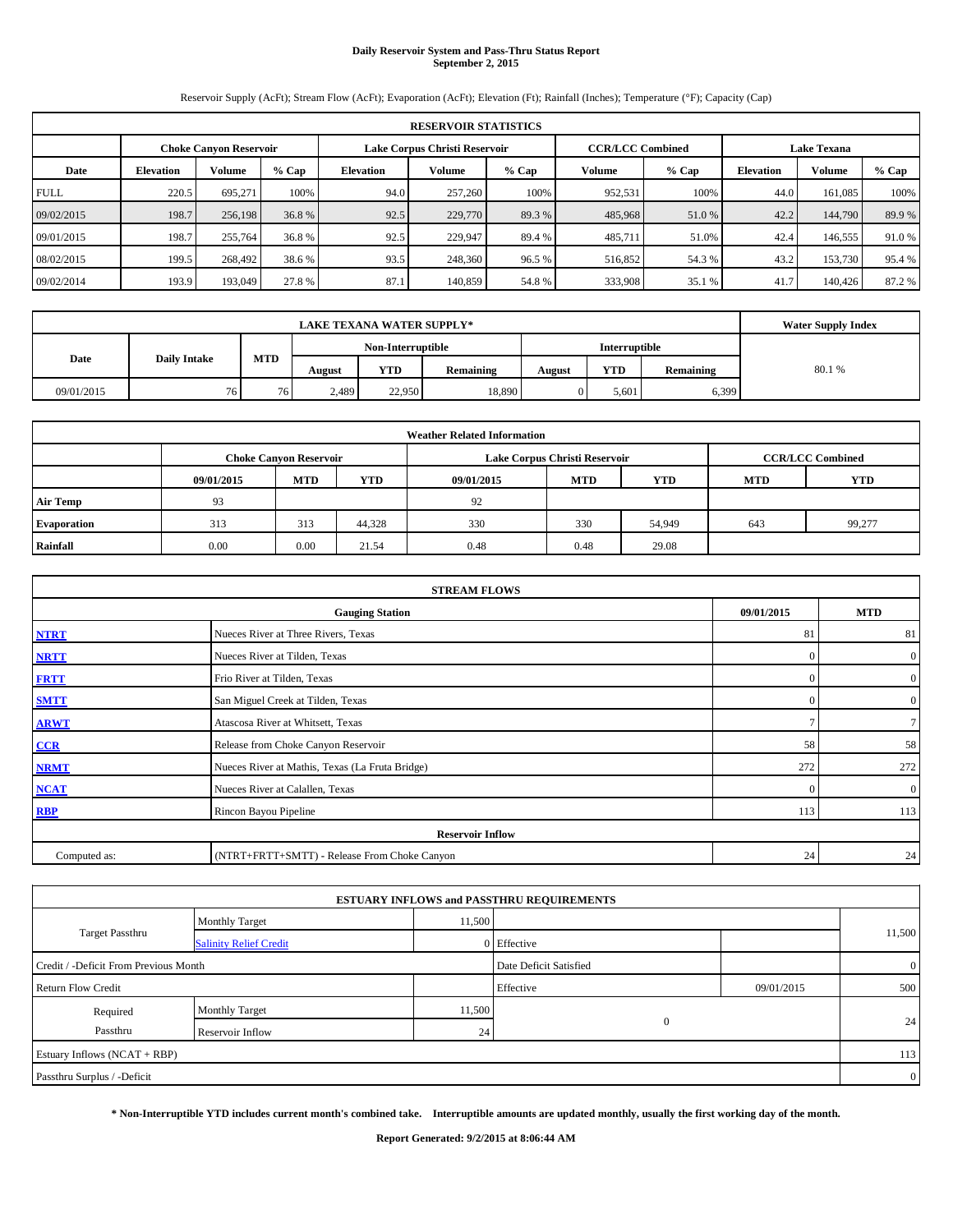# Daily Reservoir System and Pass-Thru Status Report
## September 2, 2015

Reservoir Supply (AcFt); Stream Flow (AcFt); Evaporation (AcFt); Elevation (Ft); Rainfall (Inches); Temperature (°F); Capacity (Cap)

| RESERVOIR STATISTICS | | | | | | | | | | | |
|---|---|---|---|---|---|---|---|---|---|---|---|
| | Choke Canyon Reservoir | | | Lake Corpus Christi Reservoir | | | CCR/LCC Combined | | Lake Texana | | |
| Date | Elevation | Volume | % Cap | Elevation | Volume | % Cap | Volume | % Cap | Elevation | Volume | % Cap |
| FULL | 220.5 | 695,271 | 100% | 94.0 | 257,260 | 100% | 952,531 | 100% | 44.0 | 161,085 | 100% |
| 09/02/2015 | 198.7 | 256,198 | 36.8 % | 92.5 | 229,770 | 89.3 % | 485,968 | 51.0 % | 42.2 | 144,790 | 89.9 % |
| 09/01/2015 | 198.7 | 255,764 | 36.8 % | 92.5 | 229,947 | 89.4 % | 485,711 | 51.0% | 42.4 | 146,555 | 91.0 % |
| 08/02/2015 | 199.5 | 268,492 | 38.6 % | 93.5 | 248,360 | 96.5 % | 516,852 | 54.3 % | 43.2 | 153,730 | 95.4 % |
| 09/02/2014 | 193.9 | 193,049 | 27.8 % | 87.1 | 140,859 | 54.8 % | 333,908 | 35.1 % | 41.7 | 140,426 | 87.2 % |

| LAKE TEXANA WATER SUPPLY* | | | | | | | | | Water Supply Index |
|---|---|---|---|---|---|---|---|---|---|
| Date | Daily Intake | MTD | Non-Interruptible | | | Interruptible | | | |
| | | | August | YTD | Remaining | August | YTD | Remaining | |
| 09/01/2015 | 76 | 76 | 2,489 | 22,950 | 18,890 | 0 | 5,601 | 6,399 | 80.1 % |

| Weather Related Information | | | | | | | | |
|---|---|---|---|---|---|---|---|---|
| | Choke Canyon Reservoir | | | Lake Corpus Christi Reservoir | | | CCR/LCC Combined | |
| | 09/01/2015 | MTD | YTD | 09/01/2015 | MTD | YTD | MTD | YTD |
| Air Temp | 93 | | | 92 | | | | |
| Evaporation | 313 | 313 | 44,328 | 330 | 330 | 54,949 | 643 | 99,277 |
| Rainfall | 0.00 | 0.00 | 21.54 | 0.48 | 0.48 | 29.08 | | |

| STREAM FLOWS | | | |
|---|---|---|---|
| | Gauging Station | 09/01/2015 | MTD |
| NTRT | Nueces River at Three Rivers, Texas | 81 | 81 |
| NRTT | Nueces River at Tilden, Texas | 0 | 0 |
| FRTT | Frio River at Tilden, Texas | 0 | 0 |
| SMTT | San Miguel Creek at Tilden, Texas | 0 | 0 |
| ARWT | Atascosa River at Whitsett, Texas | 7 | 7 |
| CCR | Release from Choke Canyon Reservoir | 58 | 58 |
| NRMT | Nueces River at Mathis, Texas (La Fruta Bridge) | 272 | 272 |
| NCAT | Nueces River at Calallen, Texas | 0 | 0 |
| RBP | Rincon Bayou Pipeline | 113 | 113 |
| Reservoir Inflow | | | |
| Computed as: | (NTRT+FRTT+SMTT) - Release From Choke Canyon | 24 | 24 |

| ESTUARY INFLOWS and PASSTHRU REQUIREMENTS | | | | | |
|---|---|---|---|---|---|
| Target Passthru | Monthly Target | 11,500 | | | 11,500 |
| | Salinity Relief Credit | 0 | Effective | | |
| Credit / -Deficit From Previous Month | | | Date Deficit Satisfied | | 0 |
| Return Flow Credit | | | Effective | 09/01/2015 | 500 |
| Required Passthru | Monthly Target | 11,500 | 0 | | 24 |
| | Reservoir Inflow | 24 | | | |
| Estuary Inflows (NCAT + RBP) | | | | | 113 |
| Passthru Surplus / -Deficit | | | | | 0 |

**\* Non-Interruptible YTD includes current month's combined take. Interruptible amounts are updated monthly, usually the first working day of the month.**

**Report Generated: 9/2/2015 at 8:06:44 AM**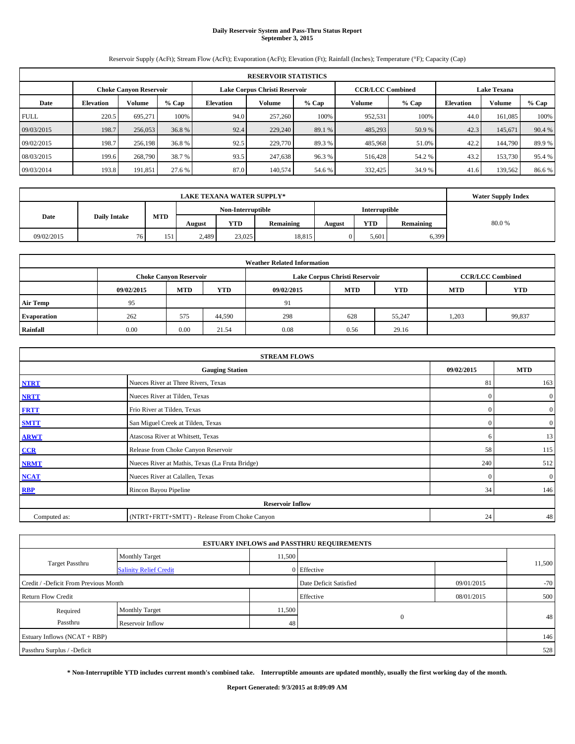# Daily Reservoir System and Pass-Thru Status Report
## September 3, 2015

Reservoir Supply (AcFt); Stream Flow (AcFt); Evaporation (AcFt); Elevation (Ft); Rainfall (Inches); Temperature (°F); Capacity (Cap)

| RESERVOIR STATISTICS | | | | | | | | | | | |
|---|---|---|---|---|---|---|---|---|---|---|---|
| | Choke Canyon Reservoir | | | Lake Corpus Christi Reservoir | | | CCR/LCC Combined | | Lake Texana | | |
| Date | Elevation | Volume | % Cap | Elevation | Volume | % Cap | Volume | % Cap | Elevation | Volume | % Cap |
| FULL | 220.5 | 695,271 | 100% | 94.0 | 257,260 | 100% | 952,531 | 100% | 44.0 | 161,085 | 100% |
| 09/03/2015 | 198.7 | 256,053 | 36.8 % | 92.4 | 229,240 | 89.1 % | 485,293 | 50.9 % | 42.3 | 145,671 | 90.4 % |
| 09/02/2015 | 198.7 | 256,198 | 36.8 % | 92.5 | 229,770 | 89.3 % | 485,968 | 51.0% | 42.2 | 144,790 | 89.9 % |
| 08/03/2015 | 199.6 | 268,790 | 38.7 % | 93.5 | 247,638 | 96.3 % | 516,428 | 54.2 % | 43.2 | 153,730 | 95.4 % |
| 09/03/2014 | 193.8 | 191,851 | 27.6 % | 87.0 | 140,574 | 54.6 % | 332,425 | 34.9 % | 41.6 | 139,562 | 86.6 % |

| LAKE TEXANA WATER SUPPLY* | | | | | | | | | Water Supply Index |
|---|---|---|---|---|---|---|---|---|---|
| Date | Daily Intake | MTD | Non-Interruptible | | | Interruptible | | | |
| | | | August | YTD | Remaining | August | YTD | Remaining | |
| 09/02/2015 | 76 | 151 | 2,489 | 23,025 | 18,815 | 0 | 5,601 | 6,399 | 80.0 % |

| Weather Related Information | | | | | | | | |
|---|---|---|---|---|---|---|---|---|
| | Choke Canyon Reservoir | | | Lake Corpus Christi Reservoir | | | CCR/LCC Combined | |
| | 09/02/2015 | MTD | YTD | 09/02/2015 | MTD | YTD | MTD | YTD |
| Air Temp | 95 | | | 91 | | | | |
| Evaporation | 262 | 575 | 44,590 | 298 | 628 | 55,247 | 1,203 | 99,837 |
| Rainfall | 0.00 | 0.00 | 21.54 | 0.08 | 0.56 | 29.16 | | |

| STREAM FLOWS | | | |
|---|---|---|---|
| | Gauging Station | 09/02/2015 | MTD |
| NTRT | Nueces River at Three Rivers, Texas | 81 | 163 |
| NRTT | Nueces River at Tilden, Texas | 0 | 0 |
| FRTT | Frio River at Tilden, Texas | 0 | 0 |
| SMTT | San Miguel Creek at Tilden, Texas | 0 | 0 |
| ARWT | Atascosa River at Whitsett, Texas | 6 | 13 |
| CCR | Release from Choke Canyon Reservoir | 58 | 115 |
| NRMT | Nueces River at Mathis, Texas (La Fruta Bridge) | 240 | 512 |
| NCAT | Nueces River at Calallen, Texas | 0 | 0 |
| RBP | Rincon Bayou Pipeline | 34 | 146 |
| Reservoir Inflow | | | |
| Computed as: | (NTRT+FRTT+SMTT) - Release From Choke Canyon | 24 | 48 |

| ESTUARY INFLOWS and PASSTHRU REQUIREMENTS | | | | | |
|---|---|---|---|---|---|
| Target Passthru | Monthly Target | 11,500 | | | 11,500 |
| | Salinity Relief Credit | 0 | Effective | | |
| Credit / -Deficit From Previous Month | | | Date Deficit Satisfied | 09/01/2015 | -70 |
| Return Flow Credit | | | Effective | 08/01/2015 | 500 |
| Required Passthru | Monthly Target | 11,500 | 0 | | 48 |
| | Reservoir Inflow | 48 | | | |
| Estuary Inflows (NCAT + RBP) | | | | | 146 |
| Passthru Surplus / -Deficit | | | | | 528 |

**\* Non-Interruptible YTD includes current month's combined take. Interruptible amounts are updated monthly, usually the first working day of the month.**

**Report Generated: 9/3/2015 at 8:09:09 AM**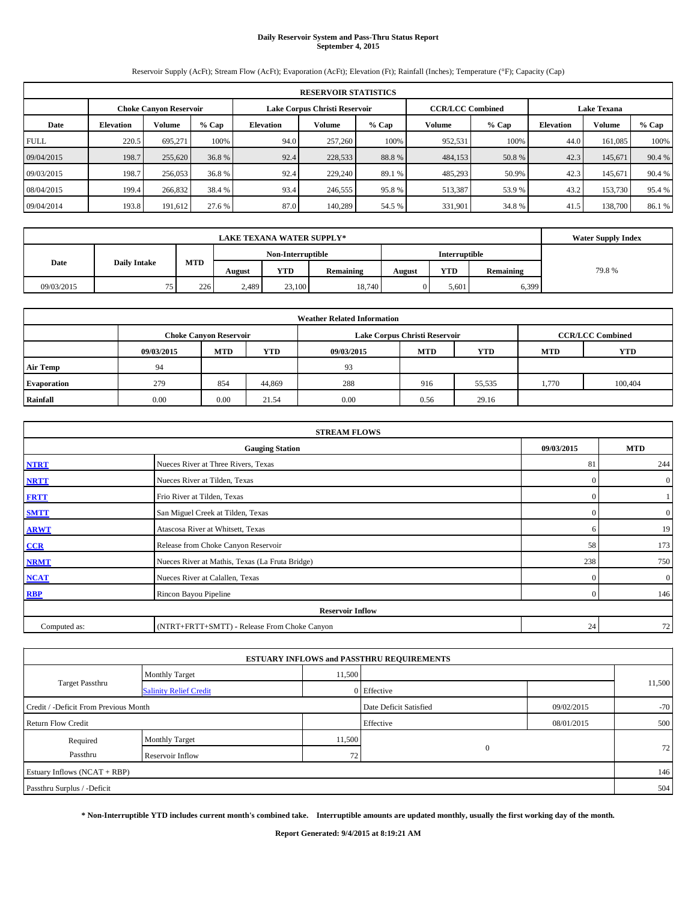# Daily Reservoir System and Pass-Thru Status Report
**September 4, 2015**

Reservoir Supply (AcFt); Stream Flow (AcFt); Evaporation (AcFt); Elevation (Ft); Rainfall (Inches); Temperature (°F); Capacity (Cap)

| RESERVOIR STATISTICS | | | | | | | | | | | |
|---|---|---|---|---|---|---|---|---|---|---|---|
| | Choke Canyon Reservoir | | | Lake Corpus Christi Reservoir | | | CCR/LCC Combined | | Lake Texana | | |
| Date | Elevation | Volume | % Cap | Elevation | Volume | % Cap | Volume | % Cap | Elevation | Volume | % Cap |
| FULL | 220.5 | 695,271 | 100% | 94.0 | 257,260 | 100% | 952,531 | 100% | 44.0 | 161,085 | 100% |
| 09/04/2015 | 198.7 | 255,620 | 36.8 % | 92.4 | 228,533 | 88.8 % | 484,153 | 50.8 % | 42.3 | 145,671 | 90.4 % |
| 09/03/2015 | 198.7 | 256,053 | 36.8 % | 92.4 | 229,240 | 89.1 % | 485,293 | 50.9% | 42.3 | 145,671 | 90.4 % |
| 08/04/2015 | 199.4 | 266,832 | 38.4 % | 93.4 | 246,555 | 95.8 % | 513,387 | 53.9 % | 43.2 | 153,730 | 95.4 % |
| 09/04/2014 | 193.8 | 191,612 | 27.6 % | 87.0 | 140,289 | 54.5 % | 331,901 | 34.8 % | 41.5 | 138,700 | 86.1 % |

| LAKE TEXANA WATER SUPPLY* | | | | | | | | | Water Supply Index |
|---|---|---|---|---|---|---|---|---|---|
| Date | Daily Intake | MTD | Non-Interruptible | | | Interruptible | | | |
| | | | August | YTD | Remaining | August | YTD | Remaining | |
| 09/03/2015 | 75 | 226 | 2,489 | 23,100 | 18,740 | 0 | 5,601 | 6,399 | 79.8 % |

| Weather Related Information | | | | | | | | |
|---|---|---|---|---|---|---|---|---|
| | Choke Canyon Reservoir | | | Lake Corpus Christi Reservoir | | | CCR/LCC Combined | |
| | 09/03/2015 | MTD | YTD | 09/03/2015 | MTD | YTD | MTD | YTD |
| Air Temp | 94 | | | 93 | | | | |
| Evaporation | 279 | 854 | 44,869 | 288 | 916 | 55,535 | 1,770 | 100,404 |
| Rainfall | 0.00 | 0.00 | 21.54 | 0.00 | 0.56 | 29.16 | | |

| STREAM FLOWS | | | |
|---|---|---|---|
| | Gauging Station | 09/03/2015 | MTD |
| NTRT | Nueces River at Three Rivers, Texas | 81 | 244 |
| NRTT | Nueces River at Tilden, Texas | 0 | 0 |
| FRTT | Frio River at Tilden, Texas | 0 | 1 |
| SMTT | San Miguel Creek at Tilden, Texas | 0 | 0 |
| ARWT | Atascosa River at Whitsett, Texas | 6 | 19 |
| CCR | Release from Choke Canyon Reservoir | 58 | 173 |
| NRMT | Nueces River at Mathis, Texas (La Fruta Bridge) | 238 | 750 |
| NCAT | Nueces River at Calallen, Texas | 0 | 0 |
| RBP | Rincon Bayou Pipeline | 0 | 146 |
| Reservoir Inflow | | | |
| Computed as: | (NTRT+FRTT+SMTT) - Release From Choke Canyon | 24 | 72 |

| ESTUARY INFLOWS and PASSTHRU REQUIREMENTS | | | | | |
|---|---|---|---|---|---|
| Target Passthru | Monthly Target | 11,500 | | | 11,500 |
| | Salinity Relief Credit | 0 | Effective | | |
| Credit / -Deficit From Previous Month | | | Date Deficit Satisfied | 09/02/2015 | -70 |
| Return Flow Credit | | | Effective | 08/01/2015 | 500 |
| Required Passthru | Monthly Target | 11,500 | 0 | | 72 |
| | Reservoir Inflow | 72 | | | |
| Estuary Inflows (NCAT + RBP) | | | | | 146 |
| Passthru Surplus / -Deficit | | | | | 504 |

**\* Non-Interruptible YTD includes current month's combined take. Interruptible amounts are updated monthly, usually the first working day of the month.**

**Report Generated: 9/4/2015 at 8:19:21 AM**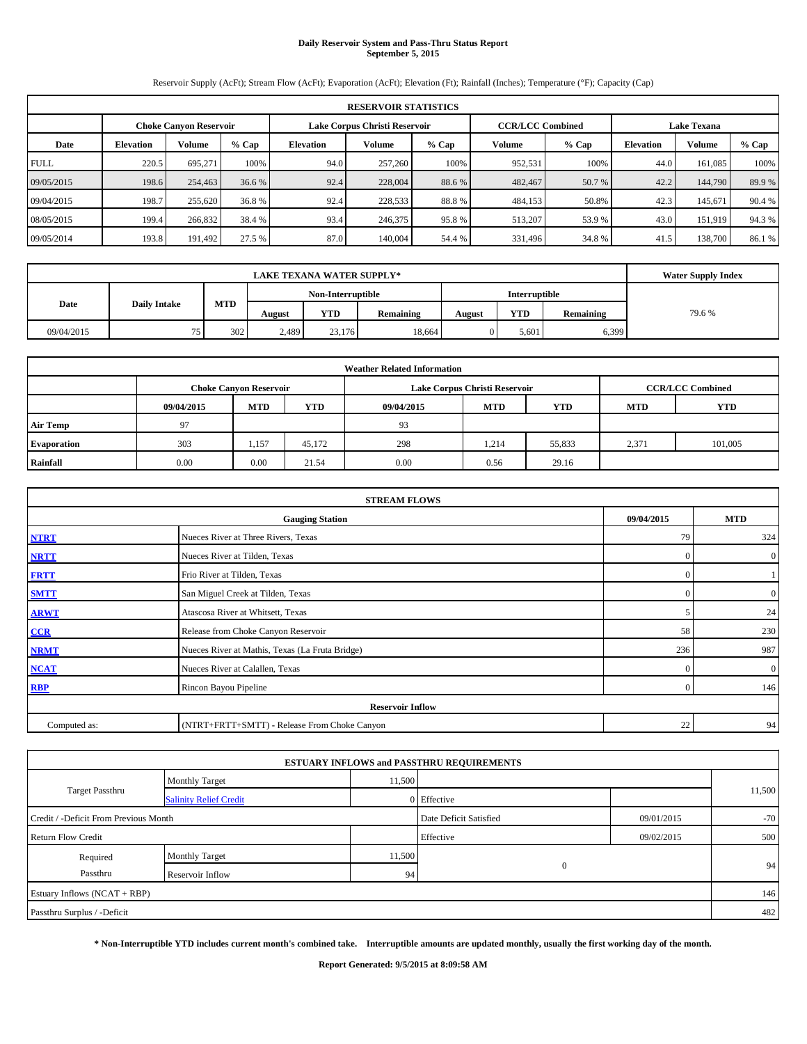# Daily Reservoir System and Pass-Thru Status Report
## September 5, 2015

Reservoir Supply (AcFt); Stream Flow (AcFt); Evaporation (AcFt); Elevation (Ft); Rainfall (Inches); Temperature (°F); Capacity (Cap)

| RESERVOIR STATISTICS | | | | | | | | | | | |
|---|---|---|---|---|---|---|---|---|---|---|---|
| | Choke Canyon Reservoir | | | Lake Corpus Christi Reservoir | | | CCR/LCC Combined | | Lake Texana | | |
| Date | Elevation | Volume | % Cap | Elevation | Volume | % Cap | Volume | % Cap | Elevation | Volume | % Cap |
| FULL | 220.5 | 695,271 | 100% | 94.0 | 257,260 | 100% | 952,531 | 100% | 44.0 | 161,085 | 100% |
| 09/05/2015 | 198.6 | 254,463 | 36.6 % | 92.4 | 228,004 | 88.6 % | 482,467 | 50.7 % | 42.2 | 144,790 | 89.9 % |
| 09/04/2015 | 198.7 | 255,620 | 36.8 % | 92.4 | 228,533 | 88.8 % | 484,153 | 50.8% | 42.3 | 145,671 | 90.4 % |
| 08/05/2015 | 199.4 | 266,832 | 38.4 % | 93.4 | 246,375 | 95.8 % | 513,207 | 53.9 % | 43.0 | 151,919 | 94.3 % |
| 09/05/2014 | 193.8 | 191,492 | 27.5 % | 87.0 | 140,004 | 54.4 % | 331,496 | 34.8 % | 41.5 | 138,700 | 86.1 % |

| LAKE TEXANA WATER SUPPLY* | | | | | | | | | Water Supply Index |
|---|---|---|---|---|---|---|---|---|---|
| Date | Daily Intake | MTD | Non-Interruptible | | | Interruptible | | | |
| | | | August | YTD | Remaining | August | YTD | Remaining | |
| 09/04/2015 | 75 | 302 | 2,489 | 23,176 | 18,664 | 0 | 5,601 | 6,399 | 79.6 % |

| Weather Related Information | | | | | | | |
|---|---|---|---|---|---|---|---|
| | Choke Canyon Reservoir | | | Lake Corpus Christi Reservoir | | | CCR/LCC Combined | |
| | 09/04/2015 | MTD | YTD | 09/04/2015 | MTD | YTD | MTD | YTD |
| Air Temp | 97 | | | 93 | | | | |
| Evaporation | 303 | 1,157 | 45,172 | 298 | 1,214 | 55,833 | 2,371 | 101,005 |
| Rainfall | 0.00 | 0.00 | 21.54 | 0.00 | 0.56 | 29.16 | | |

| STREAM FLOWS | | | |
|---|---|---|---|
| | Gauging Station | 09/04/2015 | MTD |
| NTRT | Nueces River at Three Rivers, Texas | 79 | 324 |
| NRTT | Nueces River at Tilden, Texas | 0 | 0 |
| FRTT | Frio River at Tilden, Texas | 0 | 1 |
| SMTT | San Miguel Creek at Tilden, Texas | 0 | 0 |
| ARWT | Atascosa River at Whitsett, Texas | 5 | 24 |
| CCR | Release from Choke Canyon Reservoir | 58 | 230 |
| NRMT | Nueces River at Mathis, Texas (La Fruta Bridge) | 236 | 987 |
| NCAT | Nueces River at Calallen, Texas | 0 | 0 |
| RBP | Rincon Bayou Pipeline | 0 | 146 |
| Reservoir Inflow | | | |
| Computed as: | (NTRT+FRTT+SMTT) - Release From Choke Canyon | 22 | 94 |

| ESTUARY INFLOWS and PASSTHRU REQUIREMENTS | | | | | |
|---|---|---|---|---|---|
| Target Passthru | Monthly Target | 11,500 | | | 11,500 |
| | Salinity Relief Credit | 0 | Effective | | |
| Credit / -Deficit From Previous Month | | | Date Deficit Satisfied | 09/01/2015 | -70 |
| Return Flow Credit | | | Effective | 09/02/2015 | 500 |
| Required Passthru | Monthly Target | 11,500 | 0 | | 94 |
| | Reservoir Inflow | 94 | | | |
| Estuary Inflows (NCAT + RBP) | | | | | 146 |
| Passthru Surplus / -Deficit | | | | | 482 |

**\* Non-Interruptible YTD includes current month's combined take. Interruptible amounts are updated monthly, usually the first working day of the month.**

**Report Generated: 9/5/2015 at 8:09:58 AM**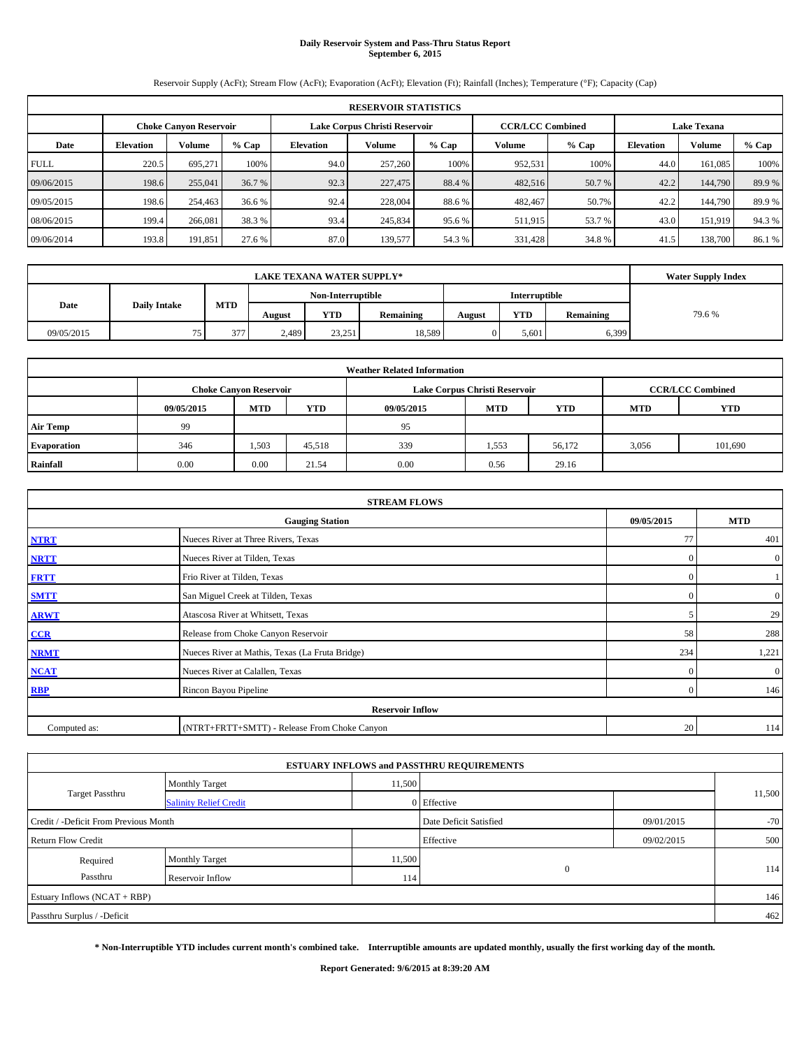# Daily Reservoir System and Pass-Thru Status Report
## September 6, 2015

Reservoir Supply (AcFt); Stream Flow (AcFt); Evaporation (AcFt); Elevation (Ft); Rainfall (Inches); Temperature (°F); Capacity (Cap)

| RESERVOIR STATISTICS | | | | | | | | | | | |
|---|---|---|---|---|---|---|---|---|---|---|---|
| | Choke Canyon Reservoir | | | Lake Corpus Christi Reservoir | | | CCR/LCC Combined | | Lake Texana | | |
| Date | Elevation | Volume | % Cap | Elevation | Volume | % Cap | Volume | % Cap | Elevation | Volume | % Cap |
| FULL | 220.5 | 695,271 | 100% | 94.0 | 257,260 | 100% | 952,531 | 100% | 44.0 | 161,085 | 100% |
| 09/06/2015 | 198.6 | 255,041 | 36.7 % | 92.3 | 227,475 | 88.4 % | 482,516 | 50.7 % | 42.2 | 144,790 | 89.9 % |
| 09/05/2015 | 198.6 | 254,463 | 36.6 % | 92.4 | 228,004 | 88.6 % | 482,467 | 50.7% | 42.2 | 144,790 | 89.9 % |
| 08/06/2015 | 199.4 | 266,081 | 38.3 % | 93.4 | 245,834 | 95.6 % | 511,915 | 53.7 % | 43.0 | 151,919 | 94.3 % |
| 09/06/2014 | 193.8 | 191,851 | 27.6 % | 87.0 | 139,577 | 54.3 % | 331,428 | 34.8 % | 41.5 | 138,700 | 86.1 % |

| LAKE TEXANA WATER SUPPLY* | | | | | | | | | Water Supply Index |
|---|---|---|---|---|---|---|---|---|---|
| Date | Daily Intake | MTD | Non-Interruptible | | | Interruptible | | | |
| | | | August | YTD | Remaining | August | YTD | Remaining | |
| 09/05/2015 | 75 | 377 | 2,489 | 23,251 | 18,589 | 0 | 5,601 | 6,399 | 79.6 % |

| Weather Related Information | | | | | | | | |
|---|---|---|---|---|---|---|---|---|
| | Choke Canyon Reservoir | | | Lake Corpus Christi Reservoir | | | CCR/LCC Combined | |
| | 09/05/2015 | MTD | YTD | 09/05/2015 | MTD | YTD | MTD | YTD |
| Air Temp | 99 | | | 95 | | | | |
| Evaporation | 346 | 1,503 | 45,518 | 339 | 1,553 | 56,172 | 3,056 | 101,690 |
| Rainfall | 0.00 | 0.00 | 21.54 | 0.00 | 0.56 | 29.16 | | |

| STREAM FLOWS | | | |
|---|---|---|---|
| | Gauging Station | 09/05/2015 | MTD |
| NTRT | Nueces River at Three Rivers, Texas | 77 | 401 |
| NRTT | Nueces River at Tilden, Texas | 0 | 0 |
| FRTT | Frio River at Tilden, Texas | 0 | 1 |
| SMTT | San Miguel Creek at Tilden, Texas | 0 | 0 |
| ARWT | Atascosa River at Whitsett, Texas | 5 | 29 |
| CCR | Release from Choke Canyon Reservoir | 58 | 288 |
| NRMT | Nueces River at Mathis, Texas (La Fruta Bridge) | 234 | 1,221 |
| NCAT | Nueces River at Calallen, Texas | 0 | 0 |
| RBP | Rincon Bayou Pipeline | 0 | 146 |
| Reservoir Inflow | | | |
| Computed as: | (NTRT+FRTT+SMTT) - Release From Choke Canyon | 20 | 114 |

| ESTUARY INFLOWS and PASSTHRU REQUIREMENTS | | | | | |
|---|---|---|---|---|---|
| Target Passthru | Monthly Target | 11,500 | | | 11,500 |
| | Salinity Relief Credit | 0 | Effective | | |
| Credit / -Deficit From Previous Month | | | Date Deficit Satisfied | 09/01/2015 | -70 |
| Return Flow Credit | | | Effective | 09/02/2015 | 500 |
| Required Passthru | Monthly Target | 11,500 | 0 | | 114 |
| | Reservoir Inflow | 114 | | | |
| Estuary Inflows (NCAT + RBP) | | | | | 146 |
| Passthru Surplus / -Deficit | | | | | 462 |

**\* Non-Interruptible YTD includes current month's combined take. Interruptible amounts are updated monthly, usually the first working day of the month.**

**Report Generated: 9/6/2015 at 8:39:20 AM**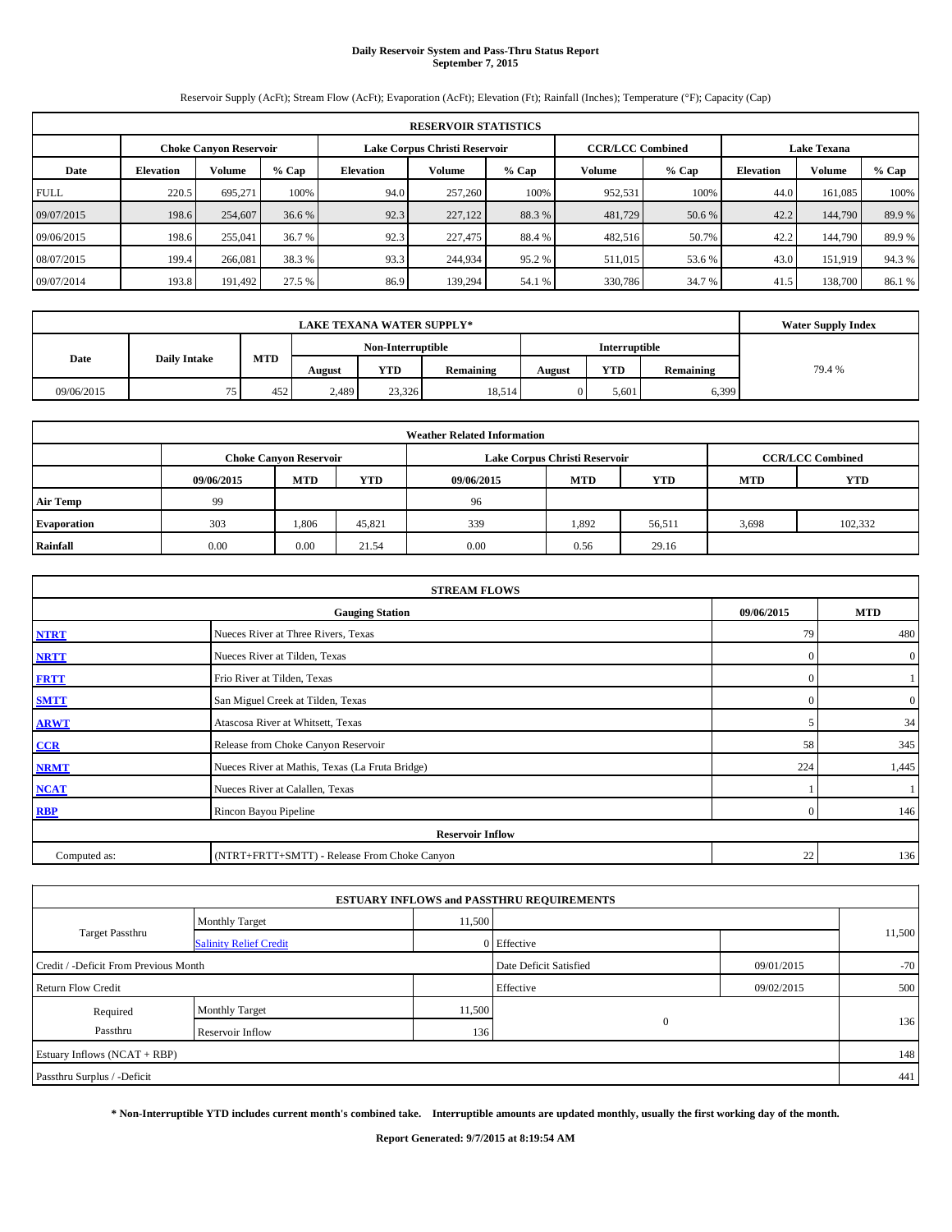# Daily Reservoir System and Pass-Thru Status Report
**September 7, 2015**

Reservoir Supply (AcFt); Stream Flow (AcFt); Evaporation (AcFt); Elevation (Ft); Rainfall (Inches); Temperature (°F); Capacity (Cap)

| RESERVOIR STATISTICS | | | | | | | | | | | |
|---|---|---|---|---|---|---|---|---|---|---|---|
| | Choke Canyon Reservoir | | | Lake Corpus Christi Reservoir | | | CCR/LCC Combined | | Lake Texana | | |
| Date | Elevation | Volume | % Cap | Elevation | Volume | % Cap | Volume | % Cap | Elevation | Volume | % Cap |
| FULL | 220.5 | 695,271 | 100% | 94.0 | 257,260 | 100% | 952,531 | 100% | 44.0 | 161,085 | 100% |
| 09/07/2015 | 198.6 | 254,607 | 36.6 % | 92.3 | 227,122 | 88.3 % | 481,729 | 50.6 % | 42.2 | 144,790 | 89.9 % |
| 09/06/2015 | 198.6 | 255,041 | 36.7 % | 92.3 | 227,475 | 88.4 % | 482,516 | 50.7% | 42.2 | 144,790 | 89.9 % |
| 08/07/2015 | 199.4 | 266,081 | 38.3 % | 93.3 | 244,934 | 95.2 % | 511,015 | 53.6 % | 43.0 | 151,919 | 94.3 % |
| 09/07/2014 | 193.8 | 191,492 | 27.5 % | 86.9 | 139,294 | 54.1 % | 330,786 | 34.7 % | 41.5 | 138,700 | 86.1 % |

| LAKE TEXANA WATER SUPPLY* | | | | | | | | | Water Supply Index |
|---|---|---|---|---|---|---|---|---|---|
| Date | Daily Intake | MTD | Non-Interruptible | | | Interruptible | | | |
| | | | August | YTD | Remaining | August | YTD | Remaining | |
| 09/06/2015 | 75 | 452 | 2,489 | 23,326 | 18,514 | 0 | 5,601 | 6,399 | 79.4 % |

| Weather Related Information | | | | | | | | |
|---|---|---|---|---|---|---|---|---|
| | Choke Canyon Reservoir | | | Lake Corpus Christi Reservoir | | | CCR/LCC Combined | |
| | 09/06/2015 | MTD | YTD | 09/06/2015 | MTD | YTD | MTD | YTD |
| Air Temp | 99 | | | 96 | | | | |
| Evaporation | 303 | 1,806 | 45,821 | 339 | 1,892 | 56,511 | 3,698 | 102,332 |
| Rainfall | 0.00 | 0.00 | 21.54 | 0.00 | 0.56 | 29.16 | | |

| STREAM FLOWS | | | |
|---|---|---|---|
| | Gauging Station | 09/06/2015 | MTD |
| NTRT | Nueces River at Three Rivers, Texas | 79 | 480 |
| NRTT | Nueces River at Tilden, Texas | 0 | 0 |
| FRTT | Frio River at Tilden, Texas | 0 | 1 |
| SMTT | San Miguel Creek at Tilden, Texas | 0 | 0 |
| ARWT | Atascosa River at Whitsett, Texas | 5 | 34 |
| CCR | Release from Choke Canyon Reservoir | 58 | 345 |
| NRMT | Nueces River at Mathis, Texas (La Fruta Bridge) | 224 | 1,445 |
| NCAT | Nueces River at Calallen, Texas | 1 | 1 |
| RBP | Rincon Bayou Pipeline | 0 | 146 |
| **Reservoir Inflow** | | | |
| Computed as: | (NTRT+FRTT+SMTT) - Release From Choke Canyon | 22 | 136 |

| ESTUARY INFLOWS and PASSTHRU REQUIREMENTS | | | | | |
|---|---|---|---|---|---|
| Target Passthru | Monthly Target | 11,500 | | | 11,500 |
| | Salinity Relief Credit | 0 | Effective | | |
| Credit / -Deficit From Previous Month | | | Date Deficit Satisfied | 09/01/2015 | -70 |
| Return Flow Credit | | | Effective | 09/02/2015 | 500 |
| Required Passthru | Monthly Target | 11,500 | 0 | | 136 |
| | Reservoir Inflow | 136 | | | |
| Estuary Inflows (NCAT + RBP) | | | | | 148 |
| Passthru Surplus / -Deficit | | | | | 441 |

**\* Non-Interruptible YTD includes current month's combined take. Interruptible amounts are updated monthly, usually the first working day of the month.**

**Report Generated: 9/7/2015 at 8:19:54 AM**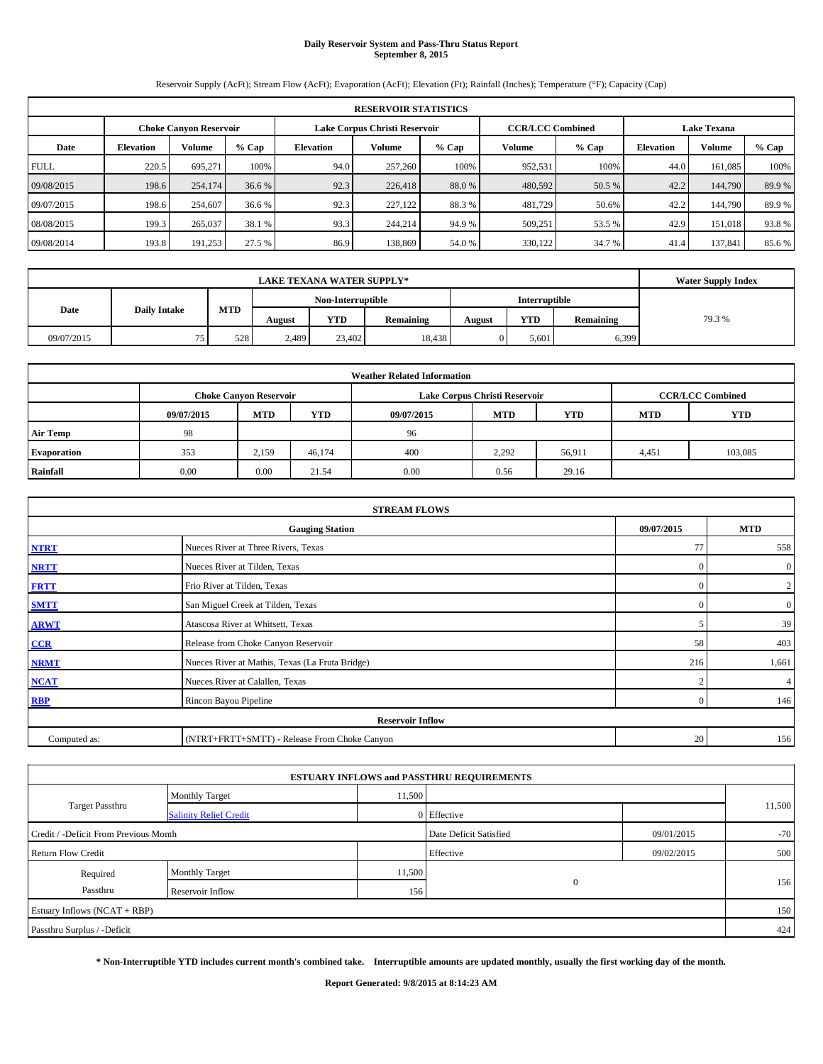# Daily Reservoir System and Pass-Thru Status Report
## September 8, 2015

Reservoir Supply (AcFt); Stream Flow (AcFt); Evaporation (AcFt); Elevation (Ft); Rainfall (Inches); Temperature (°F); Capacity (Cap)

| RESERVOIR STATISTICS | | | | | | | | | | | |
|---|---|---|---|---|---|---|---|---|---|---|---|
| | Choke Canyon Reservoir | | | Lake Corpus Christi Reservoir | | | CCR/LCC Combined | | Lake Texana | | |
| Date | Elevation | Volume | % Cap | Elevation | Volume | % Cap | Volume | % Cap | Elevation | Volume | % Cap |
| FULL | 220.5 | 695,271 | 100% | 94.0 | 257,260 | 100% | 952,531 | 100% | 44.0 | 161,085 | 100% |
| 09/08/2015 | 198.6 | 254,174 | 36.6 % | 92.3 | 226,418 | 88.0 % | 480,592 | 50.5 % | 42.2 | 144,790 | 89.9 % |
| 09/07/2015 | 198.6 | 254,607 | 36.6 % | 92.3 | 227,122 | 88.3 % | 481,729 | 50.6% | 42.2 | 144,790 | 89.9 % |
| 08/08/2015 | 199.3 | 265,037 | 38.1 % | 93.3 | 244,214 | 94.9 % | 509,251 | 53.5 % | 42.9 | 151,018 | 93.8 % |
| 09/08/2014 | 193.8 | 191,253 | 27.5 % | 86.9 | 138,869 | 54.0 % | 330,122 | 34.7 % | 41.4 | 137,841 | 85.6 % |

| LAKE TEXANA WATER SUPPLY* | | | | | | | | | Water Supply Index |
|---|---|---|---|---|---|---|---|---|---|
| Date | Daily Intake | MTD | Non-Interruptible | | | Interruptible | | | |
| | | | August | YTD | Remaining | August | YTD | Remaining | |
| 09/07/2015 | 75 | 528 | 2,489 | 23,402 | 18,438 | 0 | 5,601 | 6,399 | 79.3 % |

| Weather Related Information | | | | | | | | |
|---|---|---|---|---|---|---|---|---|
| | Choke Canyon Reservoir | | | Lake Corpus Christi Reservoir | | | CCR/LCC Combined | |
| | 09/07/2015 | MTD | YTD | 09/07/2015 | MTD | YTD | MTD | YTD |
| Air Temp | 98 | | | 96 | | | | |
| Evaporation | 353 | 2,159 | 46,174 | 400 | 2,292 | 56,911 | 4,451 | 103,085 |
| Rainfall | 0.00 | 0.00 | 21.54 | 0.00 | 0.56 | 29.16 | | |

| STREAM FLOWS | | | |
|---|---|---|---|
| | Gauging Station | 09/07/2015 | MTD |
| NTRT | Nueces River at Three Rivers, Texas | 77 | 558 |
| NRTT | Nueces River at Tilden, Texas | 0 | 0 |
| FRTT | Frio River at Tilden, Texas | 0 | 2 |
| SMTT | San Miguel Creek at Tilden, Texas | 0 | 0 |
| ARWT | Atascosa River at Whitsett, Texas | 5 | 39 |
| CCR | Release from Choke Canyon Reservoir | 58 | 403 |
| NRMT | Nueces River at Mathis, Texas (La Fruta Bridge) | 216 | 1,661 |
| NCAT | Nueces River at Calallen, Texas | 2 | 4 |
| RBP | Rincon Bayou Pipeline | 0 | 146 |
| Reservoir Inflow | | | |
| Computed as: | (NTRT+FRTT+SMTT) - Release From Choke Canyon | 20 | 156 |

| ESTUARY INFLOWS and PASSTHRU REQUIREMENTS | | | | | |
|---|---|---|---|---|---|
| Target Passthru | Monthly Target | 11,500 | | | 11,500 |
| | Salinity Relief Credit | 0 | Effective | | |
| Credit / -Deficit From Previous Month | | | Date Deficit Satisfied | 09/01/2015 | -70 |
| Return Flow Credit | | | Effective | 09/02/2015 | 500 |
| Required Passthru | Monthly Target | 11,500 | 0 | | 156 |
| | Reservoir Inflow | 156 | | | |
| Estuary Inflows (NCAT + RBP) | | | | | 150 |
| Passthru Surplus / -Deficit | | | | | 424 |

**\* Non-Interruptible YTD includes current month's combined take. Interruptible amounts are updated monthly, usually the first working day of the month.**

**Report Generated: 9/8/2015 at 8:14:23 AM**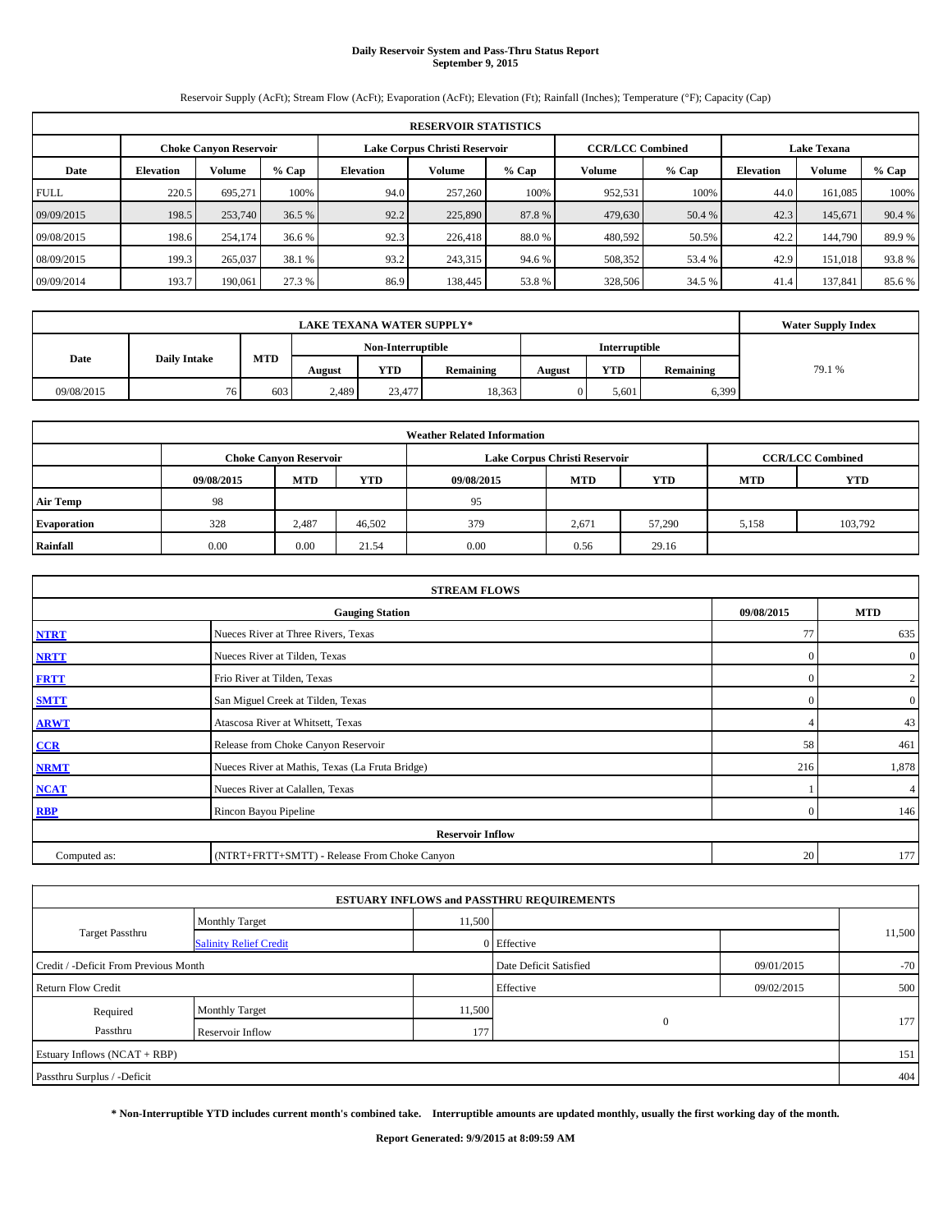# Daily Reservoir System and Pass-Thru Status Report
## September 9, 2015

Reservoir Supply (AcFt); Stream Flow (AcFt); Evaporation (AcFt); Elevation (Ft); Rainfall (Inches); Temperature (°F); Capacity (Cap)

| RESERVOIR STATISTICS | | | | | | | | | | | |
|---|---|---|---|---|---|---|---|---|---|---|---|
| | Choke Canyon Reservoir | | | Lake Corpus Christi Reservoir | | | CCR/LCC Combined | | Lake Texana | | |
| Date | Elevation | Volume | % Cap | Elevation | Volume | % Cap | Volume | % Cap | Elevation | Volume | % Cap |
| FULL | 220.5 | 695,271 | 100% | 94.0 | 257,260 | 100% | 952,531 | 100% | 44.0 | 161,085 | 100% |
| 09/09/2015 | 198.5 | 253,740 | 36.5 % | 92.2 | 225,890 | 87.8 % | 479,630 | 50.4 % | 42.3 | 145,671 | 90.4 % |
| 09/08/2015 | 198.6 | 254,174 | 36.6 % | 92.3 | 226,418 | 88.0 % | 480,592 | 50.5% | 42.2 | 144,790 | 89.9 % |
| 08/09/2015 | 199.3 | 265,037 | 38.1 % | 93.2 | 243,315 | 94.6 % | 508,352 | 53.4 % | 42.9 | 151,018 | 93.8 % |
| 09/09/2014 | 193.7 | 190,061 | 27.3 % | 86.9 | 138,445 | 53.8 % | 328,506 | 34.5 % | 41.4 | 137,841 | 85.6 % |

| LAKE TEXANA WATER SUPPLY* | | | | | | | | | Water Supply Index |
|---|---|---|---|---|---|---|---|---|---|
| Date | Daily Intake | MTD | Non-Interruptible | | | Interruptible | | | |
| | | | August | YTD | Remaining | August | YTD | Remaining | |
| 09/08/2015 | 76 | 603 | 2,489 | 23,477 | 18,363 | 0 | 5,601 | 6,399 | 79.1 % |

| Weather Related Information | | | | | | | | |
|---|---|---|---|---|---|---|---|---|
| | Choke Canyon Reservoir | | | Lake Corpus Christi Reservoir | | | CCR/LCC Combined | |
| | 09/08/2015 | MTD | YTD | 09/08/2015 | MTD | YTD | MTD | YTD |
| Air Temp | 98 | | | 95 | | | | |
| Evaporation | 328 | 2,487 | 46,502 | 379 | 2,671 | 57,290 | 5,158 | 103,792 |
| Rainfall | 0.00 | 0.00 | 21.54 | 0.00 | 0.56 | 29.16 | | |

| STREAM FLOWS | | | |
|---|---|---|---|
| | Gauging Station | 09/08/2015 | MTD |
| NTRT | Nueces River at Three Rivers, Texas | 77 | 635 |
| NRTT | Nueces River at Tilden, Texas | 0 | 0 |
| FRTT | Frio River at Tilden, Texas | 0 | 2 |
| SMTT | San Miguel Creek at Tilden, Texas | 0 | 0 |
| ARWT | Atascosa River at Whitsett, Texas | 4 | 43 |
| CCR | Release from Choke Canyon Reservoir | 58 | 461 |
| NRMT | Nueces River at Mathis, Texas (La Fruta Bridge) | 216 | 1,878 |
| NCAT | Nueces River at Calallen, Texas | 1 | 4 |
| RBP | Rincon Bayou Pipeline | 0 | 146 |
| Reservoir Inflow | | | |
| Computed as: | (NTRT+FRTT+SMTT) - Release From Choke Canyon | 20 | 177 |

| ESTUARY INFLOWS and PASSTHRU REQUIREMENTS | | | | | |
|---|---|---|---|---|---|
| Target Passthru | Monthly Target | 11,500 | | | 11,500 |
| | Salinity Relief Credit | 0 | Effective | | |
| Credit / -Deficit From Previous Month | | | Date Deficit Satisfied | 09/01/2015 | -70 |
| Return Flow Credit | | | Effective | 09/02/2015 | 500 |
| Required Passthru | Monthly Target | 11,500 | 0 | | 177 |
| | Reservoir Inflow | 177 | | | |
| Estuary Inflows (NCAT + RBP) | | | | | 151 |
| Passthru Surplus / -Deficit | | | | | 404 |

**\* Non-Interruptible YTD includes current month's combined take. Interruptible amounts are updated monthly, usually the first working day of the month.**

**Report Generated: 9/9/2015 at 8:09:59 AM**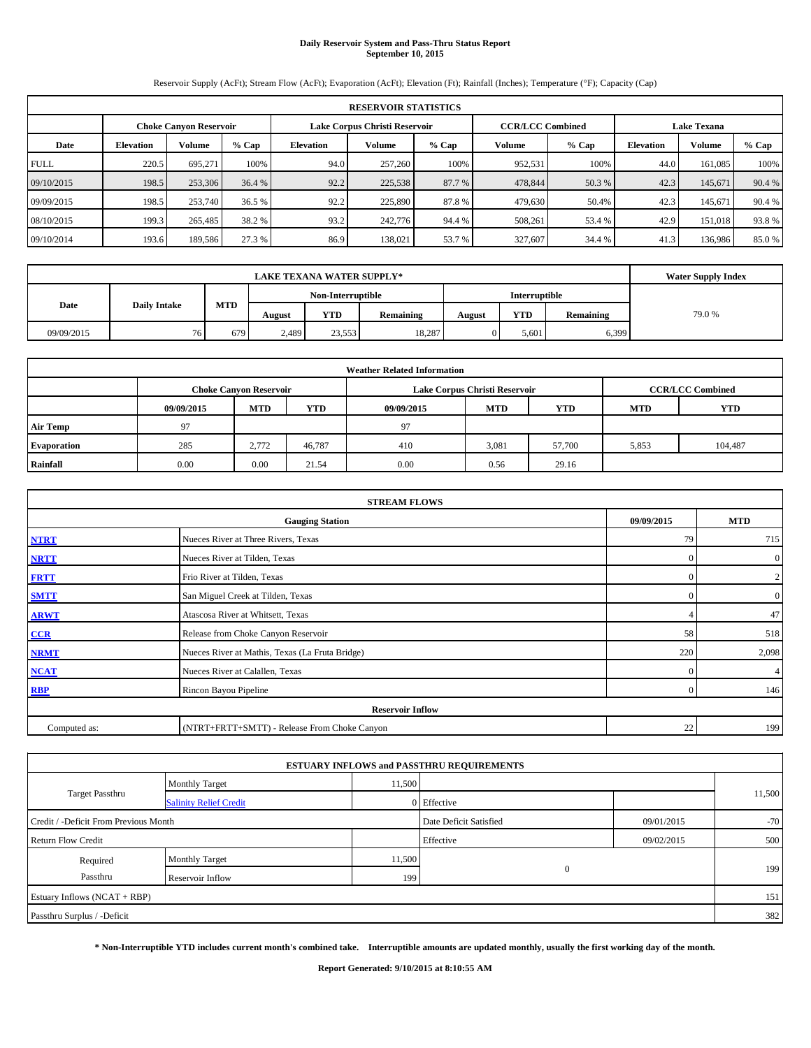# Daily Reservoir System and Pass-Thru Status Report
## September 10, 2015

Reservoir Supply (AcFt); Stream Flow (AcFt); Evaporation (AcFt); Elevation (Ft); Rainfall (Inches); Temperature (°F); Capacity (Cap)

| RESERVOIR STATISTICS | | | | | | | | | | | |
|---|---|---|---|---|---|---|---|---|---|---|---|
| | Choke Canyon Reservoir | | | Lake Corpus Christi Reservoir | | | CCR/LCC Combined | | Lake Texana | | |
| Date | Elevation | Volume | % Cap | Elevation | Volume | % Cap | Volume | % Cap | Elevation | Volume | % Cap |
| FULL | 220.5 | 695,271 | 100% | 94.0 | 257,260 | 100% | 952,531 | 100% | 44.0 | 161,085 | 100% |
| 09/10/2015 | 198.5 | 253,306 | 36.4 % | 92.2 | 225,538 | 87.7 % | 478,844 | 50.3 % | 42.3 | 145,671 | 90.4 % |
| 09/09/2015 | 198.5 | 253,740 | 36.5 % | 92.2 | 225,890 | 87.8 % | 479,630 | 50.4% | 42.3 | 145,671 | 90.4 % |
| 08/10/2015 | 199.3 | 265,485 | 38.2 % | 93.2 | 242,776 | 94.4 % | 508,261 | 53.4 % | 42.9 | 151,018 | 93.8 % |
| 09/10/2014 | 193.6 | 189,586 | 27.3 % | 86.9 | 138,021 | 53.7 % | 327,607 | 34.4 % | 41.3 | 136,986 | 85.0 % |

| LAKE TEXANA WATER SUPPLY* | | | | | | | | | Water Supply Index |
|---|---|---|---|---|---|---|---|---|---|
| Date | Daily Intake | MTD | Non-Interruptible | | | Interruptible | | | |
| | | | August | YTD | Remaining | August | YTD | Remaining | |
| 09/09/2015 | 76 | 679 | 2,489 | 23,553 | 18,287 | 0 | 5,601 | 6,399 | 79.0 % |

| Weather Related Information | | | | | | | | |
|---|---|---|---|---|---|---|---|---|
| | Choke Canyon Reservoir | | | Lake Corpus Christi Reservoir | | | CCR/LCC Combined | |
| | 09/09/2015 | MTD | YTD | 09/09/2015 | MTD | YTD | MTD | YTD |
| Air Temp | 97 | | | 97 | | | | |
| Evaporation | 285 | 2,772 | 46,787 | 410 | 3,081 | 57,700 | 5,853 | 104,487 |
| Rainfall | 0.00 | 0.00 | 21.54 | 0.00 | 0.56 | 29.16 | | |

| STREAM FLOWS | | | |
|---|---|---|---|
| | Gauging Station | 09/09/2015 | MTD |
| NTRT | Nueces River at Three Rivers, Texas | 79 | 715 |
| NRTT | Nueces River at Tilden, Texas | 0 | 0 |
| FRTT | Frio River at Tilden, Texas | 0 | 2 |
| SMTT | San Miguel Creek at Tilden, Texas | 0 | 0 |
| ARWT | Atascosa River at Whitsett, Texas | 4 | 47 |
| CCR | Release from Choke Canyon Reservoir | 58 | 518 |
| NRMT | Nueces River at Mathis, Texas (La Fruta Bridge) | 220 | 2,098 |
| NCAT | Nueces River at Calallen, Texas | 0 | 4 |
| RBP | Rincon Bayou Pipeline | 0 | 146 |
| Reservoir Inflow | | | |
| Computed as: | (NTRT+FRTT+SMTT) - Release From Choke Canyon | 22 | 199 |

| ESTUARY INFLOWS and PASSTHRU REQUIREMENTS | | | | | |
|---|---|---|---|---|---|
| Target Passthru | Monthly Target | 11,500 | | | 11,500 |
| | Salinity Relief Credit | 0 | Effective | | |
| Credit / -Deficit From Previous Month | | | Date Deficit Satisfied | 09/01/2015 | -70 |
| Return Flow Credit | | | Effective | 09/02/2015 | 500 |
| Required Passthru | Monthly Target | 11,500 | 0 | | 199 |
| | Reservoir Inflow | 199 | | | |
| Estuary Inflows (NCAT + RBP) | | | | | 151 |
| Passthru Surplus / -Deficit | | | | | 382 |

**\* Non-Interruptible YTD includes current month's combined take. Interruptible amounts are updated monthly, usually the first working day of the month.**

**Report Generated: 9/10/2015 at 8:10:55 AM**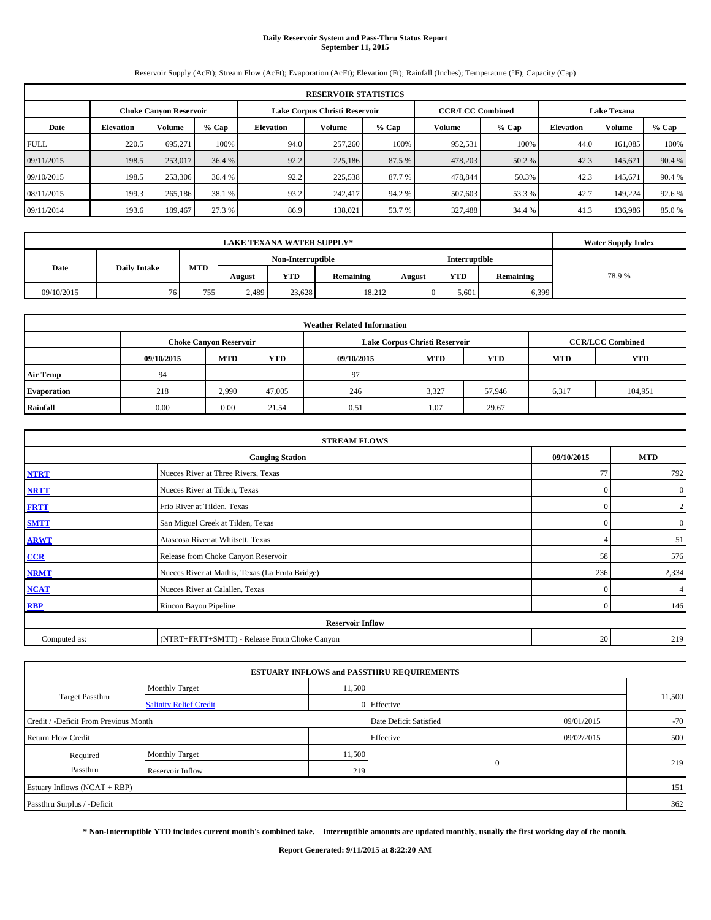# Daily Reservoir System and Pass-Thru Status Report
## September 11, 2015

Reservoir Supply (AcFt); Stream Flow (AcFt); Evaporation (AcFt); Elevation (Ft); Rainfall (Inches); Temperature (°F); Capacity (Cap)

| RESERVOIR STATISTICS | | | | | | | | | | | |
|---|---|---|---|---|---|---|---|---|---|---|---|
| | Choke Canyon Reservoir | | | Lake Corpus Christi Reservoir | | | CCR/LCC Combined | | Lake Texana | | |
| Date | Elevation | Volume | % Cap | Elevation | Volume | % Cap | Volume | % Cap | Elevation | Volume | % Cap |
| FULL | 220.5 | 695,271 | 100% | 94.0 | 257,260 | 100% | 952,531 | 100% | 44.0 | 161,085 | 100% |
| 09/11/2015 | 198.5 | 253,017 | 36.4 % | 92.2 | 225,186 | 87.5 % | 478,203 | 50.2 % | 42.3 | 145,671 | 90.4 % |
| 09/10/2015 | 198.5 | 253,306 | 36.4 % | 92.2 | 225,538 | 87.7 % | 478,844 | 50.3% | 42.3 | 145,671 | 90.4 % |
| 08/11/2015 | 199.3 | 265,186 | 38.1 % | 93.2 | 242,417 | 94.2 % | 507,603 | 53.3 % | 42.7 | 149,224 | 92.6 % |
| 09/11/2014 | 193.6 | 189,467 | 27.3 % | 86.9 | 138,021 | 53.7 % | 327,488 | 34.4 % | 41.3 | 136,986 | 85.0 % |

| LAKE TEXANA WATER SUPPLY* | | | | | | | | | Water Supply Index |
|---|---|---|---|---|---|---|---|---|---|
| Date | Daily Intake | MTD | Non-Interruptible | | | Interruptible | | | |
| | | | August | YTD | Remaining | August | YTD | Remaining | |
| 09/10/2015 | 76 | 755 | 2,489 | 23,628 | 18,212 | 0 | 5,601 | 6,399 | 78.9 % |

| Weather Related Information | | | | | | | | |
|---|---|---|---|---|---|---|---|---|
| | Choke Canyon Reservoir | | | Lake Corpus Christi Reservoir | | | CCR/LCC Combined | |
| | 09/10/2015 | MTD | YTD | 09/10/2015 | MTD | YTD | MTD | YTD |
| Air Temp | 94 | | | 97 | | | | |
| Evaporation | 218 | 2,990 | 47,005 | 246 | 3,327 | 57,946 | 6,317 | 104,951 |
| Rainfall | 0.00 | 0.00 | 21.54 | 0.51 | 1.07 | 29.67 | | |

| STREAM FLOWS | | | |
|---|---|---|---|
| | Gauging Station | 09/10/2015 | MTD |
| NTRT | Nueces River at Three Rivers, Texas | 77 | 792 |
| NRTT | Nueces River at Tilden, Texas | 0 | 0 |
| FRTT | Frio River at Tilden, Texas | 0 | 2 |
| SMTT | San Miguel Creek at Tilden, Texas | 0 | 0 |
| ARWT | Atascosa River at Whitsett, Texas | 4 | 51 |
| CCR | Release from Choke Canyon Reservoir | 58 | 576 |
| NRMT | Nueces River at Mathis, Texas (La Fruta Bridge) | 236 | 2,334 |
| NCAT | Nueces River at Calallen, Texas | 0 | 4 |
| RBP | Rincon Bayou Pipeline | 0 | 146 |
| Reservoir Inflow | | | |
| Computed as: | (NTRT+FRTT+SMTT) - Release From Choke Canyon | 20 | 219 |

| ESTUARY INFLOWS and PASSTHRU REQUIREMENTS | | | | | |
|---|---|---|---|---|---|
| Target Passthru | Monthly Target | 11,500 | | | 11,500 |
| | Salinity Relief Credit | 0 | Effective | | |
| Credit / -Deficit From Previous Month | | | Date Deficit Satisfied | 09/01/2015 | -70 |
| Return Flow Credit | | | Effective | 09/02/2015 | 500 |
| Required Passthru | Monthly Target | 11,500 | 0 | | 219 |
| | Reservoir Inflow | 219 | | | |
| Estuary Inflows (NCAT + RBP) | | | | | 151 |
| Passthru Surplus / -Deficit | | | | | 362 |

**\* Non-Interruptible YTD includes current month's combined take. Interruptible amounts are updated monthly, usually the first working day of the month.**

**Report Generated: 9/11/2015 at 8:22:20 AM**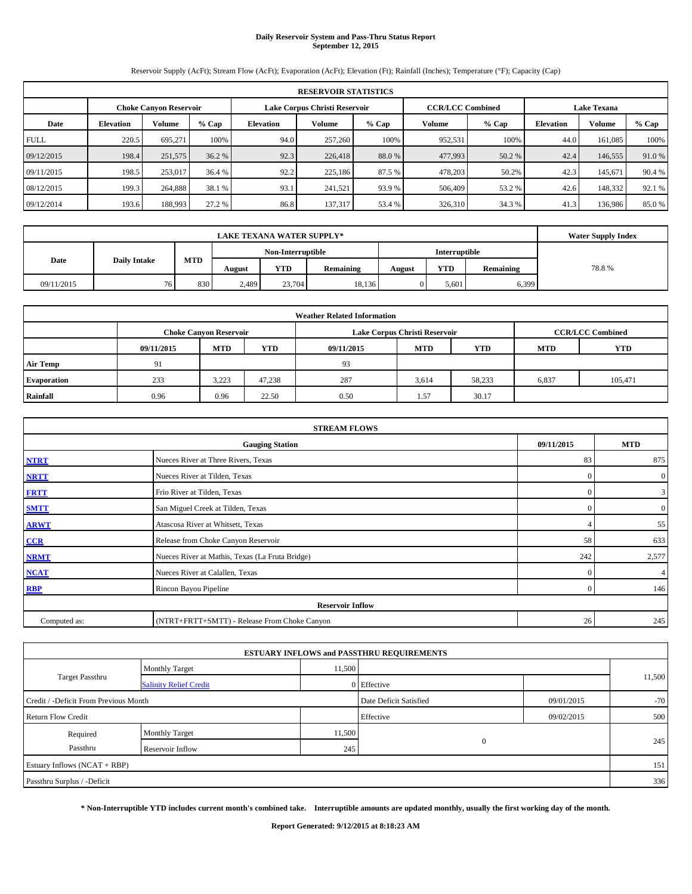# Daily Reservoir System and Pass-Thru Status Report
## September 12, 2015

Reservoir Supply (AcFt); Stream Flow (AcFt); Evaporation (AcFt); Elevation (Ft); Rainfall (Inches); Temperature (°F); Capacity (Cap)

| RESERVOIR STATISTICS | | | | | | | | | | | |
|---|---|---|---|---|---|---|---|---|---|---|---|
| | Choke Canyon Reservoir | | | Lake Corpus Christi Reservoir | | | CCR/LCC Combined | | Lake Texana | | |
| Date | Elevation | Volume | % Cap | Elevation | Volume | % Cap | Volume | % Cap | Elevation | Volume | % Cap |
| FULL | 220.5 | 695,271 | 100% | 94.0 | 257,260 | 100% | 952,531 | 100% | 44.0 | 161,085 | 100% |
| 09/12/2015 | 198.4 | 251,575 | 36.2 % | 92.3 | 226,418 | 88.0 % | 477,993 | 50.2 % | 42.4 | 146,555 | 91.0 % |
| 09/11/2015 | 198.5 | 253,017 | 36.4 % | 92.2 | 225,186 | 87.5 % | 478,203 | 50.2% | 42.3 | 145,671 | 90.4 % |
| 08/12/2015 | 199.3 | 264,888 | 38.1 % | 93.1 | 241,521 | 93.9 % | 506,409 | 53.2 % | 42.6 | 148,332 | 92.1 % |
| 09/12/2014 | 193.6 | 188,993 | 27.2 % | 86.8 | 137,317 | 53.4 % | 326,310 | 34.3 % | 41.3 | 136,986 | 85.0 % |

| LAKE TEXANA WATER SUPPLY* | | | | | | | | | Water Supply Index |
|---|---|---|---|---|---|---|---|---|---|
| Date | Daily Intake | MTD | Non-Interruptible | | | Interruptible | | | |
| | | | August | YTD | Remaining | August | YTD | Remaining | |
| 09/11/2015 | 76 | 830 | 2,489 | 23,704 | 18,136 | 0 | 5,601 | 6,399 | 78.8 % |

| Weather Related Information | | | | | | | | |
|---|---|---|---|---|---|---|---|---|
| | Choke Canyon Reservoir | | | Lake Corpus Christi Reservoir | | | CCR/LCC Combined | |
| | 09/11/2015 | MTD | YTD | 09/11/2015 | MTD | YTD | MTD | YTD |
| Air Temp | 91 | | | 93 | | | | |
| Evaporation | 233 | 3,223 | 47,238 | 287 | 3,614 | 58,233 | 6,837 | 105,471 |
| Rainfall | 0.96 | 0.96 | 22.50 | 0.50 | 1.57 | 30.17 | | |

| STREAM FLOWS | | | |
|---|---|---|---|
| | Gauging Station | 09/11/2015 | MTD |
| NTRT | Nueces River at Three Rivers, Texas | 83 | 875 |
| NRTT | Nueces River at Tilden, Texas | 0 | 0 |
| FRTT | Frio River at Tilden, Texas | 0 | 3 |
| SMTT | San Miguel Creek at Tilden, Texas | 0 | 0 |
| ARWT | Atascosa River at Whitsett, Texas | 4 | 55 |
| CCR | Release from Choke Canyon Reservoir | 58 | 633 |
| NRMT | Nueces River at Mathis, Texas (La Fruta Bridge) | 242 | 2,577 |
| NCAT | Nueces River at Calallen, Texas | 0 | 4 |
| RBP | Rincon Bayou Pipeline | 0 | 146 |
| Reservoir Inflow | | | |
| Computed as: | (NTRT+FRTT+SMTT) - Release From Choke Canyon | 26 | 245 |

| ESTUARY INFLOWS and PASSTHRU REQUIREMENTS | | | | | |
|---|---|---|---|---|---|
| Target Passthru | Monthly Target | 11,500 | | | 11,500 |
| | Salinity Relief Credit | 0 | Effective | | |
| Credit / -Deficit From Previous Month | | | Date Deficit Satisfied | 09/01/2015 | -70 |
| Return Flow Credit | | | Effective | 09/02/2015 | 500 |
| Required Passthru | Monthly Target | 11,500 | 0 | | 245 |
| | Reservoir Inflow | 245 | | | |
| Estuary Inflows (NCAT + RBP) | | | | | 151 |
| Passthru Surplus / -Deficit | | | | | 336 |

**\* Non-Interruptible YTD includes current month's combined take. Interruptible amounts are updated monthly, usually the first working day of the month.**

**Report Generated: 9/12/2015 at 8:18:23 AM**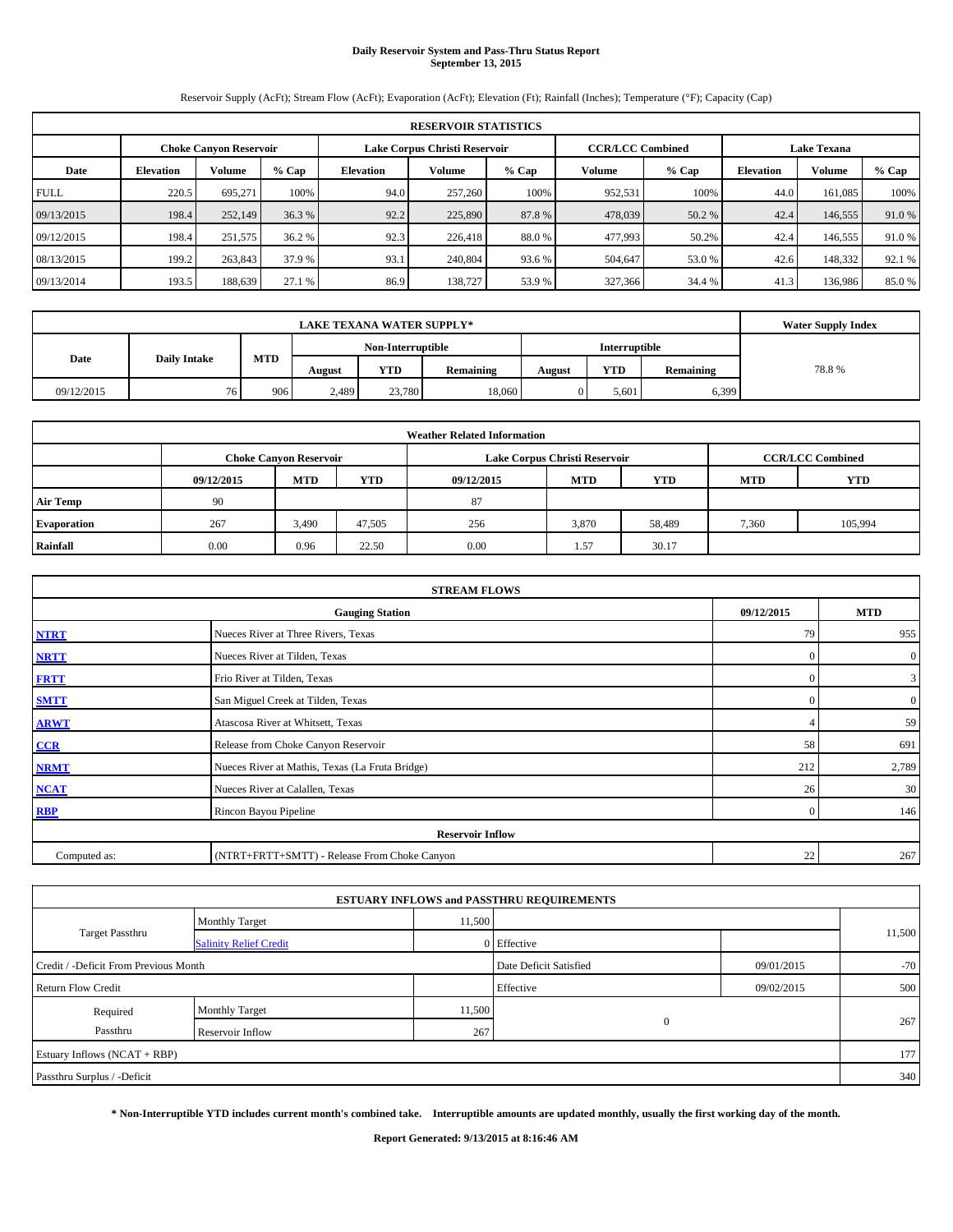# Daily Reservoir System and Pass-Thru Status Report
## September 13, 2015

Reservoir Supply (AcFt); Stream Flow (AcFt); Evaporation (AcFt); Elevation (Ft); Rainfall (Inches); Temperature (°F); Capacity (Cap)

| RESERVOIR STATISTICS | | | | | | | | | | | |
|---|---|---|---|---|---|---|---|---|---|---|---|
| | Choke Canyon Reservoir | | | Lake Corpus Christi Reservoir | | | CCR/LCC Combined | | Lake Texana | | |
| Date | Elevation | Volume | % Cap | Elevation | Volume | % Cap | Volume | % Cap | Elevation | Volume | % Cap |
| FULL | 220.5 | 695,271 | 100% | 94.0 | 257,260 | 100% | 952,531 | 100% | 44.0 | 161,085 | 100% |
| 09/13/2015 | 198.4 | 252,149 | 36.3 % | 92.2 | 225,890 | 87.8 % | 478,039 | 50.2 % | 42.4 | 146,555 | 91.0 % |
| 09/12/2015 | 198.4 | 251,575 | 36.2 % | 92.3 | 226,418 | 88.0 % | 477,993 | 50.2% | 42.4 | 146,555 | 91.0 % |
| 08/13/2015 | 199.2 | 263,843 | 37.9 % | 93.1 | 240,804 | 93.6 % | 504,647 | 53.0 % | 42.6 | 148,332 | 92.1 % |
| 09/13/2014 | 193.5 | 188,639 | 27.1 % | 86.9 | 138,727 | 53.9 % | 327,366 | 34.4 % | 41.3 | 136,986 | 85.0 % |

| LAKE TEXANA WATER SUPPLY* | | | | | | | | | Water Supply Index |
|---|---|---|---|---|---|---|---|---|---|
| Date | Daily Intake | MTD | Non-Interruptible | | | Interruptible | | | |
| | | | August | YTD | Remaining | August | YTD | Remaining | |
| 09/12/2015 | 76 | 906 | 2,489 | 23,780 | 18,060 | 0 | 5,601 | 6,399 | 78.8 % |

| Weather Related Information | | | | | | | | |
|---|---|---|---|---|---|---|---|---|
| | Choke Canyon Reservoir | | | Lake Corpus Christi Reservoir | | | CCR/LCC Combined | |
| | 09/12/2015 | MTD | YTD | 09/12/2015 | MTD | YTD | MTD | YTD |
| Air Temp | 90 | | | 87 | | | | |
| Evaporation | 267 | 3,490 | 47,505 | 256 | 3,870 | 58,489 | 7,360 | 105,994 |
| Rainfall | 0.00 | 0.96 | 22.50 | 0.00 | 1.57 | 30.17 | | |

| STREAM FLOWS | | | |
|---|---|---|---|
| | Gauging Station | 09/12/2015 | MTD |
| NTRT | Nueces River at Three Rivers, Texas | 79 | 955 |
| NRTT | Nueces River at Tilden, Texas | 0 | 0 |
| FRTT | Frio River at Tilden, Texas | 0 | 3 |
| SMTT | San Miguel Creek at Tilden, Texas | 0 | 0 |
| ARWT | Atascosa River at Whitsett, Texas | 4 | 59 |
| CCR | Release from Choke Canyon Reservoir | 58 | 691 |
| NRMT | Nueces River at Mathis, Texas (La Fruta Bridge) | 212 | 2,789 |
| NCAT | Nueces River at Calallen, Texas | 26 | 30 |
| RBP | Rincon Bayou Pipeline | 0 | 146 |
| **Reservoir Inflow** | | | |
| Computed as: | (NTRT+FRTT+SMTT) - Release From Choke Canyon | 22 | 267 |

| ESTUARY INFLOWS and PASSTHRU REQUIREMENTS | | | | | |
|---|---|---|---|---|---|
| Target Passthru | Monthly Target | 11,500 | | | 11,500 |
| | Salinity Relief Credit | 0 | Effective | | |
| Credit / -Deficit From Previous Month | | | Date Deficit Satisfied | 09/01/2015 | -70 |
| Return Flow Credit | | | Effective | 09/02/2015 | 500 |
| Required Passthru | Monthly Target | 11,500 | 0 | | 267 |
| | Reservoir Inflow | 267 | | | |
| Estuary Inflows (NCAT + RBP) | | | | | 177 |
| Passthru Surplus / -Deficit | | | | | 340 |

**\* Non-Interruptible YTD includes current month's combined take. Interruptible amounts are updated monthly, usually the first working day of the month.**

**Report Generated: 9/13/2015 at 8:16:46 AM**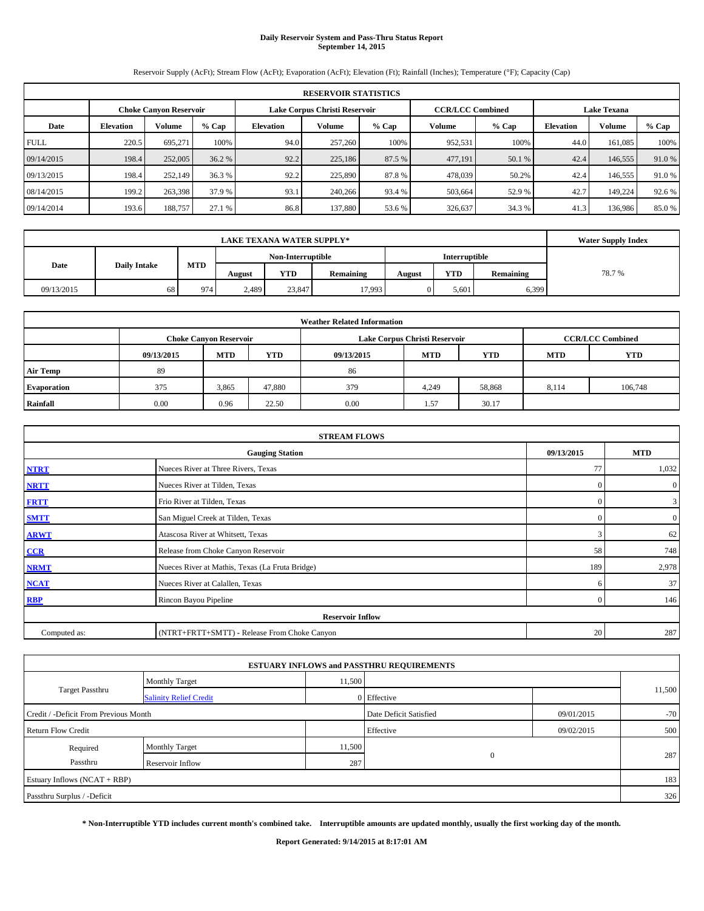# Daily Reservoir System and Pass-Thru Status Report
## September 14, 2015

Reservoir Supply (AcFt); Stream Flow (AcFt); Evaporation (AcFt); Elevation (Ft); Rainfall (Inches); Temperature (°F); Capacity (Cap)

| RESERVOIR STATISTICS | | | | | | | | | | | |
|---|---|---|---|---|---|---|---|---|---|---|---|
| | Choke Canyon Reservoir | | | Lake Corpus Christi Reservoir | | | CCR/LCC Combined | | Lake Texana | | |
| Date | Elevation | Volume | % Cap | Elevation | Volume | % Cap | Volume | % Cap | Elevation | Volume | % Cap |
| FULL | 220.5 | 695,271 | 100% | 94.0 | 257,260 | 100% | 952,531 | 100% | 44.0 | 161,085 | 100% |
| 09/14/2015 | 198.4 | 252,005 | 36.2 % | 92.2 | 225,186 | 87.5 % | 477,191 | 50.1 % | 42.4 | 146,555 | 91.0 % |
| 09/13/2015 | 198.4 | 252,149 | 36.3 % | 92.2 | 225,890 | 87.8 % | 478,039 | 50.2% | 42.4 | 146,555 | 91.0 % |
| 08/14/2015 | 199.2 | 263,398 | 37.9 % | 93.1 | 240,266 | 93.4 % | 503,664 | 52.9 % | 42.7 | 149,224 | 92.6 % |
| 09/14/2014 | 193.6 | 188,757 | 27.1 % | 86.8 | 137,880 | 53.6 % | 326,637 | 34.3 % | 41.3 | 136,986 | 85.0 % |

| LAKE TEXANA WATER SUPPLY* | | | | | | | | | Water Supply Index |
|---|---|---|---|---|---|---|---|---|---|
| Date | Daily Intake | MTD | Non-Interruptible | | | Interruptible | | | |
| | | | August | YTD | Remaining | August | YTD | Remaining | |
| 09/13/2015 | 68 | 974 | 2,489 | 23,847 | 17,993 | 0 | 5,601 | 6,399 | 78.7 % |

| Weather Related Information | | | | | | | | |
|---|---|---|---|---|---|---|---|---|
| | Choke Canyon Reservoir | | | Lake Corpus Christi Reservoir | | | CCR/LCC Combined | |
| | 09/13/2015 | MTD | YTD | 09/13/2015 | MTD | YTD | MTD | YTD |
| Air Temp | 89 | | | 86 | | | | |
| Evaporation | 375 | 3,865 | 47,880 | 379 | 4,249 | 58,868 | 8,114 | 106,748 |
| Rainfall | 0.00 | 0.96 | 22.50 | 0.00 | 1.57 | 30.17 | | |

| STREAM FLOWS | | | |
|---|---|---|---|
| | Gauging Station | 09/13/2015 | MTD |
| NTRT | Nueces River at Three Rivers, Texas | 77 | 1,032 |
| NRTT | Nueces River at Tilden, Texas | 0 | 0 |
| FRTT | Frio River at Tilden, Texas | 0 | 3 |
| SMTT | San Miguel Creek at Tilden, Texas | 0 | 0 |
| ARWT | Atascosa River at Whitsett, Texas | 3 | 62 |
| CCR | Release from Choke Canyon Reservoir | 58 | 748 |
| NRMT | Nueces River at Mathis, Texas (La Fruta Bridge) | 189 | 2,978 |
| NCAT | Nueces River at Calallen, Texas | 6 | 37 |
| RBP | Rincon Bayou Pipeline | 0 | 146 |
| Reservoir Inflow | | | |
| Computed as: | (NTRT+FRTT+SMTT) - Release From Choke Canyon | 20 | 287 |

| ESTUARY INFLOWS and PASSTHRU REQUIREMENTS | | | | | |
|---|---|---|---|---|---|
| Target Passthru | Monthly Target | 11,500 | | | 11,500 |
| | Salinity Relief Credit | 0 | Effective | | |
| Credit / -Deficit From Previous Month | | | Date Deficit Satisfied | 09/01/2015 | -70 |
| Return Flow Credit | | | Effective | 09/02/2015 | 500 |
| Required Passthru | Monthly Target | 11,500 | 0 | | 287 |
| | Reservoir Inflow | 287 | | | |
| Estuary Inflows (NCAT + RBP) | | | | | 183 |
| Passthru Surplus / -Deficit | | | | | 326 |

**\* Non-Interruptible YTD includes current month's combined take. Interruptible amounts are updated monthly, usually the first working day of the month.**

**Report Generated: 9/14/2015 at 8:17:01 AM**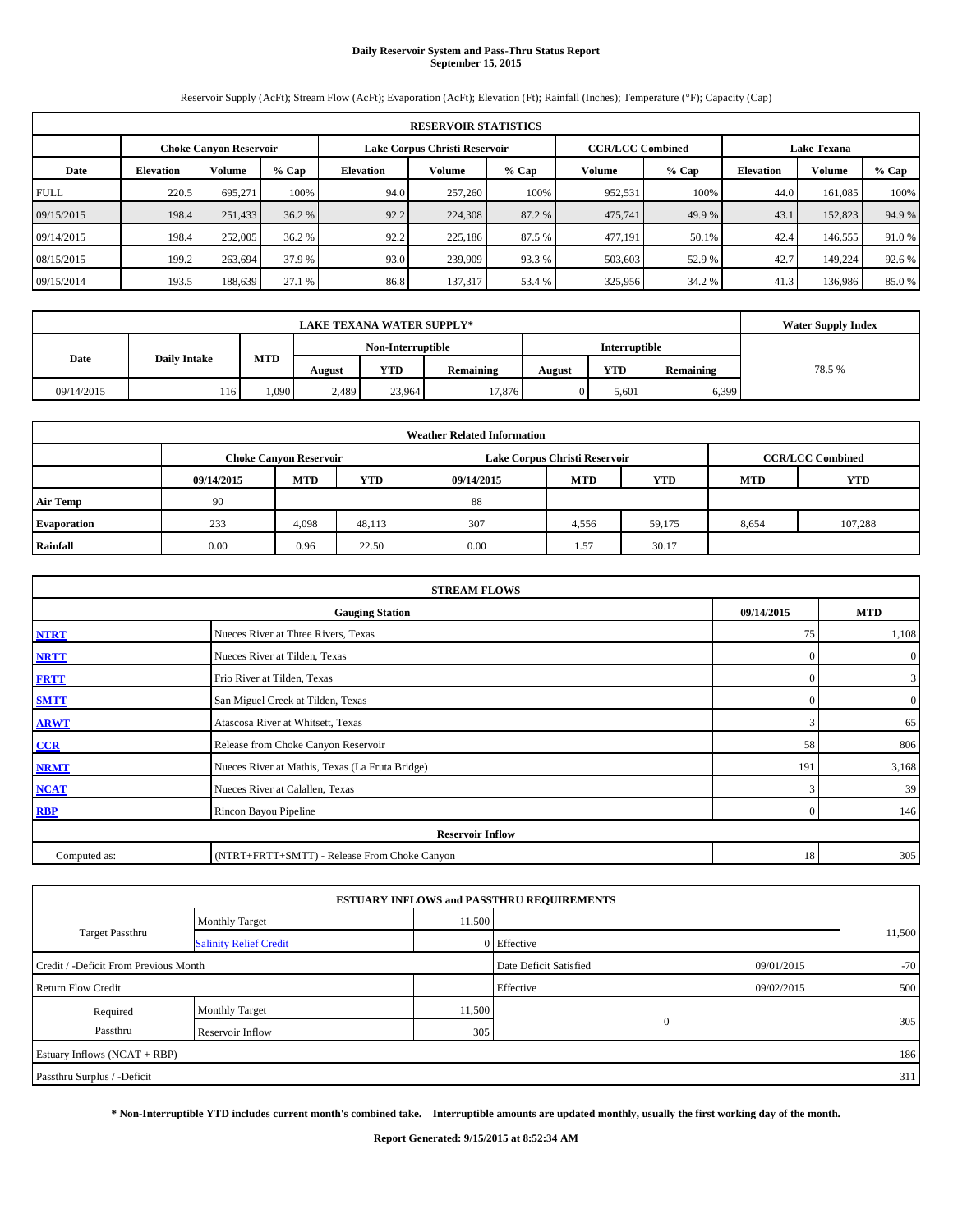# Daily Reservoir System and Pass-Thru Status Report
## September 15, 2015

Reservoir Supply (AcFt); Stream Flow (AcFt); Evaporation (AcFt); Elevation (Ft); Rainfall (Inches); Temperature (°F); Capacity (Cap)

| RESERVOIR STATISTICS | | | | | | | | | | | |
|---|---|---|---|---|---|---|---|---|---|---|---|
| | Choke Canyon Reservoir | | | Lake Corpus Christi Reservoir | | | CCR/LCC Combined | | Lake Texana | | |
| Date | Elevation | Volume | % Cap | Elevation | Volume | % Cap | Volume | % Cap | Elevation | Volume | % Cap |
| FULL | 220.5 | 695,271 | 100% | 94.0 | 257,260 | 100% | 952,531 | 100% | 44.0 | 161,085 | 100% |
| 09/15/2015 | 198.4 | 251,433 | 36.2 % | 92.2 | 224,308 | 87.2 % | 475,741 | 49.9 % | 43.1 | 152,823 | 94.9 % |
| 09/14/2015 | 198.4 | 252,005 | 36.2 % | 92.2 | 225,186 | 87.5 % | 477,191 | 50.1% | 42.4 | 146,555 | 91.0 % |
| 08/15/2015 | 199.2 | 263,694 | 37.9 % | 93.0 | 239,909 | 93.3 % | 503,603 | 52.9 % | 42.7 | 149,224 | 92.6 % |
| 09/15/2014 | 193.5 | 188,639 | 27.1 % | 86.8 | 137,317 | 53.4 % | 325,956 | 34.2 % | 41.3 | 136,986 | 85.0 % |

| LAKE TEXANA WATER SUPPLY* | | | | | | | | | Water Supply Index |
|---|---|---|---|---|---|---|---|---|---|
| Date | Daily Intake | MTD | Non-Interruptible | | | Interruptible | | | |
| | | | August | YTD | Remaining | August | YTD | Remaining | |
| 09/14/2015 | 116 | 1,090 | 2,489 | 23,964 | 17,876 | 0 | 5,601 | 6,399 | 78.5 % |

| Weather Related Information | | | | | | | | |
|---|---|---|---|---|---|---|---|---|
| | Choke Canyon Reservoir | | | Lake Corpus Christi Reservoir | | | CCR/LCC Combined | |
| | 09/14/2015 | MTD | YTD | 09/14/2015 | MTD | YTD | MTD | YTD |
| Air Temp | 90 | | | 88 | | | | |
| Evaporation | 233 | 4,098 | 48,113 | 307 | 4,556 | 59,175 | 8,654 | 107,288 |
| Rainfall | 0.00 | 0.96 | 22.50 | 0.00 | 1.57 | 30.17 | | |

| STREAM FLOWS | | | |
|---|---|---|---|
| | Gauging Station | 09/14/2015 | MTD |
| NTRT | Nueces River at Three Rivers, Texas | 75 | 1,108 |
| NRTT | Nueces River at Tilden, Texas | 0 | 0 |
| FRTT | Frio River at Tilden, Texas | 0 | 3 |
| SMTT | San Miguel Creek at Tilden, Texas | 0 | 0 |
| ARWT | Atascosa River at Whitsett, Texas | 3 | 65 |
| CCR | Release from Choke Canyon Reservoir | 58 | 806 |
| NRMT | Nueces River at Mathis, Texas (La Fruta Bridge) | 191 | 3,168 |
| NCAT | Nueces River at Calallen, Texas | 3 | 39 |
| RBP | Rincon Bayou Pipeline | 0 | 146 |
| Reservoir Inflow | | | |
| Computed as: | (NTRT+FRTT+SMTT) - Release From Choke Canyon | 18 | 305 |

| ESTUARY INFLOWS and PASSTHRU REQUIREMENTS | | | | | |
|---|---|---|---|---|---|
| Target Passthru | Monthly Target | 11,500 | | | 11,500 |
| | Salinity Relief Credit | 0 | Effective | | |
| Credit / -Deficit From Previous Month | | | Date Deficit Satisfied | 09/01/2015 | -70 |
| Return Flow Credit | | | Effective | 09/02/2015 | 500 |
| Required Passthru | Monthly Target | 11,500 | 0 | | 305 |
| | Reservoir Inflow | 305 | | | |
| Estuary Inflows (NCAT + RBP) | | | | | 186 |
| Passthru Surplus / -Deficit | | | | | 311 |

**\* Non-Interruptible YTD includes current month's combined take. Interruptible amounts are updated monthly, usually the first working day of the month.**

**Report Generated: 9/15/2015 at 8:52:34 AM**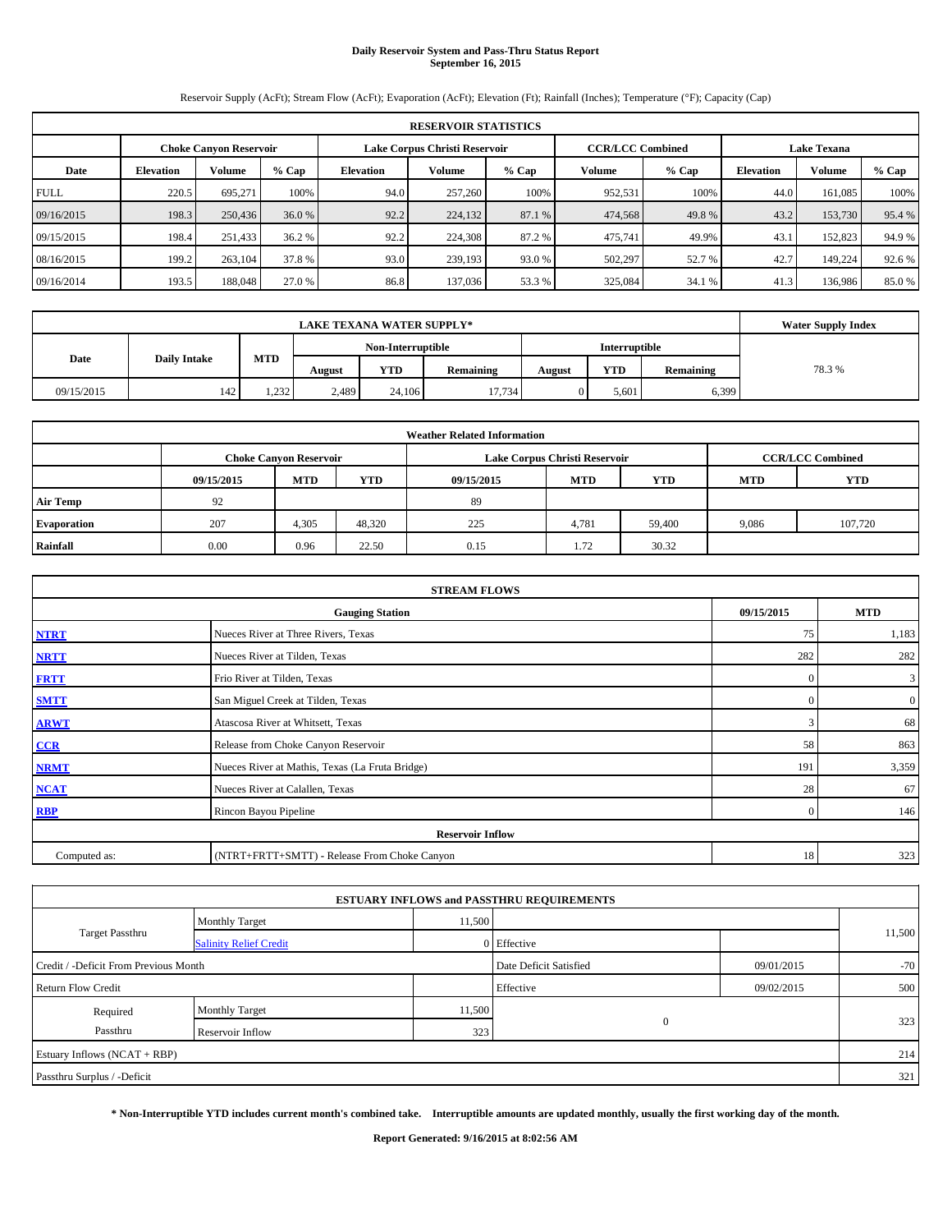# Daily Reservoir System and Pass-Thru Status Report
## September 16, 2015

Reservoir Supply (AcFt); Stream Flow (AcFt); Evaporation (AcFt); Elevation (Ft); Rainfall (Inches); Temperature (°F); Capacity (Cap)

| RESERVOIR STATISTICS | | | | | | | | | | | |
|---|---|---|---|---|---|---|---|---|---|---|---|
| | Choke Canyon Reservoir | | | Lake Corpus Christi Reservoir | | | CCR/LCC Combined | | Lake Texana | | |
| Date | Elevation | Volume | % Cap | Elevation | Volume | % Cap | Volume | % Cap | Elevation | Volume | % Cap |
| FULL | 220.5 | 695,271 | 100% | 94.0 | 257,260 | 100% | 952,531 | 100% | 44.0 | 161,085 | 100% |
| 09/16/2015 | 198.3 | 250,436 | 36.0 % | 92.2 | 224,132 | 87.1 % | 474,568 | 49.8 % | 43.2 | 153,730 | 95.4 % |
| 09/15/2015 | 198.4 | 251,433 | 36.2 % | 92.2 | 224,308 | 87.2 % | 475,741 | 49.9% | 43.1 | 152,823 | 94.9 % |
| 08/16/2015 | 199.2 | 263,104 | 37.8 % | 93.0 | 239,193 | 93.0 % | 502,297 | 52.7 % | 42.7 | 149,224 | 92.6 % |
| 09/16/2014 | 193.5 | 188,048 | 27.0 % | 86.8 | 137,036 | 53.3 % | 325,084 | 34.1 % | 41.3 | 136,986 | 85.0 % |

| LAKE TEXANA WATER SUPPLY* | | | | | | | | | Water Supply Index |
|---|---|---|---|---|---|---|---|---|---|
| Date | Daily Intake | MTD | Non-Interruptible | | | Interruptible | | | |
| | | | August | YTD | Remaining | August | YTD | Remaining | |
| 09/15/2015 | 142 | 1,232 | 2,489 | 24,106 | 17,734 | 0 | 5,601 | 6,399 | 78.3 % |

| Weather Related Information | | | | | | | | |
|---|---|---|---|---|---|---|---|---|
| | Choke Canyon Reservoir | | | Lake Corpus Christi Reservoir | | | CCR/LCC Combined | |
| | 09/15/2015 | MTD | YTD | 09/15/2015 | MTD | YTD | MTD | YTD |
| Air Temp | 92 | | | 89 | | | | |
| Evaporation | 207 | 4,305 | 48,320 | 225 | 4,781 | 59,400 | 9,086 | 107,720 |
| Rainfall | 0.00 | 0.96 | 22.50 | 0.15 | 1.72 | 30.32 | | |

| STREAM FLOWS | | | |
|---|---|---|---|
| | Gauging Station | 09/15/2015 | MTD |
| NTRT | Nueces River at Three Rivers, Texas | 75 | 1,183 |
| NRTT | Nueces River at Tilden, Texas | 282 | 282 |
| FRTT | Frio River at Tilden, Texas | 0 | 3 |
| SMTT | San Miguel Creek at Tilden, Texas | 0 | 0 |
| ARWT | Atascosa River at Whitsett, Texas | 3 | 68 |
| CCR | Release from Choke Canyon Reservoir | 58 | 863 |
| NRMT | Nueces River at Mathis, Texas (La Fruta Bridge) | 191 | 3,359 |
| NCAT | Nueces River at Calallen, Texas | 28 | 67 |
| RBP | Rincon Bayou Pipeline | 0 | 146 |
| Reservoir Inflow | | | |
| Computed as: | (NTRT+FRTT+SMTT) - Release From Choke Canyon | 18 | 323 |

| ESTUARY INFLOWS and PASSTHRU REQUIREMENTS | | | | | |
|---|---|---|---|---|---|
| Target Passthru | Monthly Target | 11,500 | | | 11,500 |
| | Salinity Relief Credit | 0 | Effective | | |
| Credit / -Deficit From Previous Month | | | Date Deficit Satisfied | 09/01/2015 | -70 |
| Return Flow Credit | | | Effective | 09/02/2015 | 500 |
| Required Passthru | Monthly Target | 11,500 | 0 | | 323 |
| | Reservoir Inflow | 323 | | | |
| Estuary Inflows (NCAT + RBP) | | | | | 214 |
| Passthru Surplus / -Deficit | | | | | 321 |

**\* Non-Interruptible YTD includes current month's combined take. Interruptible amounts are updated monthly, usually the first working day of the month.**

**Report Generated: 9/16/2015 at 8:02:56 AM**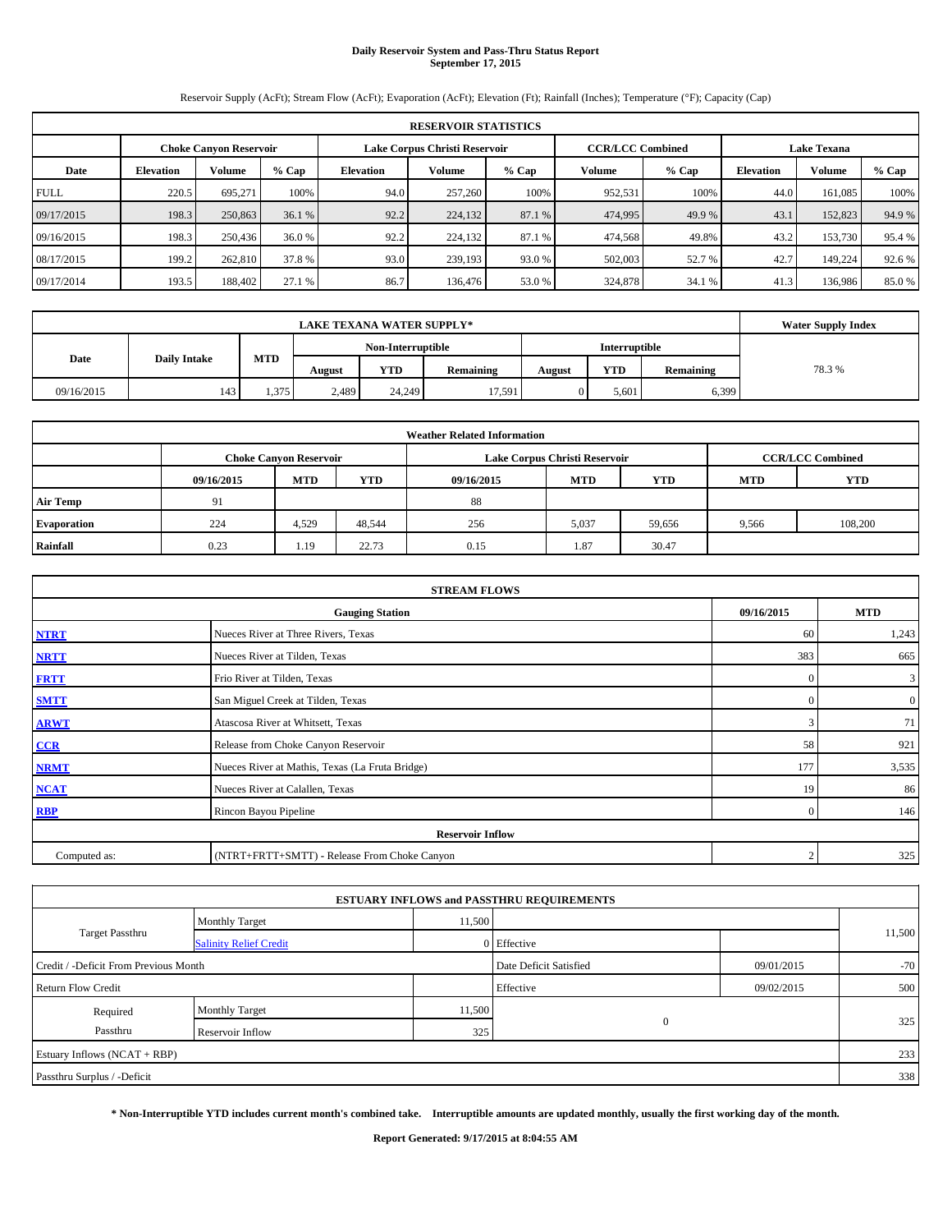# Daily Reservoir System and Pass-Thru Status Report
## September 17, 2015

Reservoir Supply (AcFt); Stream Flow (AcFt); Evaporation (AcFt); Elevation (Ft); Rainfall (Inches); Temperature (°F); Capacity (Cap)

| RESERVOIR STATISTICS | | | | | | | | | | | |
|---|---|---|---|---|---|---|---|---|---|---|---|
| | Choke Canyon Reservoir | | | Lake Corpus Christi Reservoir | | | CCR/LCC Combined | | Lake Texana | | |
| Date | Elevation | Volume | % Cap | Elevation | Volume | % Cap | Volume | % Cap | Elevation | Volume | % Cap |
| FULL | 220.5 | 695,271 | 100% | 94.0 | 257,260 | 100% | 952,531 | 100% | 44.0 | 161,085 | 100% |
| 09/17/2015 | 198.3 | 250,863 | 36.1 % | 92.2 | 224,132 | 87.1 % | 474,995 | 49.9 % | 43.1 | 152,823 | 94.9 % |
| 09/16/2015 | 198.3 | 250,436 | 36.0 % | 92.2 | 224,132 | 87.1 % | 474,568 | 49.8% | 43.2 | 153,730 | 95.4 % |
| 08/17/2015 | 199.2 | 262,810 | 37.8 % | 93.0 | 239,193 | 93.0 % | 502,003 | 52.7 % | 42.7 | 149,224 | 92.6 % |
| 09/17/2014 | 193.5 | 188,402 | 27.1 % | 86.7 | 136,476 | 53.0 % | 324,878 | 34.1 % | 41.3 | 136,986 | 85.0 % |

| LAKE TEXANA WATER SUPPLY* | | | | | | | | | Water Supply Index |
|---|---|---|---|---|---|---|---|---|---|
| Date | Daily Intake | MTD | Non-Interruptible | | | Interruptible | | | |
| | | | August | YTD | Remaining | August | YTD | Remaining | |
| 09/16/2015 | 143 | 1,375 | 2,489 | 24,249 | 17,591 | 0 | 5,601 | 6,399 | 78.3 % |

| Weather Related Information | | | | | | | | |
|---|---|---|---|---|---|---|---|---|
| | Choke Canyon Reservoir | | | Lake Corpus Christi Reservoir | | | CCR/LCC Combined | |
| | 09/16/2015 | MTD | YTD | 09/16/2015 | MTD | YTD | MTD | YTD |
| Air Temp | 91 | | | 88 | | | | |
| Evaporation | 224 | 4,529 | 48,544 | 256 | 5,037 | 59,656 | 9,566 | 108,200 |
| Rainfall | 0.23 | 1.19 | 22.73 | 0.15 | 1.87 | 30.47 | | |

| STREAM FLOWS | | | |
|---|---|---|---|
| | Gauging Station | 09/16/2015 | MTD |
| NTRT | Nueces River at Three Rivers, Texas | 60 | 1,243 |
| NRTT | Nueces River at Tilden, Texas | 383 | 665 |
| FRTT | Frio River at Tilden, Texas | 0 | 3 |
| SMTT | San Miguel Creek at Tilden, Texas | 0 | 0 |
| ARWT | Atascosa River at Whitsett, Texas | 3 | 71 |
| CCR | Release from Choke Canyon Reservoir | 58 | 921 |
| NRMT | Nueces River at Mathis, Texas (La Fruta Bridge) | 177 | 3,535 |
| NCAT | Nueces River at Calallen, Texas | 19 | 86 |
| RBP | Rincon Bayou Pipeline | 0 | 146 |
| Reservoir Inflow | | | |
| Computed as: | (NTRT+FRTT+SMTT) - Release From Choke Canyon | 2 | 325 |

| ESTUARY INFLOWS and PASSTHRU REQUIREMENTS | | | | | |
|---|---|---|---|---|---|
| Target Passthru | Monthly Target | 11,500 | | | 11,500 |
| | Salinity Relief Credit | 0 | Effective | | |
| Credit / -Deficit From Previous Month | | | Date Deficit Satisfied | 09/01/2015 | -70 |
| Return Flow Credit | | | Effective | 09/02/2015 | 500 |
| Required Passthru | Monthly Target | 11,500 | 0 | | 325 |
| | Reservoir Inflow | 325 | | | |
| Estuary Inflows (NCAT + RBP) | | | | | 233 |
| Passthru Surplus / -Deficit | | | | | 338 |

**\* Non-Interruptible YTD includes current month's combined take. Interruptible amounts are updated monthly, usually the first working day of the month.**

**Report Generated: 9/17/2015 at 8:04:55 AM**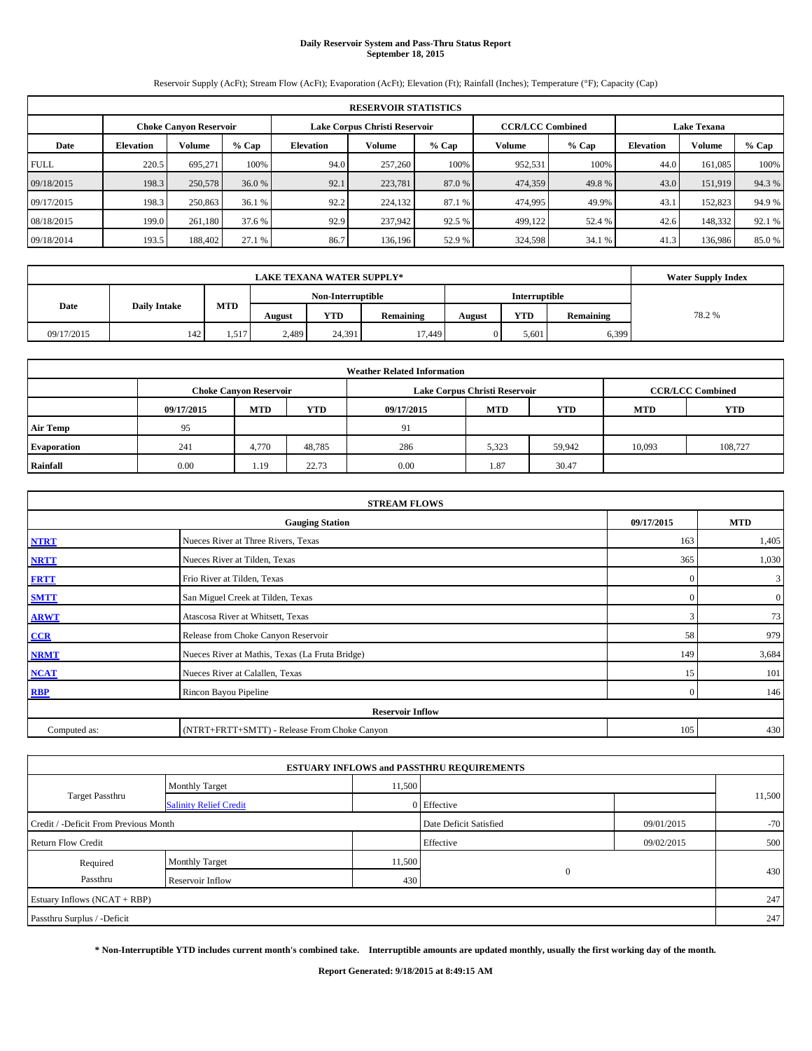# Daily Reservoir System and Pass-Thru Status Report
## September 18, 2015

Reservoir Supply (AcFt); Stream Flow (AcFt); Evaporation (AcFt); Elevation (Ft); Rainfall (Inches); Temperature (°F); Capacity (Cap)

| RESERVOIR STATISTICS | | | | | | | | | | | |
|---|---|---|---|---|---|---|---|---|---|---|---|
| | Choke Canyon Reservoir | | | Lake Corpus Christi Reservoir | | | CCR/LCC Combined | | Lake Texana | | |
| Date | Elevation | Volume | % Cap | Elevation | Volume | % Cap | Volume | % Cap | Elevation | Volume | % Cap |
| FULL | 220.5 | 695,271 | 100% | 94.0 | 257,260 | 100% | 952,531 | 100% | 44.0 | 161,085 | 100% |
| 09/18/2015 | 198.3 | 250,578 | 36.0 % | 92.1 | 223,781 | 87.0 % | 474,359 | 49.8 % | 43.0 | 151,919 | 94.3 % |
| 09/17/2015 | 198.3 | 250,863 | 36.1 % | 92.2 | 224,132 | 87.1 % | 474,995 | 49.9% | 43.1 | 152,823 | 94.9 % |
| 08/18/2015 | 199.0 | 261,180 | 37.6 % | 92.9 | 237,942 | 92.5 % | 499,122 | 52.4 % | 42.6 | 148,332 | 92.1 % |
| 09/18/2014 | 193.5 | 188,402 | 27.1 % | 86.7 | 136,196 | 52.9 % | 324,598 | 34.1 % | 41.3 | 136,986 | 85.0 % |

| LAKE TEXANA WATER SUPPLY* | | | | | | | | | Water Supply Index |
|---|---|---|---|---|---|---|---|---|---|
| Date | Daily Intake | MTD | Non-Interruptible | | | Interruptible | | | |
| | | | August | YTD | Remaining | August | YTD | Remaining | |
| 09/17/2015 | 142 | 1,517 | 2,489 | 24,391 | 17,449 | 0 | 5,601 | 6,399 | 78.2 % |

| Weather Related Information | | | | | | | | |
|---|---|---|---|---|---|---|---|---|
| | Choke Canyon Reservoir | | | Lake Corpus Christi Reservoir | | | CCR/LCC Combined | |
| | 09/17/2015 | MTD | YTD | 09/17/2015 | MTD | YTD | MTD | YTD |
| Air Temp | 95 | | | 91 | | | | |
| Evaporation | 241 | 4,770 | 48,785 | 286 | 5,323 | 59,942 | 10,093 | 108,727 |
| Rainfall | 0.00 | 1.19 | 22.73 | 0.00 | 1.87 | 30.47 | | |

| STREAM FLOWS | | | |
|---|---|---|---|
| | Gauging Station | 09/17/2015 | MTD |
| NTRT | Nueces River at Three Rivers, Texas | 163 | 1,405 |
| NRTT | Nueces River at Tilden, Texas | 365 | 1,030 |
| FRTT | Frio River at Tilden, Texas | 0 | 3 |
| SMTT | San Miguel Creek at Tilden, Texas | 0 | 0 |
| ARWT | Atascosa River at Whitsett, Texas | 3 | 73 |
| CCR | Release from Choke Canyon Reservoir | 58 | 979 |
| NRMT | Nueces River at Mathis, Texas (La Fruta Bridge) | 149 | 3,684 |
| NCAT | Nueces River at Calallen, Texas | 15 | 101 |
| RBP | Rincon Bayou Pipeline | 0 | 146 |
| Reservoir Inflow | | | |
| Computed as: | (NTRT+FRTT+SMTT) - Release From Choke Canyon | 105 | 430 |

| ESTUARY INFLOWS and PASSTHRU REQUIREMENTS | | | | | |
|---|---|---|---|---|---|
| Target Passthru | Monthly Target | 11,500 | | | 11,500 |
| | Salinity Relief Credit | 0 | Effective | | |
| Credit / -Deficit From Previous Month | | | Date Deficit Satisfied | 09/01/2015 | -70 |
| Return Flow Credit | | | Effective | 09/02/2015 | 500 |
| Required Passthru | Monthly Target | 11,500 | 0 | | 430 |
| | Reservoir Inflow | 430 | | | |
| Estuary Inflows (NCAT + RBP) | | | | | 247 |
| Passthru Surplus / -Deficit | | | | | 247 |

**\* Non-Interruptible YTD includes current month's combined take. Interruptible amounts are updated monthly, usually the first working day of the month.**

**Report Generated: 9/18/2015 at 8:49:15 AM**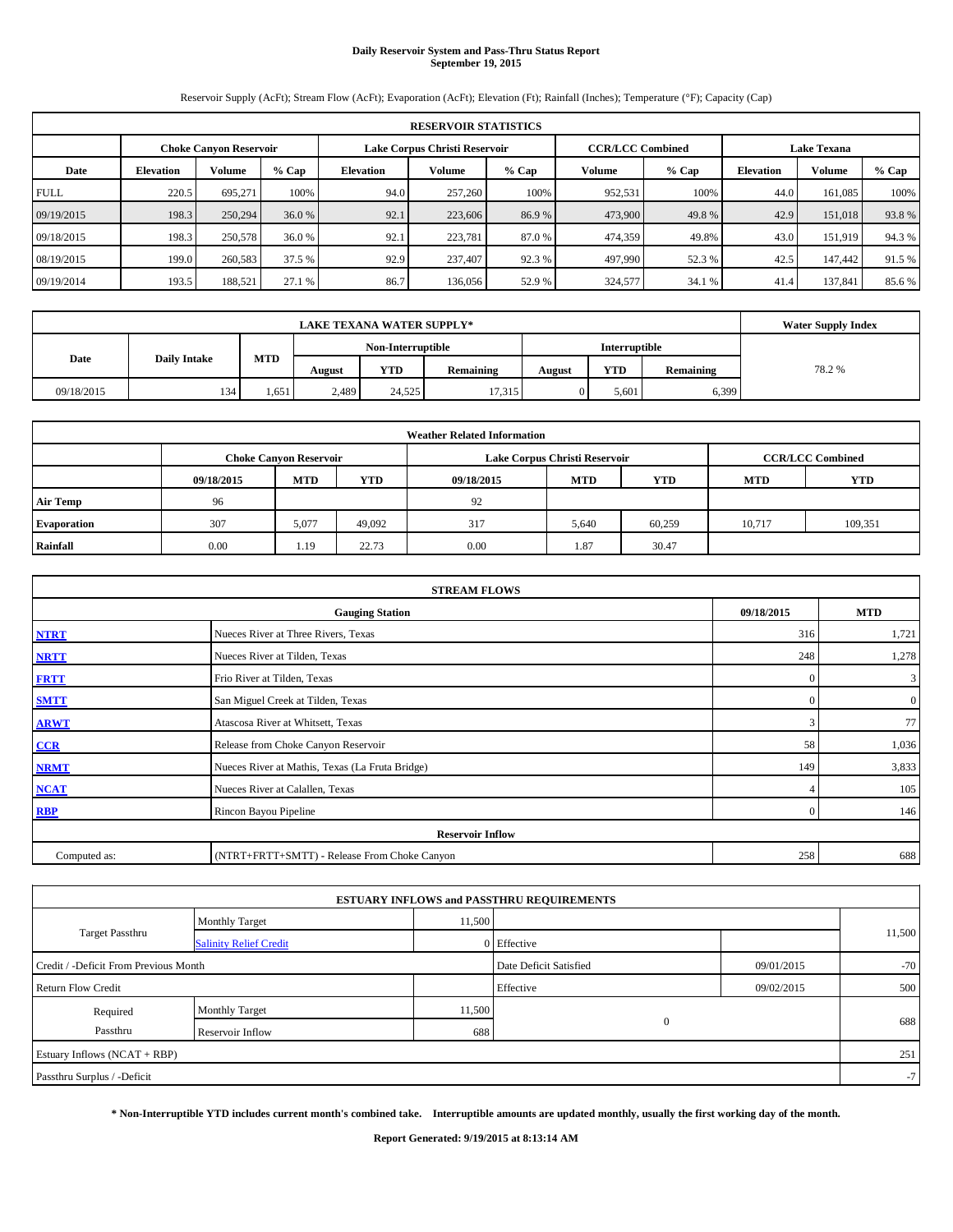# Daily Reservoir System and Pass-Thru Status Report
## September 19, 2015

Reservoir Supply (AcFt); Stream Flow (AcFt); Evaporation (AcFt); Elevation (Ft); Rainfall (Inches); Temperature (°F); Capacity (Cap)

| RESERVOIR STATISTICS | | | | | | | | | | | |
|---|---|---|---|---|---|---|---|---|---|---|---|
| | Choke Canyon Reservoir | | | Lake Corpus Christi Reservoir | | | CCR/LCC Combined | | Lake Texana | | |
| Date | Elevation | Volume | % Cap | Elevation | Volume | % Cap | Volume | % Cap | Elevation | Volume | % Cap |
| FULL | 220.5 | 695,271 | 100% | 94.0 | 257,260 | 100% | 952,531 | 100% | 44.0 | 161,085 | 100% |
| 09/19/2015 | 198.3 | 250,294 | 36.0 % | 92.1 | 223,606 | 86.9 % | 473,900 | 49.8 % | 42.9 | 151,018 | 93.8 % |
| 09/18/2015 | 198.3 | 250,578 | 36.0 % | 92.1 | 223,781 | 87.0 % | 474,359 | 49.8% | 43.0 | 151,919 | 94.3 % |
| 08/19/2015 | 199.0 | 260,583 | 37.5 % | 92.9 | 237,407 | 92.3 % | 497,990 | 52.3 % | 42.5 | 147,442 | 91.5 % |
| 09/19/2014 | 193.5 | 188,521 | 27.1 % | 86.7 | 136,056 | 52.9 % | 324,577 | 34.1 % | 41.4 | 137,841 | 85.6 % |

| LAKE TEXANA WATER SUPPLY* | | | | | | | | | Water Supply Index |
|---|---|---|---|---|---|---|---|---|---|
| Date | Daily Intake | MTD | Non-Interruptible | | | Interruptible | | | |
| | | | August | YTD | Remaining | August | YTD | Remaining | |
| 09/18/2015 | 134 | 1,651 | 2,489 | 24,525 | 17,315 | 0 | 5,601 | 6,399 | 78.2 % |

| Weather Related Information | | | | | | | | |
|---|---|---|---|---|---|---|---|---|
| | Choke Canyon Reservoir | | | Lake Corpus Christi Reservoir | | | CCR/LCC Combined | |
| | 09/18/2015 | MTD | YTD | 09/18/2015 | MTD | YTD | MTD | YTD |
| Air Temp | 96 | | | 92 | | | | |
| Evaporation | 307 | 5,077 | 49,092 | 317 | 5,640 | 60,259 | 10,717 | 109,351 |
| Rainfall | 0.00 | 1.19 | 22.73 | 0.00 | 1.87 | 30.47 | | |

| STREAM FLOWS | | | |
|---|---|---|---|
| Gauging Station | | 09/18/2015 | MTD |
| NTRT | Nueces River at Three Rivers, Texas | 316 | 1,721 |
| NRTT | Nueces River at Tilden, Texas | 248 | 1,278 |
| FRTT | Frio River at Tilden, Texas | 0 | 3 |
| SMTT | San Miguel Creek at Tilden, Texas | 0 | 0 |
| ARWT | Atascosa River at Whitsett, Texas | 3 | 77 |
| CCR | Release from Choke Canyon Reservoir | 58 | 1,036 |
| NRMT | Nueces River at Mathis, Texas (La Fruta Bridge) | 149 | 3,833 |
| NCAT | Nueces River at Calallen, Texas | 4 | 105 |
| RBP | Rincon Bayou Pipeline | 0 | 146 |
| Reservoir Inflow | | | |
| Computed as: | (NTRT+FRTT+SMTT) - Release From Choke Canyon | 258 | 688 |

| ESTUARY INFLOWS and PASSTHRU REQUIREMENTS | | | | | |
|---|---|---|---|---|---|
| Target Passthru | Monthly Target | 11,500 | | | 11,500 |
| | Salinity Relief Credit | 0 | Effective | | |
| Credit / -Deficit From Previous Month | | | Date Deficit Satisfied | 09/01/2015 | -70 |
| Return Flow Credit | | | Effective | 09/02/2015 | 500 |
| Required Passthru | Monthly Target | 11,500 | 0 | | 688 |
| | Reservoir Inflow | 688 | | | |
| Estuary Inflows (NCAT + RBP) | | | | | 251 |
| Passthru Surplus / -Deficit | | | | | -7 |

**\* Non-Interruptible YTD includes current month's combined take. Interruptible amounts are updated monthly, usually the first working day of the month.**

**Report Generated: 9/19/2015 at 8:13:14 AM**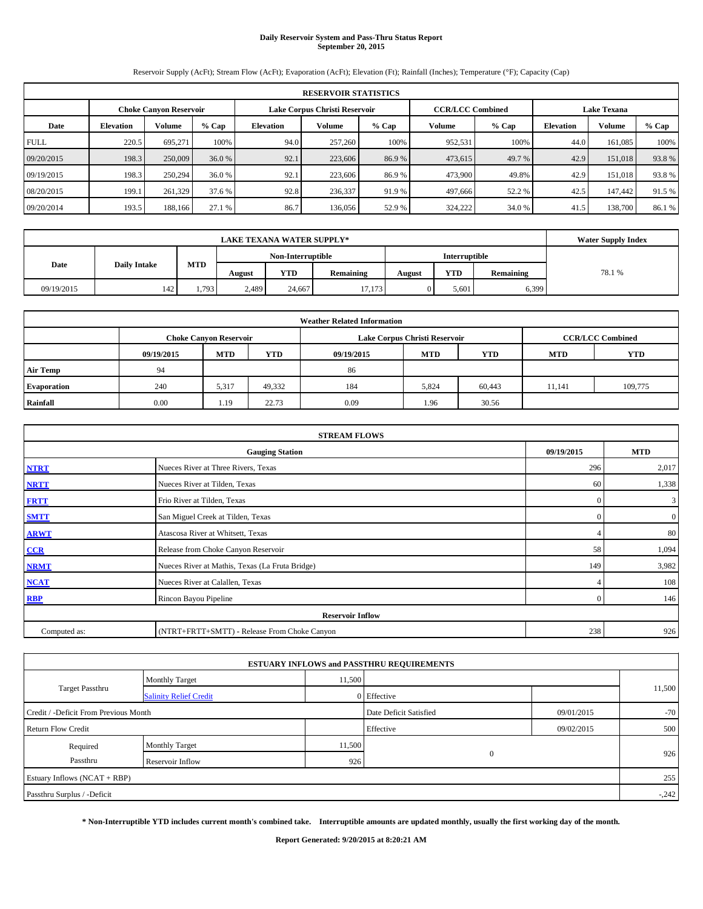# Daily Reservoir System and Pass-Thru Status Report
## September 20, 2015

Reservoir Supply (AcFt); Stream Flow (AcFt); Evaporation (AcFt); Elevation (Ft); Rainfall (Inches); Temperature (°F); Capacity (Cap)

| RESERVOIR STATISTICS | | | | | | | | | | | |
|---|---|---|---|---|---|---|---|---|---|---|---|
| | Choke Canyon Reservoir | | | Lake Corpus Christi Reservoir | | | CCR/LCC Combined | | Lake Texana | | |
| Date | Elevation | Volume | % Cap | Elevation | Volume | % Cap | Volume | % Cap | Elevation | Volume | % Cap |
| FULL | 220.5 | 695,271 | 100% | 94.0 | 257,260 | 100% | 952,531 | 100% | 44.0 | 161,085 | 100% |
| 09/20/2015 | 198.3 | 250,009 | 36.0 % | 92.1 | 223,606 | 86.9 % | 473,615 | 49.7 % | 42.9 | 151,018 | 93.8 % |
| 09/19/2015 | 198.3 | 250,294 | 36.0 % | 92.1 | 223,606 | 86.9 % | 473,900 | 49.8% | 42.9 | 151,018 | 93.8 % |
| 08/20/2015 | 199.1 | 261,329 | 37.6 % | 92.8 | 236,337 | 91.9 % | 497,666 | 52.2 % | 42.5 | 147,442 | 91.5 % |
| 09/20/2014 | 193.5 | 188,166 | 27.1 % | 86.7 | 136,056 | 52.9 % | 324,222 | 34.0 % | 41.5 | 138,700 | 86.1 % |

| LAKE TEXANA WATER SUPPLY* | | | | | | | | | Water Supply Index |
|---|---|---|---|---|---|---|---|---|---|
| | | | Non-Interruptible | | | Interruptible | | | |
| Date | Daily Intake | MTD | August | YTD | Remaining | August | YTD | Remaining | |
| 09/19/2015 | 142 | 1,793 | 2,489 | 24,667 | 17,173 | 0 | 5,601 | 6,399 | 78.1 % |

| Weather Related Information | | | | | | | | |
|---|---|---|---|---|---|---|---|---|
| | Choke Canyon Reservoir | | | Lake Corpus Christi Reservoir | | | CCR/LCC Combined | |
| | 09/19/2015 | MTD | YTD | 09/19/2015 | MTD | YTD | MTD | YTD |
| Air Temp | 94 | | | 86 | | | | |
| Evaporation | 240 | 5,317 | 49,332 | 184 | 5,824 | 60,443 | 11,141 | 109,775 |
| Rainfall | 0.00 | 1.19 | 22.73 | 0.09 | 1.96 | 30.56 | | |

| STREAM FLOWS | | | |
|---|---|---|---|
| | Gauging Station | 09/19/2015 | MTD |
| NTRT | Nueces River at Three Rivers, Texas | 296 | 2,017 |
| NRTT | Nueces River at Tilden, Texas | 60 | 1,338 |
| FRTT | Frio River at Tilden, Texas | 0 | 3 |
| SMTT | San Miguel Creek at Tilden, Texas | 0 | 0 |
| ARWT | Atascosa River at Whitsett, Texas | 4 | 80 |
| CCR | Release from Choke Canyon Reservoir | 58 | 1,094 |
| NRMT | Nueces River at Mathis, Texas (La Fruta Bridge) | 149 | 3,982 |
| NCAT | Nueces River at Calallen, Texas | 4 | 108 |
| RBP | Rincon Bayou Pipeline | 0 | 146 |
| Reservoir Inflow | | | |
| Computed as: | (NTRT+FRTT+SMTT) - Release From Choke Canyon | 238 | 926 |

| ESTUARY INFLOWS and PASSTHRU REQUIREMENTS | | | | | |
|---|---|---|---|---|---|
| Target Passthru | Monthly Target | 11,500 | | | 11,500 |
| | Salinity Relief Credit | 0 | Effective | | |
| Credit / -Deficit From Previous Month | | | Date Deficit Satisfied | 09/01/2015 | -70 |
| Return Flow Credit | | | Effective | 09/02/2015 | 500 |
| Required Passthru | Monthly Target | 11,500 | 0 | | 926 |
| | Reservoir Inflow | 926 | | | |
| Estuary Inflows (NCAT + RBP) | | | | | 255 |
| Passthru Surplus / -Deficit | | | | | -,242 |

**\* Non-Interruptible YTD includes current month's combined take. Interruptible amounts are updated monthly, usually the first working day of the month.**

**Report Generated: 9/20/2015 at 8:20:21 AM**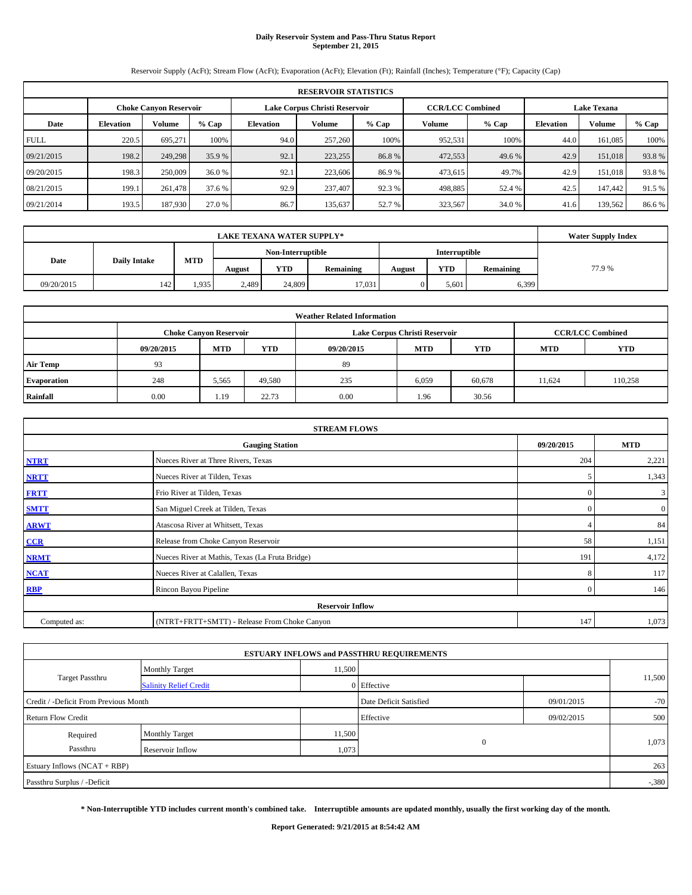# Daily Reservoir System and Pass-Thru Status Report
## September 21, 2015

Reservoir Supply (AcFt); Stream Flow (AcFt); Evaporation (AcFt); Elevation (Ft); Rainfall (Inches); Temperature (°F); Capacity (Cap)

| RESERVOIR STATISTICS | | | | | | | | | | | |
|---|---|---|---|---|---|---|---|---|---|---|---|
| | Choke Canyon Reservoir | | | Lake Corpus Christi Reservoir | | | CCR/LCC Combined | | Lake Texana | | |
| Date | Elevation | Volume | % Cap | Elevation | Volume | % Cap | Volume | % Cap | Elevation | Volume | % Cap |
| FULL | 220.5 | 695,271 | 100% | 94.0 | 257,260 | 100% | 952,531 | 100% | 44.0 | 161,085 | 100% |
| 09/21/2015 | 198.2 | 249,298 | 35.9 % | 92.1 | 223,255 | 86.8 % | 472,553 | 49.6 % | 42.9 | 151,018 | 93.8 % |
| 09/20/2015 | 198.3 | 250,009 | 36.0 % | 92.1 | 223,606 | 86.9 % | 473,615 | 49.7% | 42.9 | 151,018 | 93.8 % |
| 08/21/2015 | 199.1 | 261,478 | 37.6 % | 92.9 | 237,407 | 92.3 % | 498,885 | 52.4 % | 42.5 | 147,442 | 91.5 % |
| 09/21/2014 | 193.5 | 187,930 | 27.0 % | 86.7 | 135,637 | 52.7 % | 323,567 | 34.0 % | 41.6 | 139,562 | 86.6 % |

| LAKE TEXANA WATER SUPPLY* | | | | | | | | | Water Supply Index |
|---|---|---|---|---|---|---|---|---|---|
| Date | Daily Intake | MTD | Non-Interruptible | | | Interruptible | | | |
| | | | August | YTD | Remaining | August | YTD | Remaining | |
| 09/20/2015 | 142 | 1,935 | 2,489 | 24,809 | 17,031 | 0 | 5,601 | 6,399 | 77.9 % |

| Weather Related Information | | | | | | | | |
|---|---|---|---|---|---|---|---|---|
| | Choke Canyon Reservoir | | | Lake Corpus Christi Reservoir | | | CCR/LCC Combined | |
| | 09/20/2015 | MTD | YTD | 09/20/2015 | MTD | YTD | MTD | YTD |
| Air Temp | 93 | | | 89 | | | | |
| Evaporation | 248 | 5,565 | 49,580 | 235 | 6,059 | 60,678 | 11,624 | 110,258 |
| Rainfall | 0.00 | 1.19 | 22.73 | 0.00 | 1.96 | 30.56 | | |

| STREAM FLOWS | | | |
|---|---|---|---|
| | Gauging Station | 09/20/2015 | MTD |
| NTRT | Nueces River at Three Rivers, Texas | 204 | 2,221 |
| NRTT | Nueces River at Tilden, Texas | 5 | 1,343 |
| FRTT | Frio River at Tilden, Texas | 0 | 3 |
| SMTT | San Miguel Creek at Tilden, Texas | 0 | 0 |
| ARWT | Atascosa River at Whitsett, Texas | 4 | 84 |
| CCR | Release from Choke Canyon Reservoir | 58 | 1,151 |
| NRMT | Nueces River at Mathis, Texas (La Fruta Bridge) | 191 | 4,172 |
| NCAT | Nueces River at Calallen, Texas | 8 | 117 |
| RBP | Rincon Bayou Pipeline | 0 | 146 |
| Reservoir Inflow | | | |
| Computed as: | (NTRT+FRTT+SMTT) - Release From Choke Canyon | 147 | 1,073 |

| ESTUARY INFLOWS and PASSTHRU REQUIREMENTS | | | | | |
|---|---|---|---|---|---|
| Target Passthru | Monthly Target | 11,500 | | | 11,500 |
| | Salinity Relief Credit | 0 | Effective | | |
| Credit / -Deficit From Previous Month | | | Date Deficit Satisfied | 09/01/2015 | -70 |
| Return Flow Credit | | | Effective | 09/02/2015 | 500 |
| Required Passthru | Monthly Target | 11,500 | 0 | | 1,073 |
| | Reservoir Inflow | 1,073 | | | |
| Estuary Inflows (NCAT + RBP) | | | | | 263 |
| Passthru Surplus / -Deficit | | | | | -,380 |

**\* Non-Interruptible YTD includes current month's combined take. Interruptible amounts are updated monthly, usually the first working day of the month.**

**Report Generated: 9/21/2015 at 8:54:42 AM**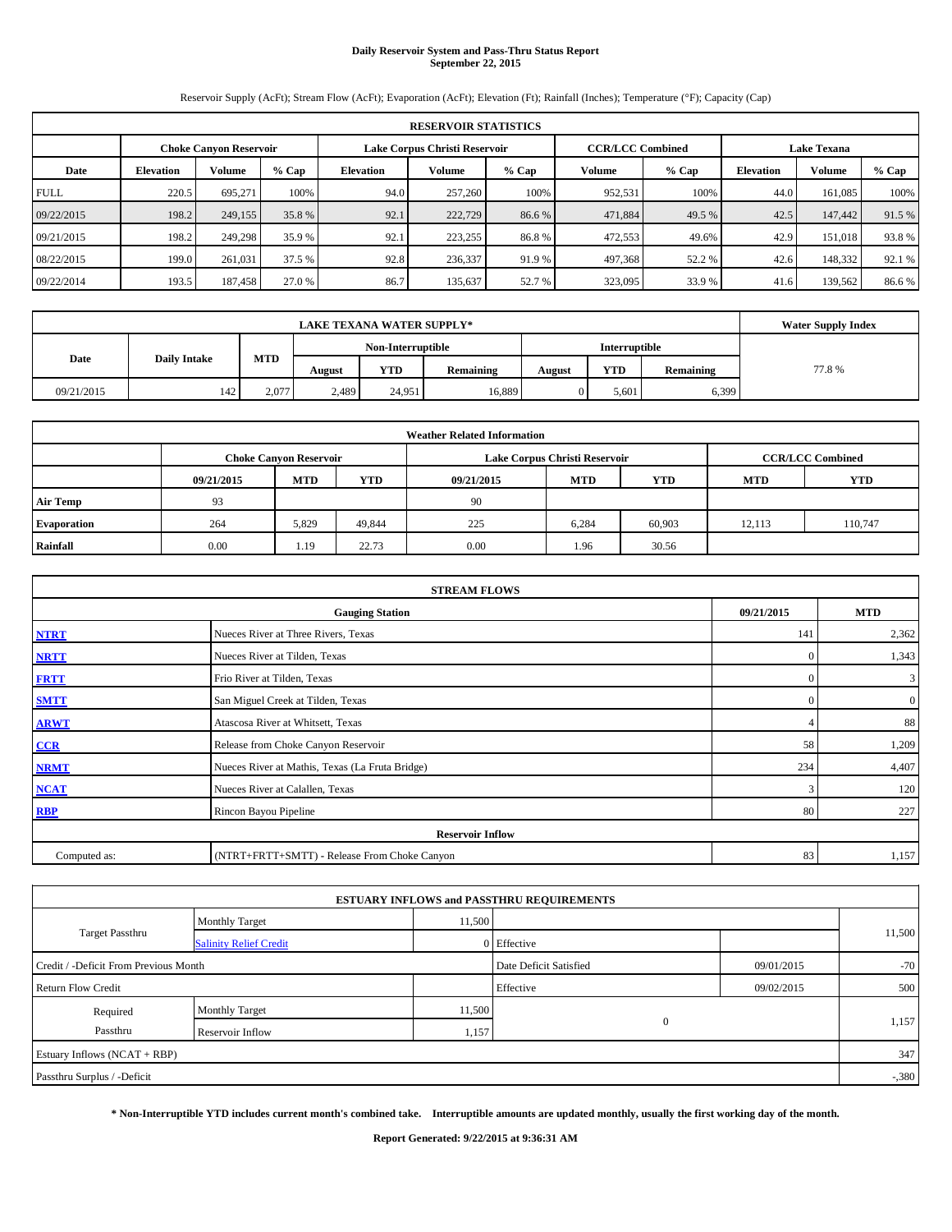# Daily Reservoir System and Pass-Thru Status Report
## September 22, 2015

Reservoir Supply (AcFt); Stream Flow (AcFt); Evaporation (AcFt); Elevation (Ft); Rainfall (Inches); Temperature (°F); Capacity (Cap)

| RESERVOIR STATISTICS | | | | | | | | | | | |
|---|---|---|---|---|---|---|---|---|---|---|---|
| | Choke Canyon Reservoir | | | Lake Corpus Christi Reservoir | | | CCR/LCC Combined | | Lake Texana | | |
| Date | Elevation | Volume | % Cap | Elevation | Volume | % Cap | Volume | % Cap | Elevation | Volume | % Cap |
| FULL | 220.5 | 695,271 | 100% | 94.0 | 257,260 | 100% | 952,531 | 100% | 44.0 | 161,085 | 100% |
| 09/22/2015 | 198.2 | 249,155 | 35.8 % | 92.1 | 222,729 | 86.6 % | 471,884 | 49.5 % | 42.5 | 147,442 | 91.5 % |
| 09/21/2015 | 198.2 | 249,298 | 35.9 % | 92.1 | 223,255 | 86.8 % | 472,553 | 49.6% | 42.9 | 151,018 | 93.8 % |
| 08/22/2015 | 199.0 | 261,031 | 37.5 % | 92.8 | 236,337 | 91.9 % | 497,368 | 52.2 % | 42.6 | 148,332 | 92.1 % |
| 09/22/2014 | 193.5 | 187,458 | 27.0 % | 86.7 | 135,637 | 52.7 % | 323,095 | 33.9 % | 41.6 | 139,562 | 86.6 % |

| LAKE TEXANA WATER SUPPLY* | | | | | | | | | Water Supply Index |
|---|---|---|---|---|---|---|---|---|---|
| Date | Daily Intake | MTD | Non-Interruptible | | | Interruptible | | | |
| | | | August | YTD | Remaining | August | YTD | Remaining | |
| 09/21/2015 | 142 | 2,077 | 2,489 | 24,951 | 16,889 | 0 | 5,601 | 6,399 | 77.8 % |

| Weather Related Information | | | | | | | | |
|---|---|---|---|---|---|---|---|---|
| | Choke Canyon Reservoir | | | Lake Corpus Christi Reservoir | | | CCR/LCC Combined | |
| | 09/21/2015 | MTD | YTD | 09/21/2015 | MTD | YTD | MTD | YTD |
| Air Temp | 93 | | | 90 | | | | |
| Evaporation | 264 | 5,829 | 49,844 | 225 | 6,284 | 60,903 | 12,113 | 110,747 |
| Rainfall | 0.00 | 1.19 | 22.73 | 0.00 | 1.96 | 30.56 | | |

| STREAM FLOWS | | | |
|---|---|---|---|
| | Gauging Station | 09/21/2015 | MTD |
| NTRT | Nueces River at Three Rivers, Texas | 141 | 2,362 |
| NRTT | Nueces River at Tilden, Texas | 0 | 1,343 |
| FRTT | Frio River at Tilden, Texas | 0 | 3 |
| SMTT | San Miguel Creek at Tilden, Texas | 0 | 0 |
| ARWT | Atascosa River at Whitsett, Texas | 4 | 88 |
| CCR | Release from Choke Canyon Reservoir | 58 | 1,209 |
| NRMT | Nueces River at Mathis, Texas (La Fruta Bridge) | 234 | 4,407 |
| NCAT | Nueces River at Calallen, Texas | 3 | 120 |
| RBP | Rincon Bayou Pipeline | 80 | 227 |
| | Reservoir Inflow | | |
| Computed as: | (NTRT+FRTT+SMTT) - Release From Choke Canyon | 83 | 1,157 |

| ESTUARY INFLOWS and PASSTHRU REQUIREMENTS | | | | | |
|---|---|---|---|---|---|
| Target Passthru | Monthly Target | 11,500 | | | 11,500 |
| | Salinity Relief Credit | 0 | Effective | | |
| Credit / -Deficit From Previous Month | | | Date Deficit Satisfied | 09/01/2015 | -70 |
| Return Flow Credit | | | Effective | 09/02/2015 | 500 |
| Required Passthru | Monthly Target | 11,500 | 0 | | 1,157 |
| | Reservoir Inflow | 1,157 | | | |
| Estuary Inflows (NCAT + RBP) | | | | | 347 |
| Passthru Surplus / -Deficit | | | | | -,380 |

**\* Non-Interruptible YTD includes current month's combined take. Interruptible amounts are updated monthly, usually the first working day of the month.**

**Report Generated: 9/22/2015 at 9:36:31 AM**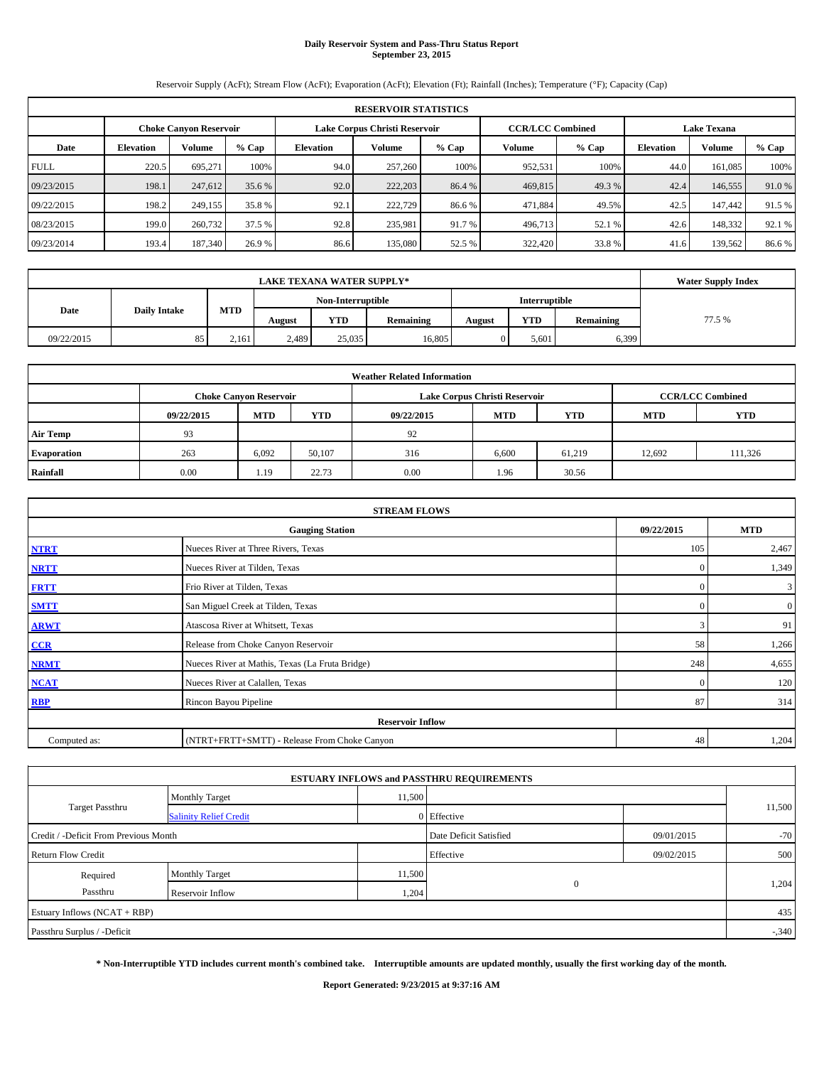# Daily Reservoir System and Pass-Thru Status Report
## September 23, 2015

Reservoir Supply (AcFt); Stream Flow (AcFt); Evaporation (AcFt); Elevation (Ft); Rainfall (Inches); Temperature (°F); Capacity (Cap)

| RESERVOIR STATISTICS | | | | | | | | | | | |
|---|---|---|---|---|---|---|---|---|---|---|---|
| | Choke Canyon Reservoir | | | Lake Corpus Christi Reservoir | | | CCR/LCC Combined | | Lake Texana | | |
| Date | Elevation | Volume | % Cap | Elevation | Volume | % Cap | Volume | % Cap | Elevation | Volume | % Cap |
| FULL | 220.5 | 695,271 | 100% | 94.0 | 257,260 | 100% | 952,531 | 100% | 44.0 | 161,085 | 100% |
| 09/23/2015 | 198.1 | 247,612 | 35.6 % | 92.0 | 222,203 | 86.4 % | 469,815 | 49.3 % | 42.4 | 146,555 | 91.0 % |
| 09/22/2015 | 198.2 | 249,155 | 35.8 % | 92.1 | 222,729 | 86.6 % | 471,884 | 49.5% | 42.5 | 147,442 | 91.5 % |
| 08/23/2015 | 199.0 | 260,732 | 37.5 % | 92.8 | 235,981 | 91.7 % | 496,713 | 52.1 % | 42.6 | 148,332 | 92.1 % |
| 09/23/2014 | 193.4 | 187,340 | 26.9 % | 86.6 | 135,080 | 52.5 % | 322,420 | 33.8 % | 41.6 | 139,562 | 86.6 % |

| LAKE TEXANA WATER SUPPLY* | | | | | | | | | Water Supply Index |
|---|---|---|---|---|---|---|---|---|---|
| Date | Daily Intake | MTD | Non-Interruptible | | | Interruptible | | | |
| | | | August | YTD | Remaining | August | YTD | Remaining | |
| 09/22/2015 | 85 | 2,161 | 2,489 | 25,035 | 16,805 | 0 | 5,601 | 6,399 | 77.5 % |

| Weather Related Information | | | | | | | | |
|---|---|---|---|---|---|---|---|---|
| | Choke Canyon Reservoir | | | Lake Corpus Christi Reservoir | | | CCR/LCC Combined | |
| | 09/22/2015 | MTD | YTD | 09/22/2015 | MTD | YTD | MTD | YTD |
| Air Temp | 93 | | | 92 | | | | |
| Evaporation | 263 | 6,092 | 50,107 | 316 | 6,600 | 61,219 | 12,692 | 111,326 |
| Rainfall | 0.00 | 1.19 | 22.73 | 0.00 | 1.96 | 30.56 | | |

| STREAM FLOWS | | | |
|---|---|---|---|
| | Gauging Station | 09/22/2015 | MTD |
| NTRT | Nueces River at Three Rivers, Texas | 105 | 2,467 |
| NRTT | Nueces River at Tilden, Texas | 0 | 1,349 |
| FRTT | Frio River at Tilden, Texas | 0 | 3 |
| SMTT | San Miguel Creek at Tilden, Texas | 0 | 0 |
| ARWT | Atascosa River at Whitsett, Texas | 3 | 91 |
| CCR | Release from Choke Canyon Reservoir | 58 | 1,266 |
| NRMT | Nueces River at Mathis, Texas (La Fruta Bridge) | 248 | 4,655 |
| NCAT | Nueces River at Calallen, Texas | 0 | 120 |
| RBP | Rincon Bayou Pipeline | 87 | 314 |
| Reservoir Inflow | | | |
| Computed as: | (NTRT+FRTT+SMTT) - Release From Choke Canyon | 48 | 1,204 |

| ESTUARY INFLOWS and PASSTHRU REQUIREMENTS | | | | | |
|---|---|---|---|---|---|
| Target Passthru | Monthly Target | 11,500 | | | 11,500 |
| | Salinity Relief Credit | 0 | Effective | | |
| Credit / -Deficit From Previous Month | | | Date Deficit Satisfied | 09/01/2015 | -70 |
| Return Flow Credit | | | Effective | 09/02/2015 | 500 |
| Required Passthru | Monthly Target | 11,500 | 0 | | 1,204 |
| | Reservoir Inflow | 1,204 | | | |
| Estuary Inflows (NCAT + RBP) | | | | | 435 |
| Passthru Surplus / -Deficit | | | | | -,340 |

**\* Non-Interruptible YTD includes current month's combined take. Interruptible amounts are updated monthly, usually the first working day of the month.**

**Report Generated: 9/23/2015 at 9:37:16 AM**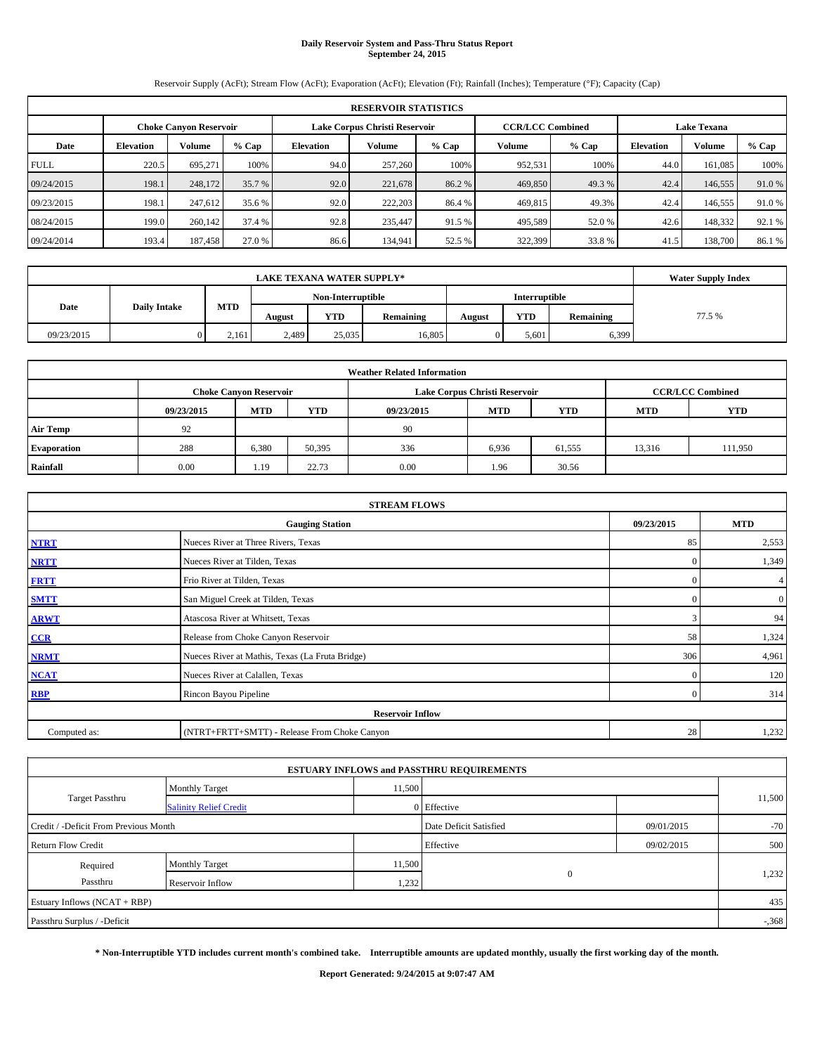# Daily Reservoir System and Pass-Thru Status Report
## September 24, 2015

Reservoir Supply (AcFt); Stream Flow (AcFt); Evaporation (AcFt); Elevation (Ft); Rainfall (Inches); Temperature (°F); Capacity (Cap)

| RESERVOIR STATISTICS | | | | | | | | | | | |
|---|---|---|---|---|---|---|---|---|---|---|---|
| | Choke Canyon Reservoir | | | Lake Corpus Christi Reservoir | | | CCR/LCC Combined | | Lake Texana | | |
| Date | Elevation | Volume | % Cap | Elevation | Volume | % Cap | Volume | % Cap | Elevation | Volume | % Cap |
| FULL | 220.5 | 695,271 | 100% | 94.0 | 257,260 | 100% | 952,531 | 100% | 44.0 | 161,085 | 100% |
| 09/24/2015 | 198.1 | 248,172 | 35.7 % | 92.0 | 221,678 | 86.2 % | 469,850 | 49.3 % | 42.4 | 146,555 | 91.0 % |
| 09/23/2015 | 198.1 | 247,612 | 35.6 % | 92.0 | 222,203 | 86.4 % | 469,815 | 49.3% | 42.4 | 146,555 | 91.0 % |
| 08/24/2015 | 199.0 | 260,142 | 37.4 % | 92.8 | 235,447 | 91.5 % | 495,589 | 52.0 % | 42.6 | 148,332 | 92.1 % |
| 09/24/2014 | 193.4 | 187,458 | 27.0 % | 86.6 | 134,941 | 52.5 % | 322,399 | 33.8 % | 41.5 | 138,700 | 86.1 % |

| LAKE TEXANA WATER SUPPLY* | | | | | | | | | Water Supply Index |
|---|---|---|---|---|---|---|---|---|---|
| Date | Daily Intake | MTD | Non-Interruptible | | | Interruptible | | | |
| | | | August | YTD | Remaining | August | YTD | Remaining | |
| 09/23/2015 | 0 | 2,161 | 2,489 | 25,035 | 16,805 | 0 | 5,601 | 6,399 | 77.5 % |

| Weather Related Information | | | | | | | | |
|---|---|---|---|---|---|---|---|---|
| | Choke Canyon Reservoir | | | Lake Corpus Christi Reservoir | | | CCR/LCC Combined | |
| | 09/23/2015 | MTD | YTD | 09/23/2015 | MTD | YTD | MTD | YTD |
| Air Temp | 92 | | | 90 | | | | |
| Evaporation | 288 | 6,380 | 50,395 | 336 | 6,936 | 61,555 | 13,316 | 111,950 |
| Rainfall | 0.00 | 1.19 | 22.73 | 0.00 | 1.96 | 30.56 | | |

| STREAM FLOWS | | | |
|---|---|---|---|
| | Gauging Station | 09/23/2015 | MTD |
| NTRT | Nueces River at Three Rivers, Texas | 85 | 2,553 |
| NRTT | Nueces River at Tilden, Texas | 0 | 1,349 |
| FRTT | Frio River at Tilden, Texas | 0 | 4 |
| SMTT | San Miguel Creek at Tilden, Texas | 0 | 0 |
| ARWT | Atascosa River at Whitsett, Texas | 3 | 94 |
| CCR | Release from Choke Canyon Reservoir | 58 | 1,324 |
| NRMT | Nueces River at Mathis, Texas (La Fruta Bridge) | 306 | 4,961 |
| NCAT | Nueces River at Calallen, Texas | 0 | 120 |
| RBP | Rincon Bayou Pipeline | 0 | 314 |
| Reservoir Inflow | | | |
| Computed as: | (NTRT+FRTT+SMTT) - Release From Choke Canyon | 28 | 1,232 |

| ESTUARY INFLOWS and PASSTHRU REQUIREMENTS | | | | | |
|---|---|---|---|---|---|
| Target Passthru | Monthly Target | 11,500 | | | 11,500 |
| | Salinity Relief Credit | 0 | Effective | | |
| Credit / -Deficit From Previous Month | | | Date Deficit Satisfied | 09/01/2015 | -70 |
| Return Flow Credit | | | Effective | 09/02/2015 | 500 |
| Required Passthru | Monthly Target | 11,500 | 0 | | 1,232 |
| | Reservoir Inflow | 1,232 | | | |
| Estuary Inflows (NCAT + RBP) | | | | | 435 |
| Passthru Surplus / -Deficit | | | | | -,368 |

**\* Non-Interruptible YTD includes current month's combined take. Interruptible amounts are updated monthly, usually the first working day of the month.**

**Report Generated: 9/24/2015 at 9:07:47 AM**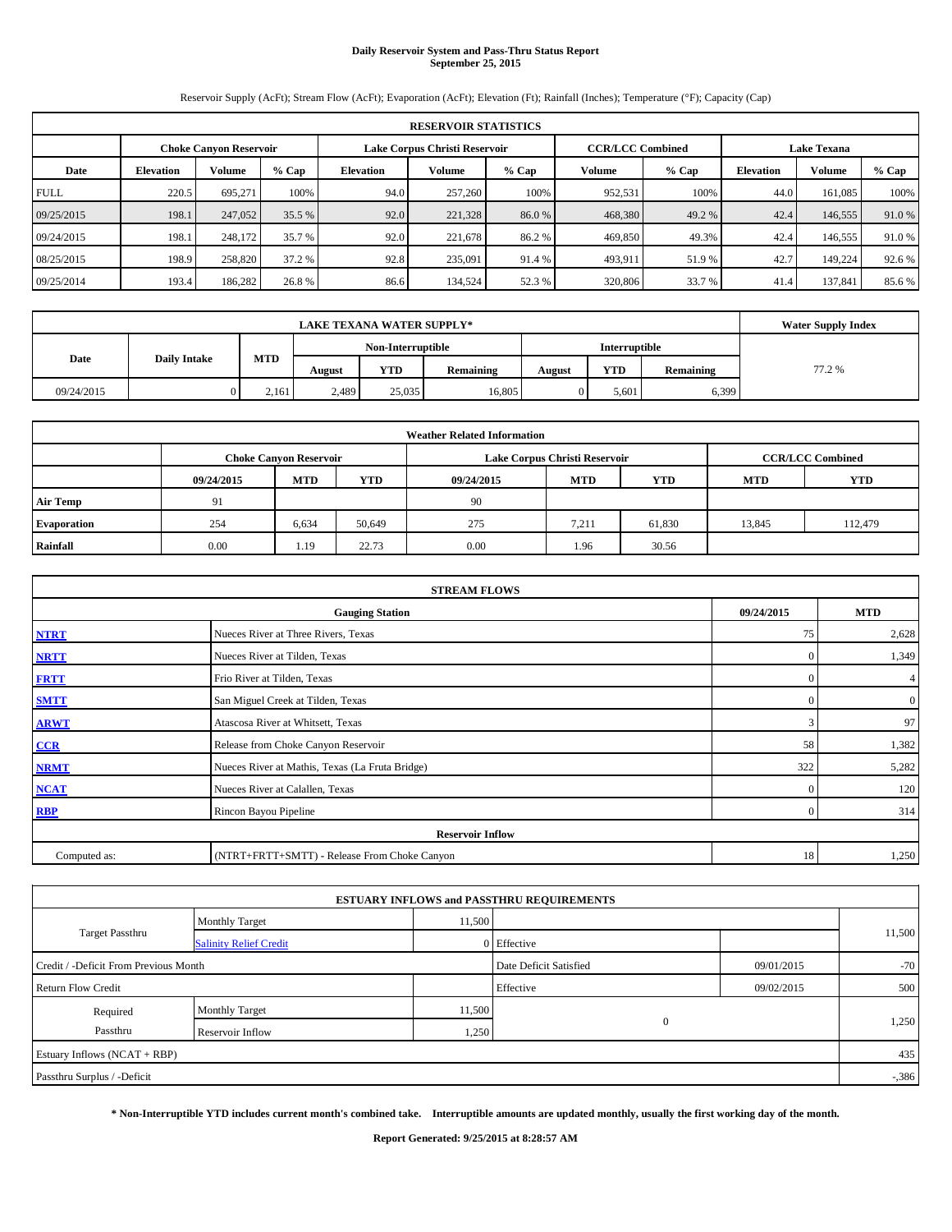# Daily Reservoir System and Pass-Thru Status Report
## September 25, 2015

Reservoir Supply (AcFt); Stream Flow (AcFt); Evaporation (AcFt); Elevation (Ft); Rainfall (Inches); Temperature (°F); Capacity (Cap)

| RESERVOIR STATISTICS | | | | | | | | | | | |
|---|---|---|---|---|---|---|---|---|---|---|---|
| | Choke Canyon Reservoir | | | Lake Corpus Christi Reservoir | | | CCR/LCC Combined | | Lake Texana | | |
| Date | Elevation | Volume | % Cap | Elevation | Volume | % Cap | Volume | % Cap | Elevation | Volume | % Cap |
| FULL | 220.5 | 695,271 | 100% | 94.0 | 257,260 | 100% | 952,531 | 100% | 44.0 | 161,085 | 100% |
| 09/25/2015 | 198.1 | 247,052 | 35.5 % | 92.0 | 221,328 | 86.0 % | 468,380 | 49.2 % | 42.4 | 146,555 | 91.0 % |
| 09/24/2015 | 198.1 | 248,172 | 35.7 % | 92.0 | 221,678 | 86.2 % | 469,850 | 49.3% | 42.4 | 146,555 | 91.0 % |
| 08/25/2015 | 198.9 | 258,820 | 37.2 % | 92.8 | 235,091 | 91.4 % | 493,911 | 51.9 % | 42.7 | 149,224 | 92.6 % |
| 09/25/2014 | 193.4 | 186,282 | 26.8 % | 86.6 | 134,524 | 52.3 % | 320,806 | 33.7 % | 41.4 | 137,841 | 85.6 % |

| LAKE TEXANA WATER SUPPLY* | | | | | | | | | Water Supply Index |
|---|---|---|---|---|---|---|---|---|---|
| Date | Daily Intake | MTD | Non-Interruptible | | | Interruptible | | | |
| | | | August | YTD | Remaining | August | YTD | Remaining | |
| 09/24/2015 | 0 | 2,161 | 2,489 | 25,035 | 16,805 | 0 | 5,601 | 6,399 | 77.2 % |

| Weather Related Information | | | | | | | | |
|---|---|---|---|---|---|---|---|---|
| | Choke Canyon Reservoir | | | Lake Corpus Christi Reservoir | | | CCR/LCC Combined | |
| | 09/24/2015 | MTD | YTD | 09/24/2015 | MTD | YTD | MTD | YTD |
| Air Temp | 91 | | | 90 | | | | |
| Evaporation | 254 | 6,634 | 50,649 | 275 | 7,211 | 61,830 | 13,845 | 112,479 |
| Rainfall | 0.00 | 1.19 | 22.73 | 0.00 | 1.96 | 30.56 | | |

| STREAM FLOWS | | | |
|---|---|---|---|
| | Gauging Station | 09/24/2015 | MTD |
| NTRT | Nueces River at Three Rivers, Texas | 75 | 2,628 |
| NRTT | Nueces River at Tilden, Texas | 0 | 1,349 |
| FRTT | Frio River at Tilden, Texas | 0 | 4 |
| SMTT | San Miguel Creek at Tilden, Texas | 0 | 0 |
| ARWT | Atascosa River at Whitsett, Texas | 3 | 97 |
| CCR | Release from Choke Canyon Reservoir | 58 | 1,382 |
| NRMT | Nueces River at Mathis, Texas (La Fruta Bridge) | 322 | 5,282 |
| NCAT | Nueces River at Calallen, Texas | 0 | 120 |
| RBP | Rincon Bayou Pipeline | 0 | 314 |
| Reservoir Inflow | | | |
| Computed as: | (NTRT+FRTT+SMTT) - Release From Choke Canyon | 18 | 1,250 |

| ESTUARY INFLOWS and PASSTHRU REQUIREMENTS | | | | | |
|---|---|---|---|---|---|
| Target Passthru | Monthly Target | 11,500 | | | 11,500 |
| | Salinity Relief Credit | 0 | Effective | | |
| Credit / -Deficit From Previous Month | | | Date Deficit Satisfied | 09/01/2015 | -70 |
| Return Flow Credit | | | Effective | 09/02/2015 | 500 |
| Required Passthru | Monthly Target | 11,500 | 0 | | 1,250 |
| | Reservoir Inflow | 1,250 | | | |
| Estuary Inflows (NCAT + RBP) | | | | | 435 |
| Passthru Surplus / -Deficit | | | | | -,386 |

**\* Non-Interruptible YTD includes current month's combined take. Interruptible amounts are updated monthly, usually the first working day of the month.**

**Report Generated: 9/25/2015 at 8:28:57 AM**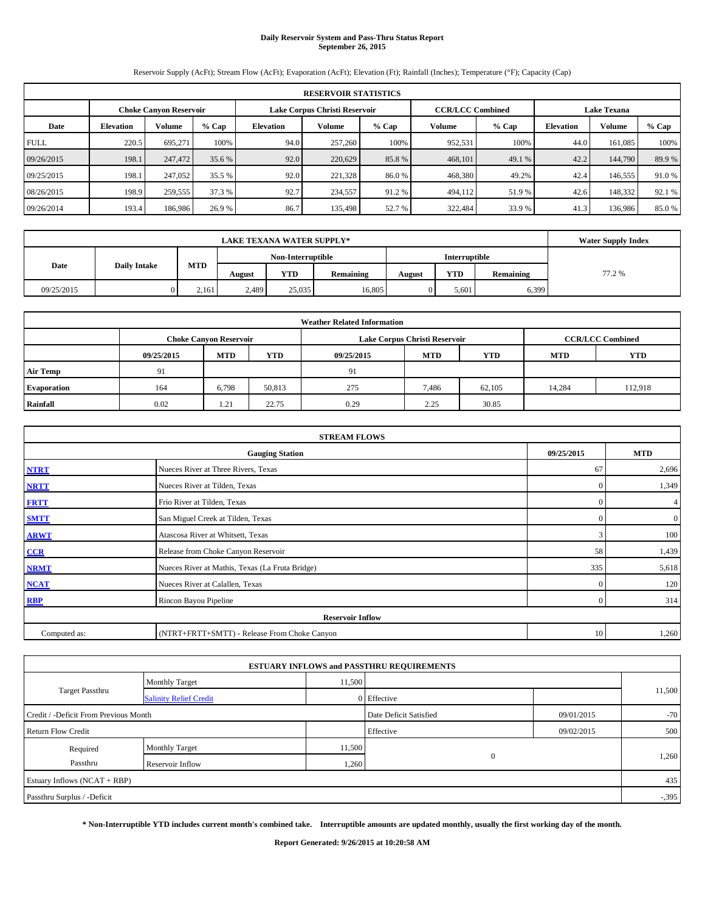# Daily Reservoir System and Pass-Thru Status Report
## September 26, 2015

Reservoir Supply (AcFt); Stream Flow (AcFt); Evaporation (AcFt); Elevation (Ft); Rainfall (Inches); Temperature (°F); Capacity (Cap)

| RESERVOIR STATISTICS | | | | | | | | | | | |
|---|---|---|---|---|---|---|---|---|---|---|---|
| | Choke Canyon Reservoir | | | Lake Corpus Christi Reservoir | | | CCR/LCC Combined | | Lake Texana | | |
| Date | Elevation | Volume | % Cap | Elevation | Volume | % Cap | Volume | % Cap | Elevation | Volume | % Cap |
| FULL | 220.5 | 695,271 | 100% | 94.0 | 257,260 | 100% | 952,531 | 100% | 44.0 | 161,085 | 100% |
| 09/26/2015 | 198.1 | 247,472 | 35.6 % | 92.0 | 220,629 | 85.8 % | 468,101 | 49.1 % | 42.2 | 144,790 | 89.9 % |
| 09/25/2015 | 198.1 | 247,052 | 35.5 % | 92.0 | 221,328 | 86.0 % | 468,380 | 49.2% | 42.4 | 146,555 | 91.0 % |
| 08/26/2015 | 198.9 | 259,555 | 37.3 % | 92.7 | 234,557 | 91.2 % | 494,112 | 51.9 % | 42.6 | 148,332 | 92.1 % |
| 09/26/2014 | 193.4 | 186,986 | 26.9 % | 86.7 | 135,498 | 52.7 % | 322,484 | 33.9 % | 41.3 | 136,986 | 85.0 % |

| LAKE TEXANA WATER SUPPLY* | | | | | | | | | Water Supply Index |
|---|---|---|---|---|---|---|---|---|---|
| Date | Daily Intake | MTD | Non-Interruptible | | | Interruptible | | | |
| | | | August | YTD | Remaining | August | YTD | Remaining | |
| 09/25/2015 | 0 | 2,161 | 2,489 | 25,035 | 16,805 | 0 | 5,601 | 6,399 | 77.2 % |

| Weather Related Information | | | | | | | | |
|---|---|---|---|---|---|---|---|---|
| | Choke Canyon Reservoir | | | Lake Corpus Christi Reservoir | | | CCR/LCC Combined | |
| | 09/25/2015 | MTD | YTD | 09/25/2015 | MTD | YTD | MTD | YTD |
| Air Temp | 91 | | | 91 | | | | |
| Evaporation | 164 | 6,798 | 50,813 | 275 | 7,486 | 62,105 | 14,284 | 112,918 |
| Rainfall | 0.02 | 1.21 | 22.75 | 0.29 | 2.25 | 30.85 | | |

| STREAM FLOWS | | | |
|---|---|---|---|
| | Gauging Station | 09/25/2015 | MTD |
| NTRT | Nueces River at Three Rivers, Texas | 67 | 2,696 |
| NRTT | Nueces River at Tilden, Texas | 0 | 1,349 |
| FRTT | Frio River at Tilden, Texas | 0 | 4 |
| SMTT | San Miguel Creek at Tilden, Texas | 0 | 0 |
| ARWT | Atascosa River at Whitsett, Texas | 3 | 100 |
| CCR | Release from Choke Canyon Reservoir | 58 | 1,439 |
| NRMT | Nueces River at Mathis, Texas (La Fruta Bridge) | 335 | 5,618 |
| NCAT | Nueces River at Calallen, Texas | 0 | 120 |
| RBP | Rincon Bayou Pipeline | 0 | 314 |
| Reservoir Inflow | | | |
| Computed as: | (NTRT+FRTT+SMTT) - Release From Choke Canyon | 10 | 1,260 |

| ESTUARY INFLOWS and PASSTHRU REQUIREMENTS | | | | | |
|---|---|---|---|---|---|
| Target Passthru | Monthly Target | 11,500 | | | 11,500 |
| | Salinity Relief Credit | 0 | Effective | | |
| Credit / -Deficit From Previous Month | | | Date Deficit Satisfied | 09/01/2015 | -70 |
| Return Flow Credit | | | Effective | 09/02/2015 | 500 |
| Required Passthru | Monthly Target | 11,500 | 0 | | 1,260 |
| | Reservoir Inflow | 1,260 | | | |
| Estuary Inflows (NCAT + RBP) | | | | | 435 |
| Passthru Surplus / -Deficit | | | | | -,395 |

**\* Non-Interruptible YTD includes current month's combined take. Interruptible amounts are updated monthly, usually the first working day of the month.**

**Report Generated: 9/26/2015 at 10:20:58 AM**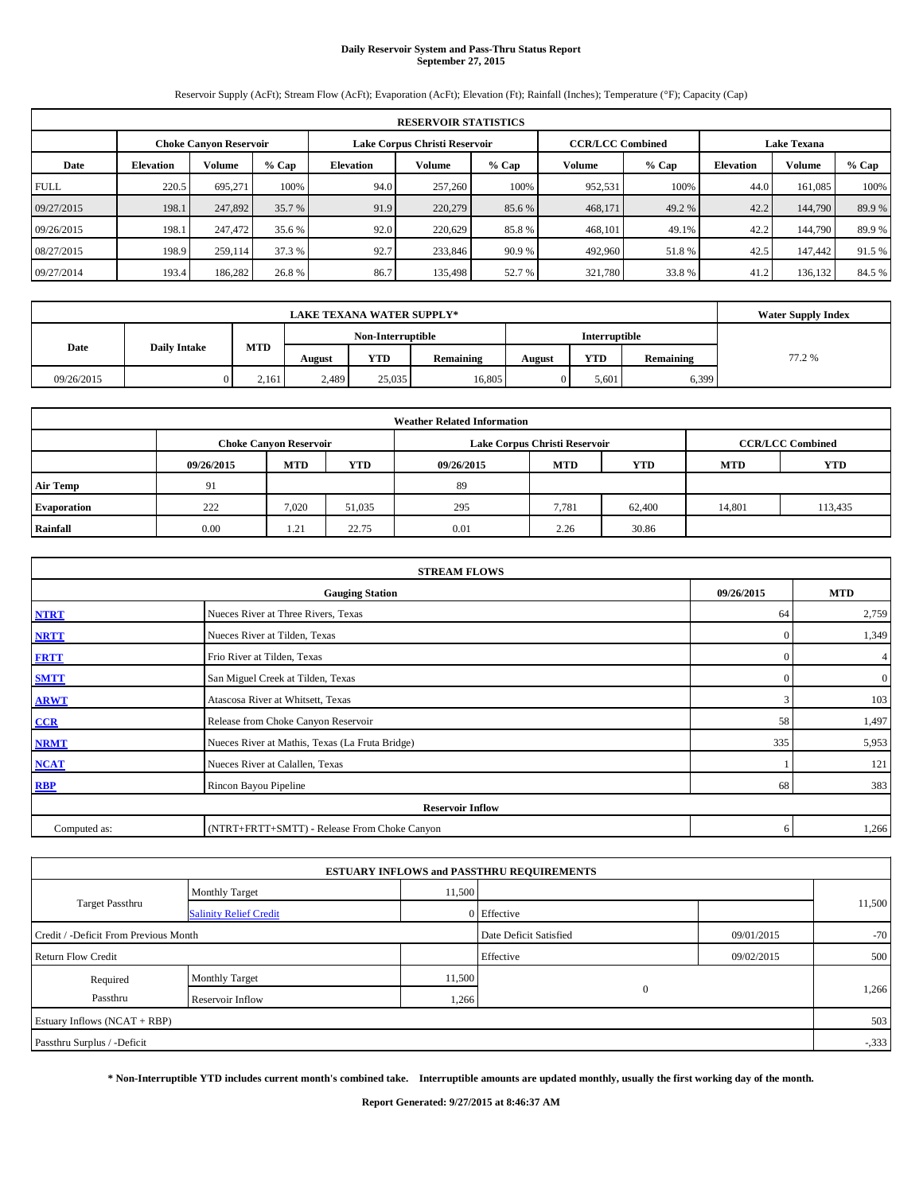# Daily Reservoir System and Pass-Thru Status Report
## September 27, 2015

Reservoir Supply (AcFt); Stream Flow (AcFt); Evaporation (AcFt); Elevation (Ft); Rainfall (Inches); Temperature (°F); Capacity (Cap)

| RESERVOIR STATISTICS | | | | | | | | | | | |
|---|---|---|---|---|---|---|---|---|---|---|---|
| | Choke Canyon Reservoir | | | Lake Corpus Christi Reservoir | | | CCR/LCC Combined | | Lake Texana | | |
| Date | Elevation | Volume | % Cap | Elevation | Volume | % Cap | Volume | % Cap | Elevation | Volume | % Cap |
| FULL | 220.5 | 695,271 | 100% | 94.0 | 257,260 | 100% | 952,531 | 100% | 44.0 | 161,085 | 100% |
| 09/27/2015 | 198.1 | 247,892 | 35.7 % | 91.9 | 220,279 | 85.6 % | 468,171 | 49.2 % | 42.2 | 144,790 | 89.9 % |
| 09/26/2015 | 198.1 | 247,472 | 35.6 % | 92.0 | 220,629 | 85.8 % | 468,101 | 49.1% | 42.2 | 144,790 | 89.9 % |
| 08/27/2015 | 198.9 | 259,114 | 37.3 % | 92.7 | 233,846 | 90.9 % | 492,960 | 51.8 % | 42.5 | 147,442 | 91.5 % |
| 09/27/2014 | 193.4 | 186,282 | 26.8 % | 86.7 | 135,498 | 52.7 % | 321,780 | 33.8 % | 41.2 | 136,132 | 84.5 % |

| LAKE TEXANA WATER SUPPLY* | | | | | | | | | Water Supply Index |
|---|---|---|---|---|---|---|---|---|---|
| Date | Daily Intake | MTD | Non-Interruptible | | | Interruptible | | | |
| | | | August | YTD | Remaining | August | YTD | Remaining | |
| 09/26/2015 | 0 | 2,161 | 2,489 | 25,035 | 16,805 | 0 | 5,601 | 6,399 | 77.2 % |

| Weather Related Information | | | | | | | | |
|---|---|---|---|---|---|---|---|---|
| | Choke Canyon Reservoir | | | Lake Corpus Christi Reservoir | | | CCR/LCC Combined | |
| | 09/26/2015 | MTD | YTD | 09/26/2015 | MTD | YTD | MTD | YTD |
| Air Temp | 91 | | | 89 | | | | |
| Evaporation | 222 | 7,020 | 51,035 | 295 | 7,781 | 62,400 | 14,801 | 113,435 |
| Rainfall | 0.00 | 1.21 | 22.75 | 0.01 | 2.26 | 30.86 | | |

| STREAM FLOWS | | | |
|---|---|---|---|
| | Gauging Station | 09/26/2015 | MTD |
| NTRT | Nueces River at Three Rivers, Texas | 64 | 2,759 |
| NRTT | Nueces River at Tilden, Texas | 0 | 1,349 |
| FRTT | Frio River at Tilden, Texas | 0 | 4 |
| SMTT | San Miguel Creek at Tilden, Texas | 0 | 0 |
| ARWT | Atascosa River at Whitsett, Texas | 3 | 103 |
| CCR | Release from Choke Canyon Reservoir | 58 | 1,497 |
| NRMT | Nueces River at Mathis, Texas (La Fruta Bridge) | 335 | 5,953 |
| NCAT | Nueces River at Calallen, Texas | 1 | 121 |
| RBP | Rincon Bayou Pipeline | 68 | 383 |
| Reservoir Inflow | | | |
| Computed as: | (NTRT+FRTT+SMTT) - Release From Choke Canyon | 6 | 1,266 |

| ESTUARY INFLOWS and PASSTHRU REQUIREMENTS | | | | | |
|---|---|---|---|---|---|
| Target Passthru | Monthly Target | 11,500 | | | 11,500 |
| | Salinity Relief Credit | 0 | Effective | | |
| Credit / -Deficit From Previous Month | | | Date Deficit Satisfied | 09/01/2015 | -70 |
| Return Flow Credit | | | Effective | 09/02/2015 | 500 |
| Required Passthru | Monthly Target | 11,500 | 0 | | 1,266 |
| | Reservoir Inflow | 1,266 | | | |
| Estuary Inflows (NCAT + RBP) | | | | | 503 |
| Passthru Surplus / -Deficit | | | | | -,333 |

**\* Non-Interruptible YTD includes current month's combined take. Interruptible amounts are updated monthly, usually the first working day of the month.**

**Report Generated: 9/27/2015 at 8:46:37 AM**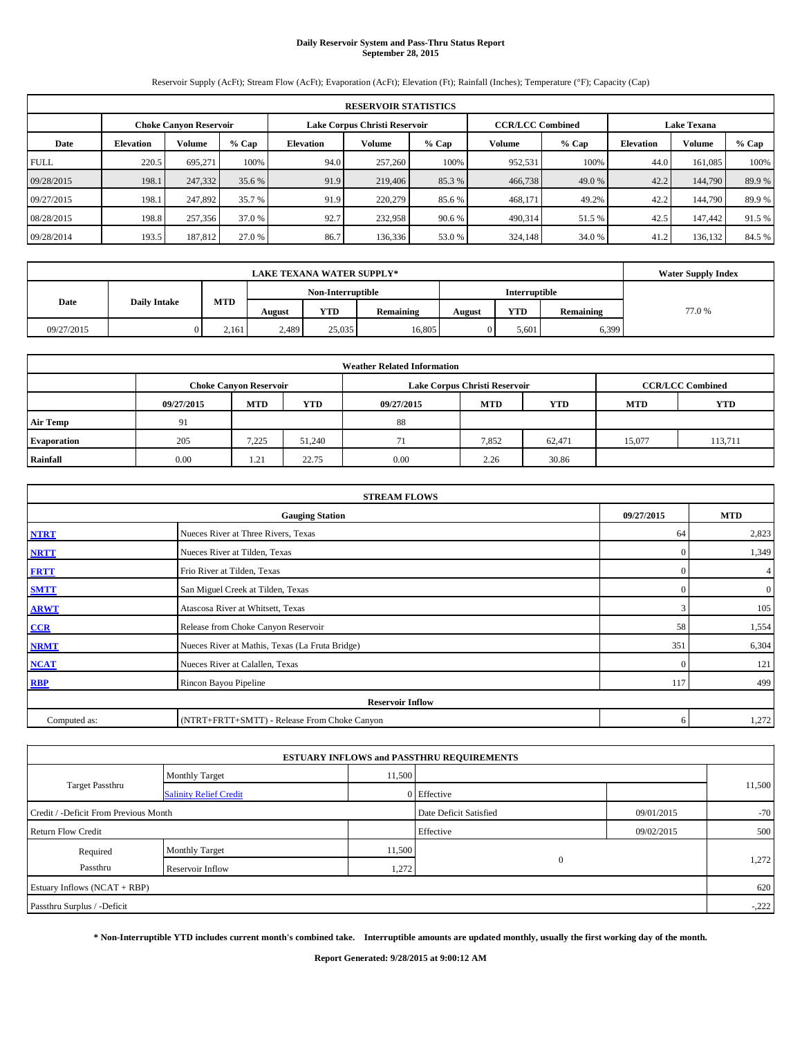# Daily Reservoir System and Pass-Thru Status Report
## September 28, 2015

Reservoir Supply (AcFt); Stream Flow (AcFt); Evaporation (AcFt); Elevation (Ft); Rainfall (Inches); Temperature (°F); Capacity (Cap)

| RESERVOIR STATISTICS | | | | | | | | | | | |
|---|---|---|---|---|---|---|---|---|---|---|---|
| | Choke Canyon Reservoir | | | Lake Corpus Christi Reservoir | | | CCR/LCC Combined | | Lake Texana | | |
| Date | Elevation | Volume | % Cap | Elevation | Volume | % Cap | Volume | % Cap | Elevation | Volume | % Cap |
| FULL | 220.5 | 695,271 | 100% | 94.0 | 257,260 | 100% | 952,531 | 100% | 44.0 | 161,085 | 100% |
| 09/28/2015 | 198.1 | 247,332 | 35.6 % | 91.9 | 219,406 | 85.3 % | 466,738 | 49.0 % | 42.2 | 144,790 | 89.9 % |
| 09/27/2015 | 198.1 | 247,892 | 35.7 % | 91.9 | 220,279 | 85.6 % | 468,171 | 49.2% | 42.2 | 144,790 | 89.9 % |
| 08/28/2015 | 198.8 | 257,356 | 37.0 % | 92.7 | 232,958 | 90.6 % | 490,314 | 51.5 % | 42.5 | 147,442 | 91.5 % |
| 09/28/2014 | 193.5 | 187,812 | 27.0 % | 86.7 | 136,336 | 53.0 % | 324,148 | 34.0 % | 41.2 | 136,132 | 84.5 % |

| LAKE TEXANA WATER SUPPLY* | | | | | | | | | Water Supply Index |
|---|---|---|---|---|---|---|---|---|---|
| Date | Daily Intake | MTD | Non-Interruptible | | | Interruptible | | | |
| | | | August | YTD | Remaining | August | YTD | Remaining | |
| 09/27/2015 | 0 | 2,161 | 2,489 | 25,035 | 16,805 | 0 | 5,601 | 6,399 | 77.0 % |

| Weather Related Information | | | | | | | | |
|---|---|---|---|---|---|---|---|---|
| | Choke Canyon Reservoir | | | Lake Corpus Christi Reservoir | | | CCR/LCC Combined | |
| | 09/27/2015 | MTD | YTD | 09/27/2015 | MTD | YTD | MTD | YTD |
| Air Temp | 91 | | | 88 | | | | |
| Evaporation | 205 | 7,225 | 51,240 | 71 | 7,852 | 62,471 | 15,077 | 113,711 |
| Rainfall | 0.00 | 1.21 | 22.75 | 0.00 | 2.26 | 30.86 | | |

| STREAM FLOWS | | | |
|---|---|---|---|
| | Gauging Station | 09/27/2015 | MTD |
| NTRT | Nueces River at Three Rivers, Texas | 64 | 2,823 |
| NRTT | Nueces River at Tilden, Texas | 0 | 1,349 |
| FRTT | Frio River at Tilden, Texas | 0 | 4 |
| SMTT | San Miguel Creek at Tilden, Texas | 0 | 0 |
| ARWT | Atascosa River at Whitsett, Texas | 3 | 105 |
| CCR | Release from Choke Canyon Reservoir | 58 | 1,554 |
| NRMT | Nueces River at Mathis, Texas (La Fruta Bridge) | 351 | 6,304 |
| NCAT | Nueces River at Calallen, Texas | 0 | 121 |
| RBP | Rincon Bayou Pipeline | 117 | 499 |
| Reservoir Inflow | | | |
| Computed as: | (NTRT+FRTT+SMTT) - Release From Choke Canyon | 6 | 1,272 |

| ESTUARY INFLOWS and PASSTHRU REQUIREMENTS | | | | | |
|---|---|---|---|---|---|
| Target Passthru | Monthly Target | 11,500 | | | 11,500 |
| | Salinity Relief Credit | 0 | Effective | | |
| Credit / -Deficit From Previous Month | | | Date Deficit Satisfied | 09/01/2015 | -70 |
| Return Flow Credit | | | Effective | 09/02/2015 | 500 |
| Required Passthru | Monthly Target | 11,500 | 0 | | 1,272 |
| | Reservoir Inflow | 1,272 | | | |
| Estuary Inflows (NCAT + RBP) | | | | | 620 |
| Passthru Surplus / -Deficit | | | | | -,222 |

**\* Non-Interruptible YTD includes current month's combined take. Interruptible amounts are updated monthly, usually the first working day of the month.**

**Report Generated: 9/28/2015 at 9:00:12 AM**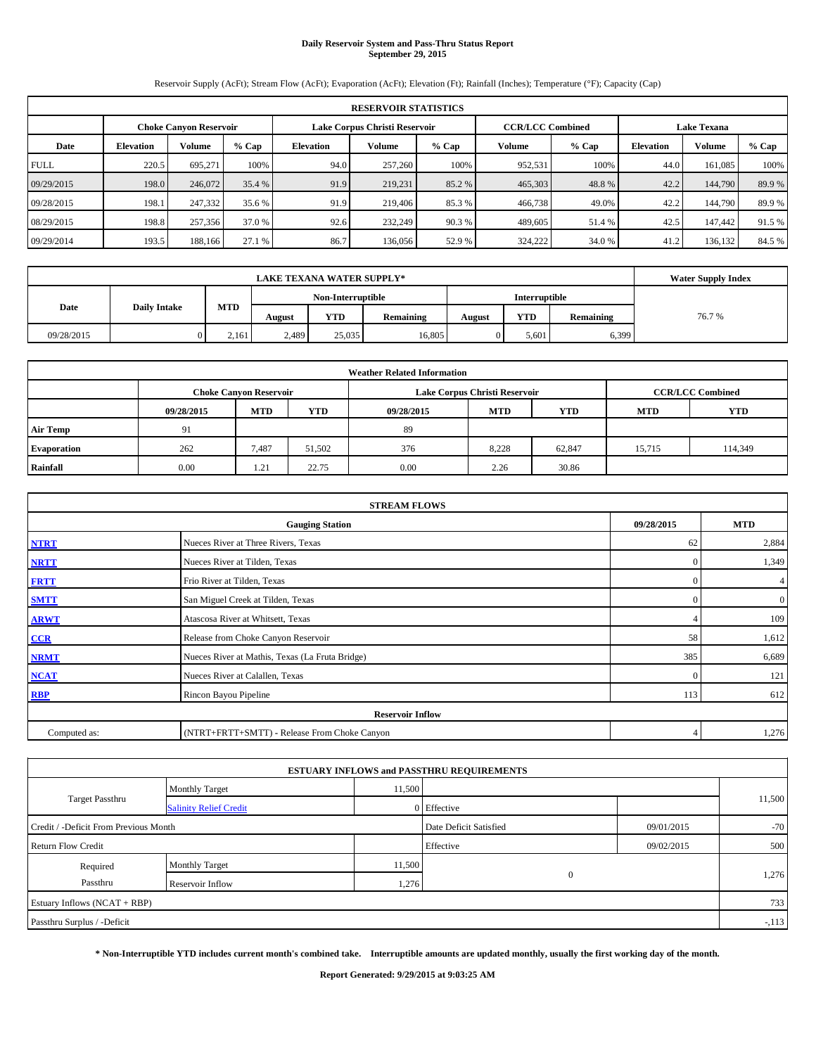# Daily Reservoir System and Pass-Thru Status Report
## September 29, 2015

Reservoir Supply (AcFt); Stream Flow (AcFt); Evaporation (AcFt); Elevation (Ft); Rainfall (Inches); Temperature (°F); Capacity (Cap)

| RESERVOIR STATISTICS | | | | | | | | | | | |
|---|---|---|---|---|---|---|---|---|---|---|---|
| | Choke Canyon Reservoir | | | Lake Corpus Christi Reservoir | | | CCR/LCC Combined | | Lake Texana | | |
| Date | Elevation | Volume | % Cap | Elevation | Volume | % Cap | Volume | % Cap | Elevation | Volume | % Cap |
| FULL | 220.5 | 695,271 | 100% | 94.0 | 257,260 | 100% | 952,531 | 100% | 44.0 | 161,085 | 100% |
| 09/29/2015 | 198.0 | 246,072 | 35.4 % | 91.9 | 219,231 | 85.2 % | 465,303 | 48.8 % | 42.2 | 144,790 | 89.9 % |
| 09/28/2015 | 198.1 | 247,332 | 35.6 % | 91.9 | 219,406 | 85.3 % | 466,738 | 49.0% | 42.2 | 144,790 | 89.9 % |
| 08/29/2015 | 198.8 | 257,356 | 37.0 % | 92.6 | 232,249 | 90.3 % | 489,605 | 51.4 % | 42.5 | 147,442 | 91.5 % |
| 09/29/2014 | 193.5 | 188,166 | 27.1 % | 86.7 | 136,056 | 52.9 % | 324,222 | 34.0 % | 41.2 | 136,132 | 84.5 % |

| LAKE TEXANA WATER SUPPLY* | | | | | | | | | Water Supply Index |
|---|---|---|---|---|---|---|---|---|---|
| Date | Daily Intake | MTD | Non-Interruptible | | | Interruptible | | | |
| | | | August | YTD | Remaining | August | YTD | Remaining | |
| 09/28/2015 | 0 | 2,161 | 2,489 | 25,035 | 16,805 | 0 | 5,601 | 6,399 | 76.7 % |

| Weather Related Information | | | | | | | | |
|---|---|---|---|---|---|---|---|---|
| | Choke Canyon Reservoir | | | Lake Corpus Christi Reservoir | | | CCR/LCC Combined | |
| | 09/28/2015 | MTD | YTD | 09/28/2015 | MTD | YTD | MTD | YTD |
| Air Temp | 91 | | | 89 | | | | |
| Evaporation | 262 | 7,487 | 51,502 | 376 | 8,228 | 62,847 | 15,715 | 114,349 |
| Rainfall | 0.00 | 1.21 | 22.75 | 0.00 | 2.26 | 30.86 | | |

| STREAM FLOWS | | | |
|---|---|---|---|
| | Gauging Station | 09/28/2015 | MTD |
| NTRT | Nueces River at Three Rivers, Texas | 62 | 2,884 |
| NRTT | Nueces River at Tilden, Texas | 0 | 1,349 |
| FRTT | Frio River at Tilden, Texas | 0 | 4 |
| SMTT | San Miguel Creek at Tilden, Texas | 0 | 0 |
| ARWT | Atascosa River at Whitsett, Texas | 4 | 109 |
| CCR | Release from Choke Canyon Reservoir | 58 | 1,612 |
| NRMT | Nueces River at Mathis, Texas (La Fruta Bridge) | 385 | 6,689 |
| NCAT | Nueces River at Calallen, Texas | 0 | 121 |
| RBP | Rincon Bayou Pipeline | 113 | 612 |
| | Reservoir Inflow | | |
| Computed as: | (NTRT+FRTT+SMTT) - Release From Choke Canyon | 4 | 1,276 |

| ESTUARY INFLOWS and PASSTHRU REQUIREMENTS | | | | | |
|---|---|---|---|---|---|
| Target Passthru | Monthly Target | 11,500 | | | 11,500 |
| | Salinity Relief Credit | 0 | Effective | | |
| Credit / -Deficit From Previous Month | | | Date Deficit Satisfied | 09/01/2015 | -70 |
| Return Flow Credit | | | Effective | 09/02/2015 | 500 |
| Required Passthru | Monthly Target | 11,500 | 0 | | 1,276 |
| | Reservoir Inflow | 1,276 | | | |
| Estuary Inflows (NCAT + RBP) | | | | | 733 |
| Passthru Surplus / -Deficit | | | | | -,113 |

**\* Non-Interruptible YTD includes current month's combined take. Interruptible amounts are updated monthly, usually the first working day of the month.**

**Report Generated: 9/29/2015 at 9:03:25 AM**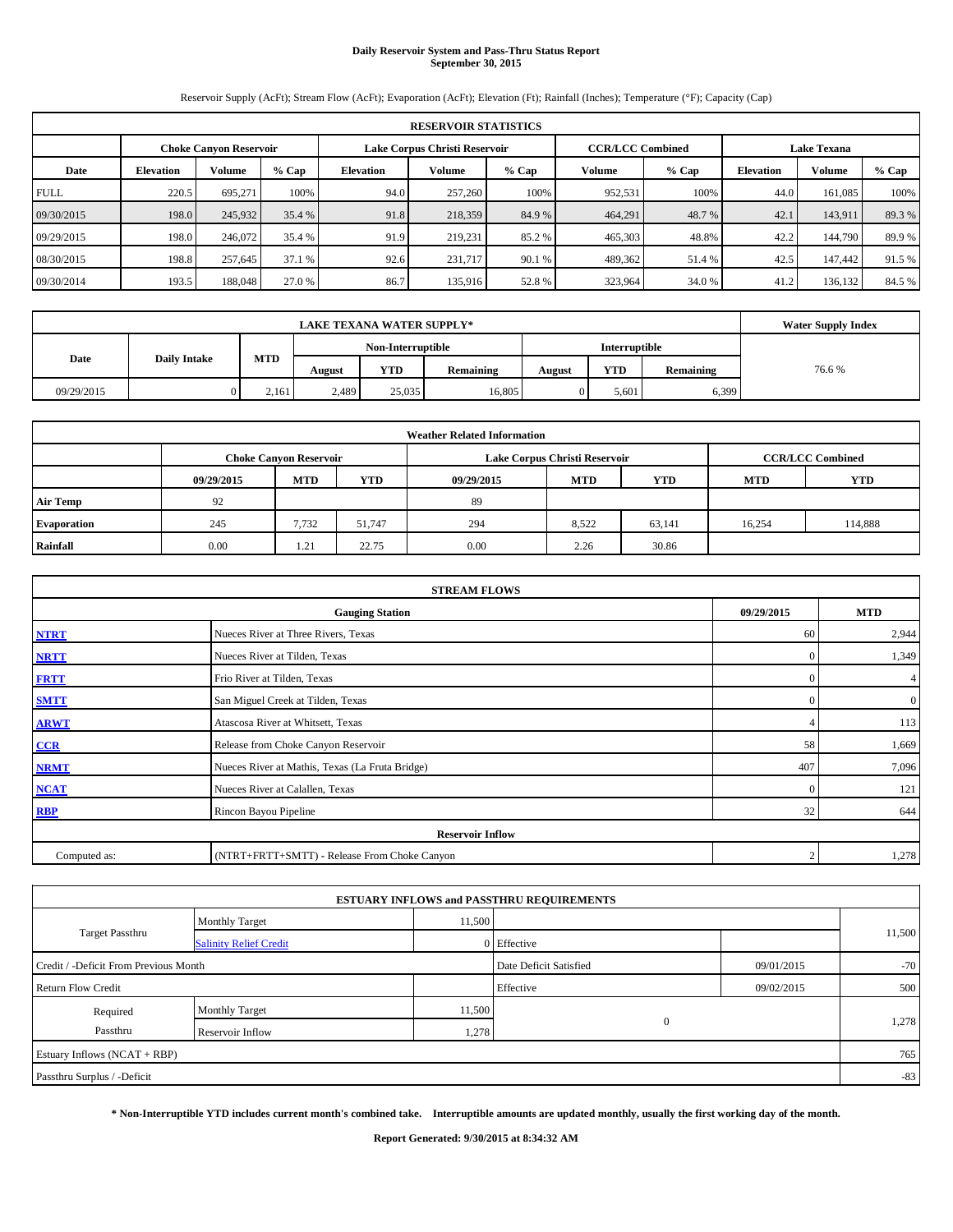**Daily Reservoir System and Pass-Thru Status Report**
**September 30, 2015**

Reservoir Supply (AcFt); Stream Flow (AcFt); Evaporation (AcFt); Elevation (Ft); Rainfall (Inches); Temperature (°F); Capacity (Cap)

| RESERVOIR STATISTICS | | | | | | | | | | | |
|---|---|---|---|---|---|---|---|---|---|---|---|
| | Choke Canyon Reservoir | | | Lake Corpus Christi Reservoir | | | CCR/LCC Combined | | Lake Texana | | |
| Date | Elevation | Volume | % Cap | Elevation | Volume | % Cap | Volume | % Cap | Elevation | Volume | % Cap |
| FULL | 220.5 | 695,271 | 100% | 94.0 | 257,260 | 100% | 952,531 | 100% | 44.0 | 161,085 | 100% |
| 09/30/2015 | 198.0 | 245,932 | 35.4 % | 91.8 | 218,359 | 84.9 % | 464,291 | 48.7 % | 42.1 | 143,911 | 89.3 % |
| 09/29/2015 | 198.0 | 246,072 | 35.4 % | 91.9 | 219,231 | 85.2 % | 465,303 | 48.8% | 42.2 | 144,790 | 89.9 % |
| 08/30/2015 | 198.8 | 257,645 | 37.1 % | 92.6 | 231,717 | 90.1 % | 489,362 | 51.4 % | 42.5 | 147,442 | 91.5 % |
| 09/30/2014 | 193.5 | 188,048 | 27.0 % | 86.7 | 135,916 | 52.8 % | 323,964 | 34.0 % | 41.2 | 136,132 | 84.5 % |

| LAKE TEXANA WATER SUPPLY* | | | | | | | | | Water Supply Index |
|---|---|---|---|---|---|---|---|---|---|
| Date | Daily Intake | MTD | Non-Interruptible | | | Interruptible | | | |
| | | | August | YTD | Remaining | August | YTD | Remaining | |
| 09/29/2015 | 0 | 2,161 | 2,489 | 25,035 | 16,805 | 0 | 5,601 | 6,399 | 76.6 % |

| Weather Related Information | | | | | | | | |
|---|---|---|---|---|---|---|---|---|
| | Choke Canyon Reservoir | | | Lake Corpus Christi Reservoir | | | CCR/LCC Combined | |
| | 09/29/2015 | MTD | YTD | 09/29/2015 | MTD | YTD | MTD | YTD |
| Air Temp | 92 | | | 89 | | | | |
| Evaporation | 245 | 7,732 | 51,747 | 294 | 8,522 | 63,141 | 16,254 | 114,888 |
| Rainfall | 0.00 | 1.21 | 22.75 | 0.00 | 2.26 | 30.86 | | |

| STREAM FLOWS | | | |
|---|---|---|---|
| | Gauging Station | 09/29/2015 | MTD |
| NTRT | Nueces River at Three Rivers, Texas | 60 | 2,944 |
| NRTT | Nueces River at Tilden, Texas | 0 | 1,349 |
| FRTT | Frio River at Tilden, Texas | 0 | 4 |
| SMTT | San Miguel Creek at Tilden, Texas | 0 | 0 |
| ARWT | Atascosa River at Whitsett, Texas | 4 | 113 |
| CCR | Release from Choke Canyon Reservoir | 58 | 1,669 |
| NRMT | Nueces River at Mathis, Texas (La Fruta Bridge) | 407 | 7,096 |
| NCAT | Nueces River at Calallen, Texas | 0 | 121 |
| RBP | Rincon Bayou Pipeline | 32 | 644 |
| Reservoir Inflow | | | |
| Computed as: | (NTRT+FRTT+SMTT) - Release From Choke Canyon | 2 | 1,278 |

| ESTUARY INFLOWS and PASSTHRU REQUIREMENTS | | | | | |
|---|---|---|---|---|---|
| Target Passthru | Monthly Target | 11,500 | | | 11,500 |
| | Salinity Relief Credit | 0 | Effective | | |
| Credit / -Deficit From Previous Month | | | Date Deficit Satisfied | 09/01/2015 | -70 |
| Return Flow Credit | | | Effective | 09/02/2015 | 500 |
| Required Passthru | Monthly Target | 11,500 | 0 | | 1,278 |
| | Reservoir Inflow | 1,278 | | | |
| Estuary Inflows (NCAT + RBP) | | | | | 765 |
| Passthru Surplus / -Deficit | | | | | -83 |

**\* Non-Interruptible YTD includes current month's combined take. Interruptible amounts are updated monthly, usually the first working day of the month.**

**Report Generated: 9/30/2015 at 8:34:32 AM**